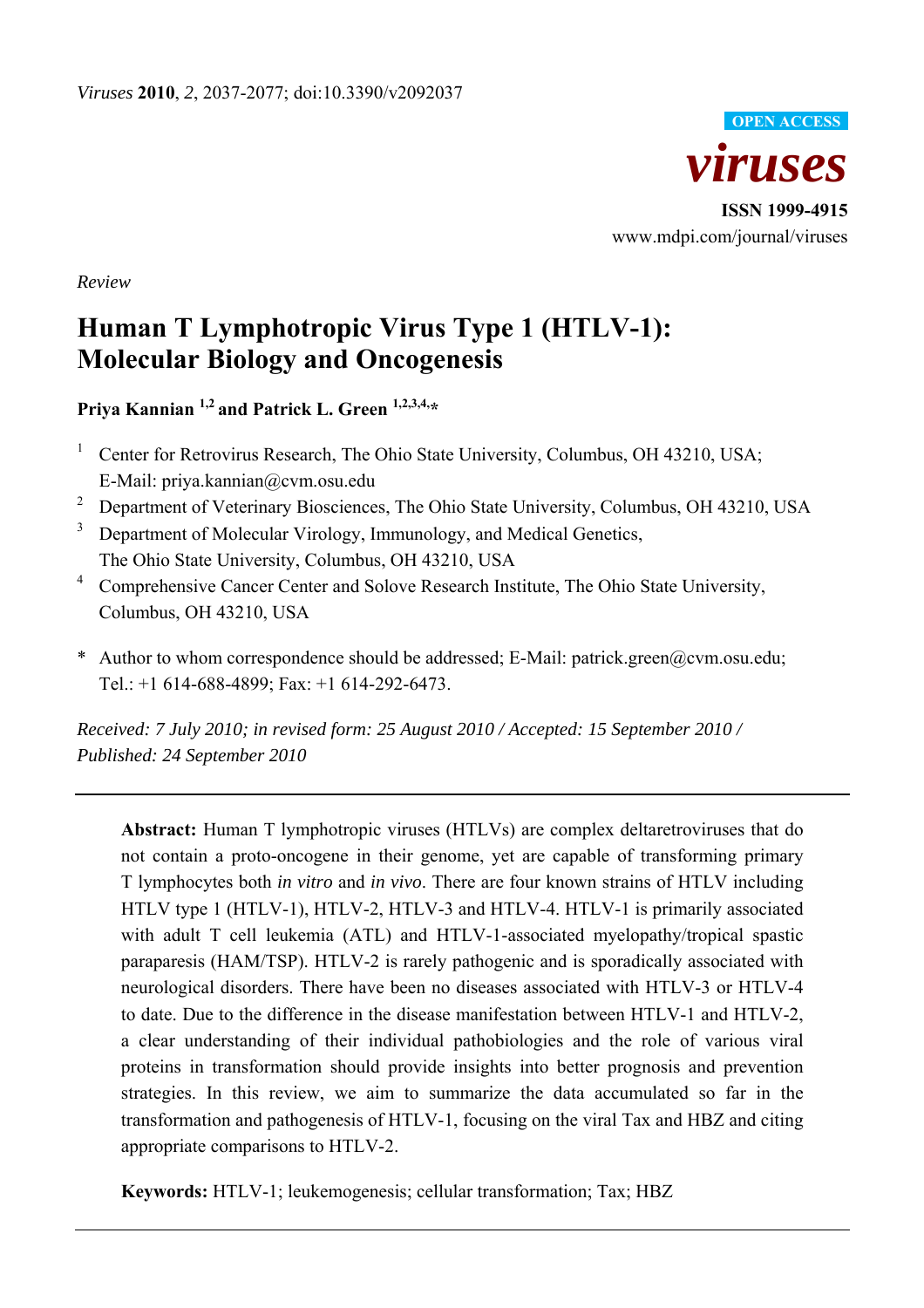*Viruses* **2010**, *2*, 2037-2077; doi:10.3390/v2092037

**OPEN ACCESS**

***viruses***

**ISSN 1999-4915**

www.mdpi.com/journal/viruses

*Review*

# Human T Lymphotropic Virus Type 1 (HTLV-1): Molecular Biology and Oncogenesis

**Priya Kannian [1,2] and Patrick L. Green [1,2,3,4,*]**

[1] Center for Retrovirus Research, The Ohio State University, Columbus, OH 43210, USA; E-Mail: priya.kannian@cvm.osu.edu

[2] Department of Veterinary Biosciences, The Ohio State University, Columbus, OH 43210, USA

[3] Department of Molecular Virology, Immunology, and Medical Genetics, The Ohio State University, Columbus, OH 43210, USA

[4] Comprehensive Cancer Center and Solove Research Institute, The Ohio State University, Columbus, OH 43210, USA

\* Author to whom correspondence should be addressed; E-Mail: patrick.green@cvm.osu.edu; Tel.: +1 614-688-4899; Fax: +1 614-292-6473.

*Received: 7 July 2010; in revised form: 25 August 2010 / Accepted: 15 September 2010 / Published: 24 September 2010*

---

**Abstract:** Human T lymphotropic viruses (HTLVs) are complex deltaretroviruses that do not contain a proto-oncogene in their genome, yet are capable of transforming primary T lymphocytes both *in vitro* and *in vivo*. There are four known strains of HTLV including HTLV type 1 (HTLV-1), HTLV-2, HTLV-3 and HTLV-4. HTLV-1 is primarily associated with adult T cell leukemia (ATL) and HTLV-1-associated myelopathy/tropical spastic paraparesis (HAM/TSP). HTLV-2 is rarely pathogenic and is sporadically associated with neurological disorders. There have been no diseases associated with HTLV-3 or HTLV-4 to date. Due to the difference in the disease manifestation between HTLV-1 and HTLV-2, a clear understanding of their individual pathobiologies and the role of various viral proteins in transformation should provide insights into better prognosis and prevention strategies. In this review, we aim to summarize the data accumulated so far in the transformation and pathogenesis of HTLV-1, focusing on the viral Tax and HBZ and citing appropriate comparisons to HTLV-2.

**Keywords:** HTLV-1; leukemogenesis; cellular transformation; Tax; HBZ

---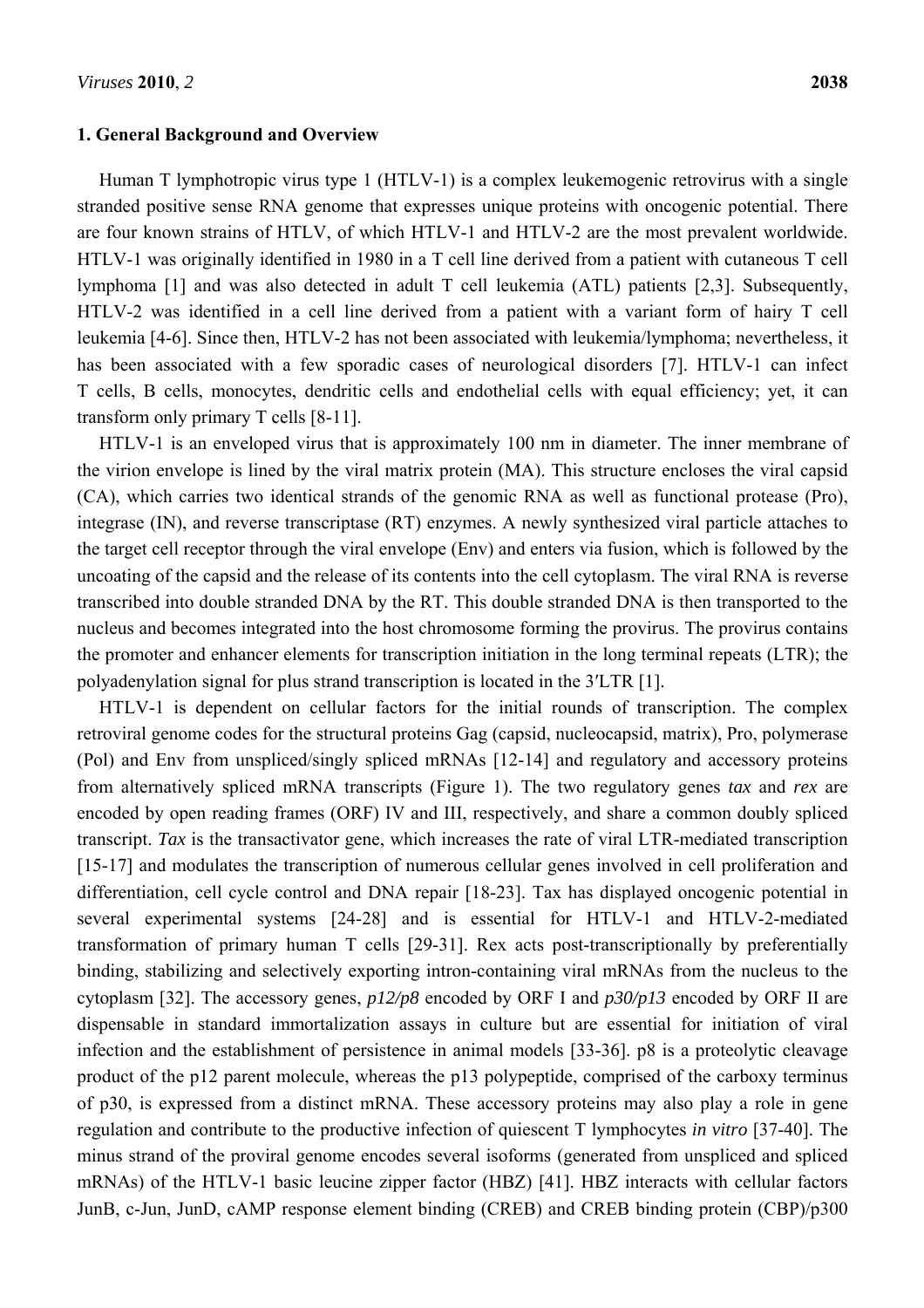## 1. General Background and Overview

Human T lymphotropic virus type 1 (HTLV-1) is a complex leukemogenic retrovirus with a single stranded positive sense RNA genome that expresses unique proteins with oncogenic potential. There are four known strains of HTLV, of which HTLV-1 and HTLV-2 are the most prevalent worldwide. HTLV-1 was originally identified in 1980 in a T cell line derived from a patient with cutaneous T cell lymphoma [1] and was also detected in adult T cell leukemia (ATL) patients [2,3]. Subsequently, HTLV-2 was identified in a cell line derived from a patient with a variant form of hairy T cell leukemia [4-6]. Since then, HTLV-2 has not been associated with leukemia/lymphoma; nevertheless, it has been associated with a few sporadic cases of neurological disorders [7]. HTLV-1 can infect T cells, B cells, monocytes, dendritic cells and endothelial cells with equal efficiency; yet, it can transform only primary T cells [8-11].

HTLV-1 is an enveloped virus that is approximately 100 nm in diameter. The inner membrane of the virion envelope is lined by the viral matrix protein (MA). This structure encloses the viral capsid (CA), which carries two identical strands of the genomic RNA as well as functional protease (Pro), integrase (IN), and reverse transcriptase (RT) enzymes. A newly synthesized viral particle attaches to the target cell receptor through the viral envelope (Env) and enters via fusion, which is followed by the uncoating of the capsid and the release of its contents into the cell cytoplasm. The viral RNA is reverse transcribed into double stranded DNA by the RT. This double stranded DNA is then transported to the nucleus and becomes integrated into the host chromosome forming the provirus. The provirus contains the promoter and enhancer elements for transcription initiation in the long terminal repeats (LTR); the polyadenylation signal for plus strand transcription is located in the 3′LTR [1].

HTLV-1 is dependent on cellular factors for the initial rounds of transcription. The complex retroviral genome codes for the structural proteins Gag (capsid, nucleocapsid, matrix), Pro, polymerase (Pol) and Env from unspliced/singly spliced mRNAs [12-14] and regulatory and accessory proteins from alternatively spliced mRNA transcripts (Figure 1). The two regulatory genes *tax* and *rex* are encoded by open reading frames (ORF) IV and III, respectively, and share a common doubly spliced transcript. *Tax* is the transactivator gene, which increases the rate of viral LTR-mediated transcription [15-17] and modulates the transcription of numerous cellular genes involved in cell proliferation and differentiation, cell cycle control and DNA repair [18-23]. Tax has displayed oncogenic potential in several experimental systems [24-28] and is essential for HTLV-1 and HTLV-2-mediated transformation of primary human T cells [29-31]. Rex acts post-transcriptionally by preferentially binding, stabilizing and selectively exporting intron-containing viral mRNAs from the nucleus to the cytoplasm [32]. The accessory genes, *p12/p8* encoded by ORF I and *p30/p13* encoded by ORF II are dispensable in standard immortalization assays in culture but are essential for initiation of viral infection and the establishment of persistence in animal models [33-36]. p8 is a proteolytic cleavage product of the p12 parent molecule, whereas the p13 polypeptide, comprised of the carboxy terminus of p30, is expressed from a distinct mRNA. These accessory proteins may also play a role in gene regulation and contribute to the productive infection of quiescent T lymphocytes *in vitro* [37-40]. The minus strand of the proviral genome encodes several isoforms (generated from unspliced and spliced mRNAs) of the HTLV-1 basic leucine zipper factor (HBZ) [41]. HBZ interacts with cellular factors JunB, c-Jun, JunD, cAMP response element binding (CREB) and CREB binding protein (CBP)/p300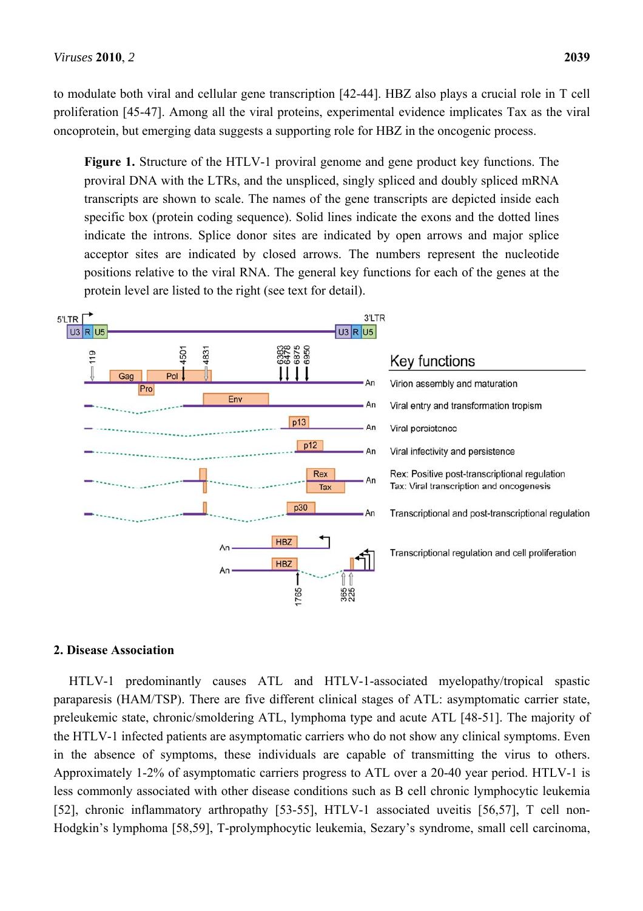to modulate both viral and cellular gene transcription [42-44]. HBZ also plays a crucial role in T cell proliferation [45-47]. Among all the viral proteins, experimental evidence implicates Tax as the viral oncoprotein, but emerging data suggests a supporting role for HBZ in the oncogenic process.

**Figure 1.** Structure of the HTLV-1 proviral genome and gene product key functions. The proviral DNA with the LTRs, and the unspliced, singly spliced and doubly spliced mRNA transcripts are shown to scale. The names of the gene transcripts are depicted inside each specific box (protein coding sequence). Solid lines indicate the exons and the dotted lines indicate the introns. Splice donor sites are indicated by open arrows and major splice acceptor sites are indicated by closed arrows. The numbers represent the nucleotide positions relative to the viral RNA. The general key functions for each of the genes at the protein level are listed to the right (see text for detail).

## 2. Disease Association

HTLV-1 predominantly causes ATL and HTLV-1-associated myelopathy/tropical spastic paraparesis (HAM/TSP). There are five different clinical stages of ATL: asymptomatic carrier state, preleukemic state, chronic/smoldering ATL, lymphoma type and acute ATL [48-51]. The majority of the HTLV-1 infected patients are asymptomatic carriers who do not show any clinical symptoms. Even in the absence of symptoms, these individuals are capable of transmitting the virus to others. Approximately 1-2% of asymptomatic carriers progress to ATL over a 20-40 year period. HTLV-1 is less commonly associated with other disease conditions such as B cell chronic lymphocytic leukemia [52], chronic inflammatory arthropathy [53-55], HTLV-1 associated uveitis [56,57], T cell non-Hodgkin's lymphoma [58,59], T-prolymphocytic leukemia, Sezary's syndrome, small cell carcinoma,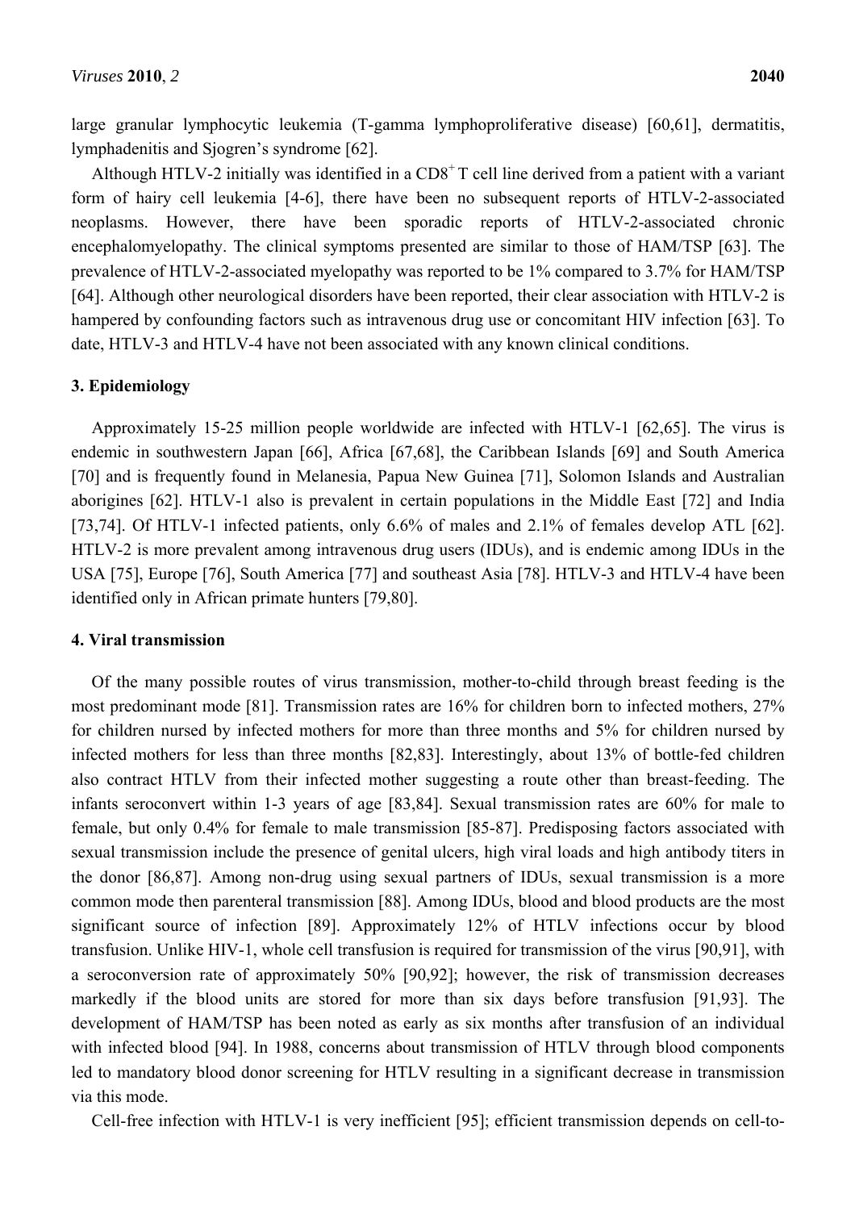large granular lymphocytic leukemia (T-gamma lymphoproliferative disease) [60,61], dermatitis, lymphadenitis and Sjogren's syndrome [62].

Although HTLV-2 initially was identified in a $CD8^+$ T cell line derived from a patient with a variant form of hairy cell leukemia [4-6], there have been no subsequent reports of HTLV-2-associated neoplasms. However, there have been sporadic reports of HTLV-2-associated chronic encephalomyelopathy. The clinical symptoms presented are similar to those of HAM/TSP [63]. The prevalence of HTLV-2-associated myelopathy was reported to be 1% compared to 3.7% for HAM/TSP [64]. Although other neurological disorders have been reported, their clear association with HTLV-2 is hampered by confounding factors such as intravenous drug use or concomitant HIV infection [63]. To date, HTLV-3 and HTLV-4 have not been associated with any known clinical conditions.

### 3. Epidemiology

Approximately 15-25 million people worldwide are infected with HTLV-1 [62,65]. The virus is endemic in southwestern Japan [66], Africa [67,68], the Caribbean Islands [69] and South America [70] and is frequently found in Melanesia, Papua New Guinea [71], Solomon Islands and Australian aborigines [62]. HTLV-1 also is prevalent in certain populations in the Middle East [72] and India [73,74]. Of HTLV-1 infected patients, only 6.6% of males and 2.1% of females develop ATL [62]. HTLV-2 is more prevalent among intravenous drug users (IDUs), and is endemic among IDUs in the USA [75], Europe [76], South America [77] and southeast Asia [78]. HTLV-3 and HTLV-4 have been identified only in African primate hunters [79,80].

### 4. Viral transmission

Of the many possible routes of virus transmission, mother-to-child through breast feeding is the most predominant mode [81]. Transmission rates are 16% for children born to infected mothers, 27% for children nursed by infected mothers for more than three months and 5% for children nursed by infected mothers for less than three months [82,83]. Interestingly, about 13% of bottle-fed children also contract HTLV from their infected mother suggesting a route other than breast-feeding. The infants seroconvert within 1-3 years of age [83,84]. Sexual transmission rates are 60% for male to female, but only 0.4% for female to male transmission [85-87]. Predisposing factors associated with sexual transmission include the presence of genital ulcers, high viral loads and high antibody titers in the donor [86,87]. Among non-drug using sexual partners of IDUs, sexual transmission is a more common mode then parenteral transmission [88]. Among IDUs, blood and blood products are the most significant source of infection [89]. Approximately 12% of HTLV infections occur by blood transfusion. Unlike HIV-1, whole cell transfusion is required for transmission of the virus [90,91], with a seroconversion rate of approximately 50% [90,92]; however, the risk of transmission decreases markedly if the blood units are stored for more than six days before transfusion [91,93]. The development of HAM/TSP has been noted as early as six months after transfusion of an individual with infected blood [94]. In 1988, concerns about transmission of HTLV through blood components led to mandatory blood donor screening for HTLV resulting in a significant decrease in transmission via this mode.

Cell-free infection with HTLV-1 is very inefficient [95]; efficient transmission depends on cell-to-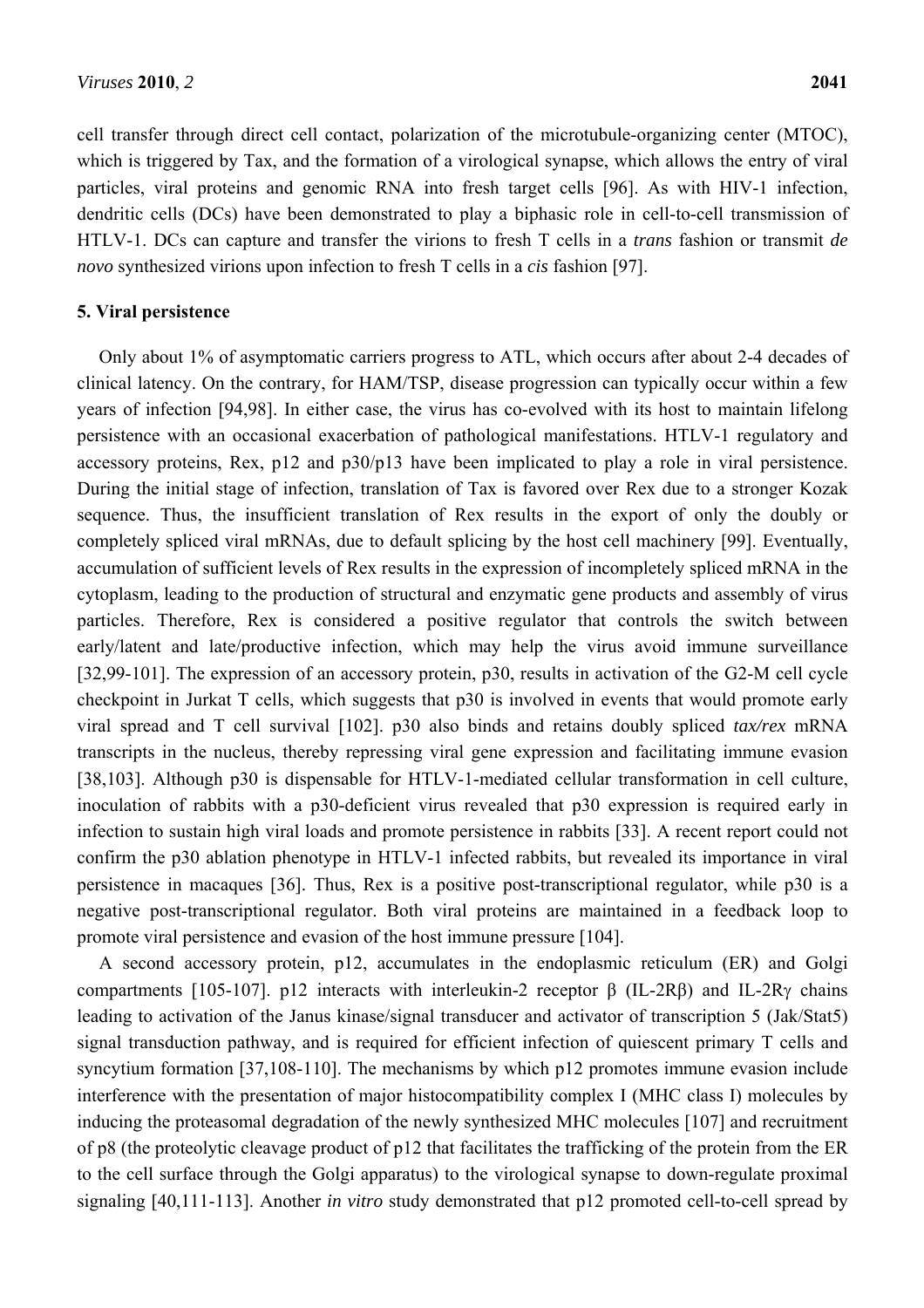cell transfer through direct cell contact, polarization of the microtubule-organizing center (MTOC), which is triggered by Tax, and the formation of a virological synapse, which allows the entry of viral particles, viral proteins and genomic RNA into fresh target cells [96]. As with HIV-1 infection, dendritic cells (DCs) have been demonstrated to play a biphasic role in cell-to-cell transmission of HTLV-1. DCs can capture and transfer the virions to fresh T cells in a *trans* fashion or transmit *de novo* synthesized virions upon infection to fresh T cells in a *cis* fashion [97].

## 5. Viral persistence

Only about 1% of asymptomatic carriers progress to ATL, which occurs after about 2-4 decades of clinical latency. On the contrary, for HAM/TSP, disease progression can typically occur within a few years of infection [94,98]. In either case, the virus has co-evolved with its host to maintain lifelong persistence with an occasional exacerbation of pathological manifestations. HTLV-1 regulatory and accessory proteins, Rex, p12 and p30/p13 have been implicated to play a role in viral persistence. During the initial stage of infection, translation of Tax is favored over Rex due to a stronger Kozak sequence. Thus, the insufficient translation of Rex results in the export of only the doubly or completely spliced viral mRNAs, due to default splicing by the host cell machinery [99]. Eventually, accumulation of sufficient levels of Rex results in the expression of incompletely spliced mRNA in the cytoplasm, leading to the production of structural and enzymatic gene products and assembly of virus particles. Therefore, Rex is considered a positive regulator that controls the switch between early/latent and late/productive infection, which may help the virus avoid immune surveillance [32,99-101]. The expression of an accessory protein, p30, results in activation of the G2-M cell cycle checkpoint in Jurkat T cells, which suggests that p30 is involved in events that would promote early viral spread and T cell survival [102]. p30 also binds and retains doubly spliced *tax/rex* mRNA transcripts in the nucleus, thereby repressing viral gene expression and facilitating immune evasion [38,103]. Although p30 is dispensable for HTLV-1-mediated cellular transformation in cell culture, inoculation of rabbits with a p30-deficient virus revealed that p30 expression is required early in infection to sustain high viral loads and promote persistence in rabbits [33]. A recent report could not confirm the p30 ablation phenotype in HTLV-1 infected rabbits, but revealed its importance in viral persistence in macaques [36]. Thus, Rex is a positive post-transcriptional regulator, while p30 is a negative post-transcriptional regulator. Both viral proteins are maintained in a feedback loop to promote viral persistence and evasion of the host immune pressure [104].

A second accessory protein, p12, accumulates in the endoplasmic reticulum (ER) and Golgi compartments [105-107]. p12 interacts with interleukin-2 receptor β (IL-2Rβ) and IL-2Rγ chains leading to activation of the Janus kinase/signal transducer and activator of transcription 5 (Jak/Stat5) signal transduction pathway, and is required for efficient infection of quiescent primary T cells and syncytium formation [37,108-110]. The mechanisms by which p12 promotes immune evasion include interference with the presentation of major histocompatibility complex I (MHC class I) molecules by inducing the proteasomal degradation of the newly synthesized MHC molecules [107] and recruitment of p8 (the proteolytic cleavage product of p12 that facilitates the trafficking of the protein from the ER to the cell surface through the Golgi apparatus) to the virological synapse to down-regulate proximal signaling [40,111-113]. Another *in vitro* study demonstrated that p12 promoted cell-to-cell spread by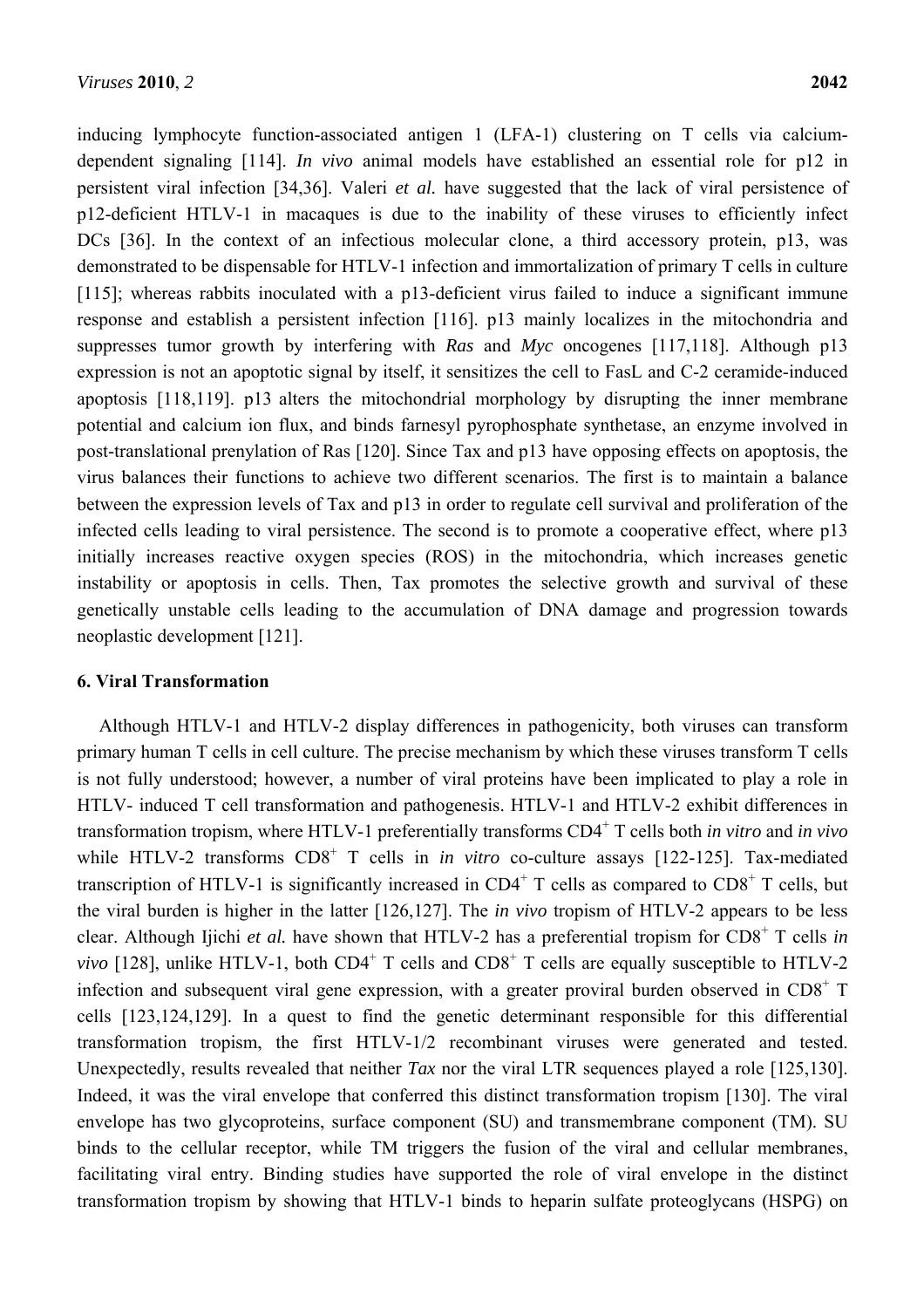inducing lymphocyte function-associated antigen 1 (LFA-1) clustering on T cells via calcium-dependent signaling [114]. *In vivo* animal models have established an essential role for p12 in persistent viral infection [34,36]. Valeri *et al.* have suggested that the lack of viral persistence of p12-deficient HTLV-1 in macaques is due to the inability of these viruses to efficiently infect DCs [36]. In the context of an infectious molecular clone, a third accessory protein, p13, was demonstrated to be dispensable for HTLV-1 infection and immortalization of primary T cells in culture [115]; whereas rabbits inoculated with a p13-deficient virus failed to induce a significant immune response and establish a persistent infection [116]. p13 mainly localizes in the mitochondria and suppresses tumor growth by interfering with *Ras* and *Myc* oncogenes [117,118]. Although p13 expression is not an apoptotic signal by itself, it sensitizes the cell to FasL and C-2 ceramide-induced apoptosis [118,119]. p13 alters the mitochondrial morphology by disrupting the inner membrane potential and calcium ion flux, and binds farnesyl pyrophosphate synthetase, an enzyme involved in post-translational prenylation of Ras [120]. Since Tax and p13 have opposing effects on apoptosis, the virus balances their functions to achieve two different scenarios. The first is to maintain a balance between the expression levels of Tax and p13 in order to regulate cell survival and proliferation of the infected cells leading to viral persistence. The second is to promote a cooperative effect, where p13 initially increases reactive oxygen species (ROS) in the mitochondria, which increases genetic instability or apoptosis in cells. Then, Tax promotes the selective growth and survival of these genetically unstable cells leading to the accumulation of DNA damage and progression towards neoplastic development [121].

## 6. Viral Transformation

Although HTLV-1 and HTLV-2 display differences in pathogenicity, both viruses can transform primary human T cells in cell culture. The precise mechanism by which these viruses transform T cells is not fully understood; however, a number of viral proteins have been implicated to play a role in HTLV- induced T cell transformation and pathogenesis. HTLV-1 and HTLV-2 exhibit differences in transformation tropism, where HTLV-1 preferentially transforms $CD4^+$ T cells both *in vitro* and *in vivo* while HTLV-2 transforms $CD8^+$ T cells in *in vitro* co-culture assays [122-125]. Tax-mediated transcription of HTLV-1 is significantly increased in $CD4^+$ T cells as compared to $CD8^+$ T cells, but the viral burden is higher in the latter [126,127]. The *in vivo* tropism of HTLV-2 appears to be less clear. Although Ijichi *et al.* have shown that HTLV-2 has a preferential tropism for $CD8^+$ T cells *in vivo* [128], unlike HTLV-1, both $CD4^+$ T cells and $CD8^+$ T cells are equally susceptible to HTLV-2 infection and subsequent viral gene expression, with a greater proviral burden observed in $CD8^+$ T cells [123,124,129]. In a quest to find the genetic determinant responsible for this differential transformation tropism, the first HTLV-1/2 recombinant viruses were generated and tested. Unexpectedly, results revealed that neither *Tax* nor the viral LTR sequences played a role [125,130]. Indeed, it was the viral envelope that conferred this distinct transformation tropism [130]. The viral envelope has two glycoproteins, surface component (SU) and transmembrane component (TM). SU binds to the cellular receptor, while TM triggers the fusion of the viral and cellular membranes, facilitating viral entry. Binding studies have supported the role of viral envelope in the distinct transformation tropism by showing that HTLV-1 binds to heparin sulfate proteoglycans (HSPG) on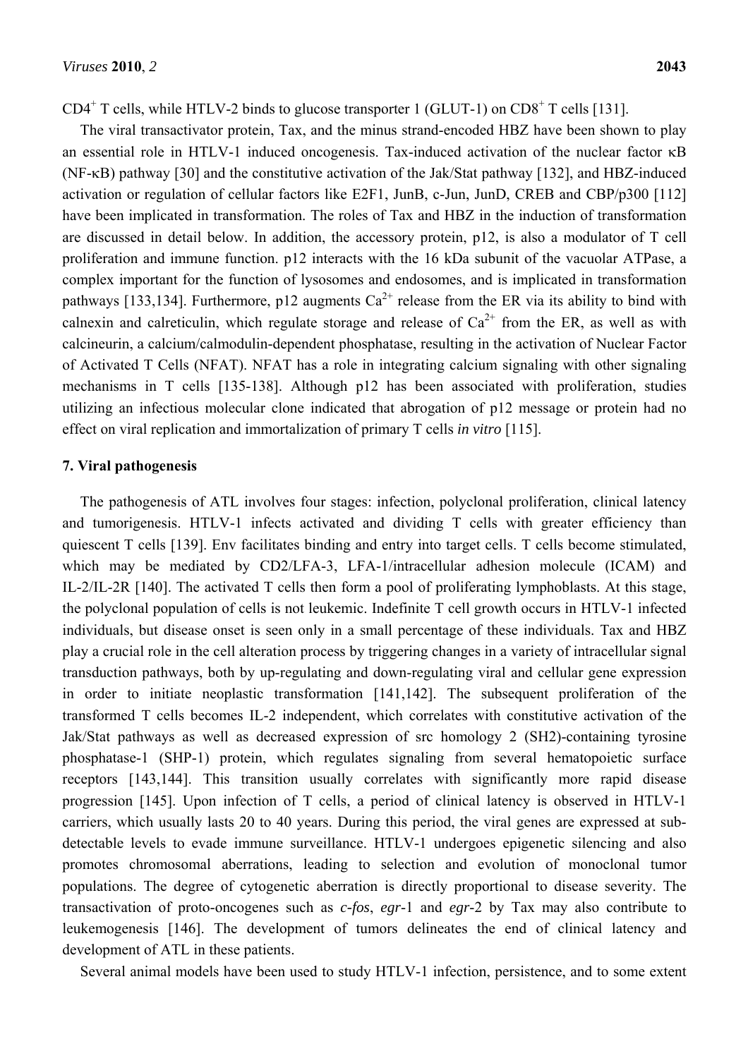$CD4^+$ T cells, while HTLV-2 binds to glucose transporter 1 (GLUT-1) on $CD8^+$ T cells [131].

The viral transactivator protein, Tax, and the minus strand-encoded HBZ have been shown to play an essential role in HTLV-1 induced oncogenesis. Tax-induced activation of the nuclear factor κB (NF-κB) pathway [30] and the constitutive activation of the Jak/Stat pathway [132], and HBZ-induced activation or regulation of cellular factors like E2F1, JunB, c-Jun, JunD, CREB and CBP/p300 [112] have been implicated in transformation. The roles of Tax and HBZ in the induction of transformation are discussed in detail below. In addition, the accessory protein, p12, is also a modulator of T cell proliferation and immune function. p12 interacts with the 16 kDa subunit of the vacuolar ATPase, a complex important for the function of lysosomes and endosomes, and is implicated in transformation pathways [133,134]. Furthermore, p12 augments $Ca^{2+}$ release from the ER via its ability to bind with calnexin and calreticulin, which regulate storage and release of $Ca^{2+}$ from the ER, as well as with calcineurin, a calcium/calmodulin-dependent phosphatase, resulting in the activation of Nuclear Factor of Activated T Cells (NFAT). NFAT has a role in integrating calcium signaling with other signaling mechanisms in T cells [135-138]. Although p12 has been associated with proliferation, studies utilizing an infectious molecular clone indicated that abrogation of p12 message or protein had no effect on viral replication and immortalization of primary T cells *in vitro* [115].

### 7. Viral pathogenesis

The pathogenesis of ATL involves four stages: infection, polyclonal proliferation, clinical latency and tumorigenesis. HTLV-1 infects activated and dividing T cells with greater efficiency than quiescent T cells [139]. Env facilitates binding and entry into target cells. T cells become stimulated, which may be mediated by CD2/LFA-3, LFA-1/intracellular adhesion molecule (ICAM) and IL-2/IL-2R [140]. The activated T cells then form a pool of proliferating lymphoblasts. At this stage, the polyclonal population of cells is not leukemic. Indefinite T cell growth occurs in HTLV-1 infected individuals, but disease onset is seen only in a small percentage of these individuals. Tax and HBZ play a crucial role in the cell alteration process by triggering changes in a variety of intracellular signal transduction pathways, both by up-regulating and down-regulating viral and cellular gene expression in order to initiate neoplastic transformation [141,142]. The subsequent proliferation of the transformed T cells becomes IL-2 independent, which correlates with constitutive activation of the Jak/Stat pathways as well as decreased expression of src homology 2 (SH2)-containing tyrosine phosphatase-1 (SHP-1) protein, which regulates signaling from several hematopoietic surface receptors [143,144]. This transition usually correlates with significantly more rapid disease progression [145]. Upon infection of T cells, a period of clinical latency is observed in HTLV-1 carriers, which usually lasts 20 to 40 years. During this period, the viral genes are expressed at sub-detectable levels to evade immune surveillance. HTLV-1 undergoes epigenetic silencing and also promotes chromosomal aberrations, leading to selection and evolution of monoclonal tumor populations. The degree of cytogenetic aberration is directly proportional to disease severity. The transactivation of proto-oncogenes such as *c-fos*, *egr*-1 and *egr*-2 by Tax may also contribute to leukemogenesis [146]. The development of tumors delineates the end of clinical latency and development of ATL in these patients.

Several animal models have been used to study HTLV-1 infection, persistence, and to some extent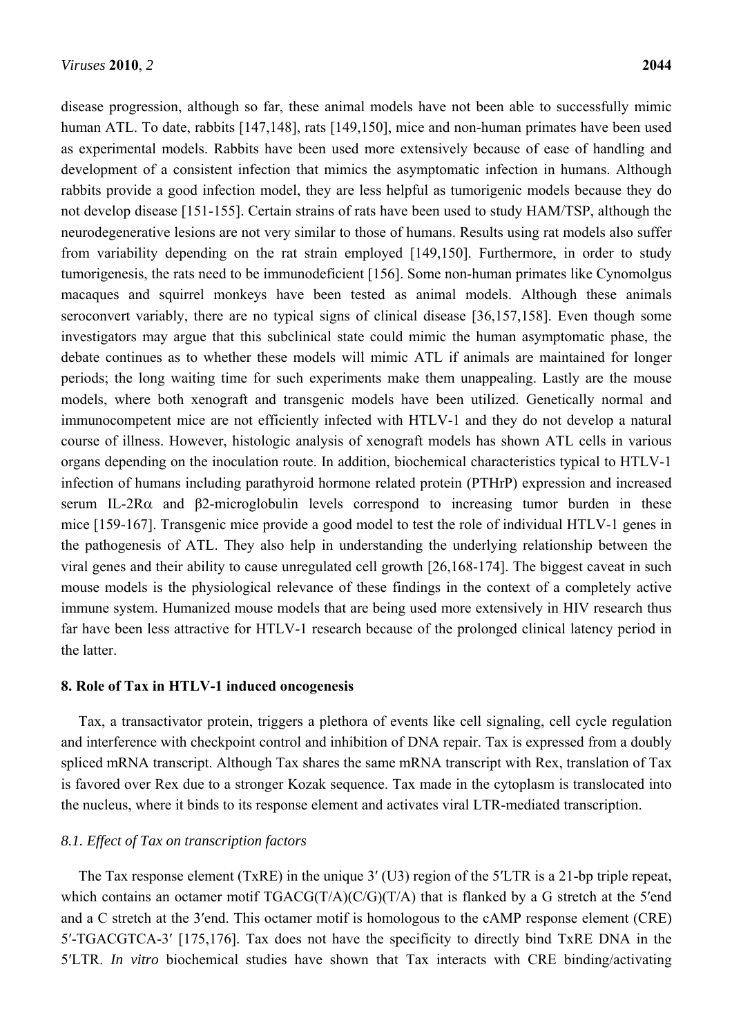disease progression, although so far, these animal models have not been able to successfully mimic human ATL. To date, rabbits [147,148], rats [149,150], mice and non-human primates have been used as experimental models. Rabbits have been used more extensively because of ease of handling and development of a consistent infection that mimics the asymptomatic infection in humans. Although rabbits provide a good infection model, they are less helpful as tumorigenic models because they do not develop disease [151-155]. Certain strains of rats have been used to study HAM/TSP, although the neurodegenerative lesions are not very similar to those of humans. Results using rat models also suffer from variability depending on the rat strain employed [149,150]. Furthermore, in order to study tumorigenesis, the rats need to be immunodeficient [156]. Some non-human primates like Cynomolgus macaques and squirrel monkeys have been tested as animal models. Although these animals seroconvert variably, there are no typical signs of clinical disease [36,157,158]. Even though some investigators may argue that this subclinical state could mimic the human asymptomatic phase, the debate continues as to whether these models will mimic ATL if animals are maintained for longer periods; the long waiting time for such experiments make them unappealing. Lastly are the mouse models, where both xenograft and transgenic models have been utilized. Genetically normal and immunocompetent mice are not efficiently infected with HTLV-1 and they do not develop a natural course of illness. However, histologic analysis of xenograft models has shown ATL cells in various organs depending on the inoculation route. In addition, biochemical characteristics typical to HTLV-1 infection of humans including parathyroid hormone related protein (PTHrP) expression and increased serum IL-2R$\alpha$ and $\beta$2-microglobulin levels correspond to increasing tumor burden in these mice [159-167]. Transgenic mice provide a good model to test the role of individual HTLV-1 genes in the pathogenesis of ATL. They also help in understanding the underlying relationship between the viral genes and their ability to cause unregulated cell growth [26,168-174]. The biggest caveat in such mouse models is the physiological relevance of these findings in the context of a completely active immune system. Humanized mouse models that are being used more extensively in HIV research thus far have been less attractive for HTLV-1 research because of the prolonged clinical latency period in the latter.

## 8. Role of Tax in HTLV-1 induced oncogenesis

Tax, a transactivator protein, triggers a plethora of events like cell signaling, cell cycle regulation and interference with checkpoint control and inhibition of DNA repair. Tax is expressed from a doubly spliced mRNA transcript. Although Tax shares the same mRNA transcript with Rex, translation of Tax is favored over Rex due to a stronger Kozak sequence. Tax made in the cytoplasm is translocated into the nucleus, where it binds to its response element and activates viral LTR-mediated transcription.

### *8.1. Effect of Tax on transcription factors*

The Tax response element (TxRE) in the unique 3′ (U3) region of the 5′LTR is a 21-bp triple repeat, which contains an octamer motif TGACG(T/A)(C/G)(T/A) that is flanked by a G stretch at the 5′end and a C stretch at the 3′end. This octamer motif is homologous to the cAMP response element (CRE) 5′-TGACGTCA-3′ [175,176]. Tax does not have the specificity to directly bind TxRE DNA in the 5′LTR. *In vitro* biochemical studies have shown that Tax interacts with CRE binding/activating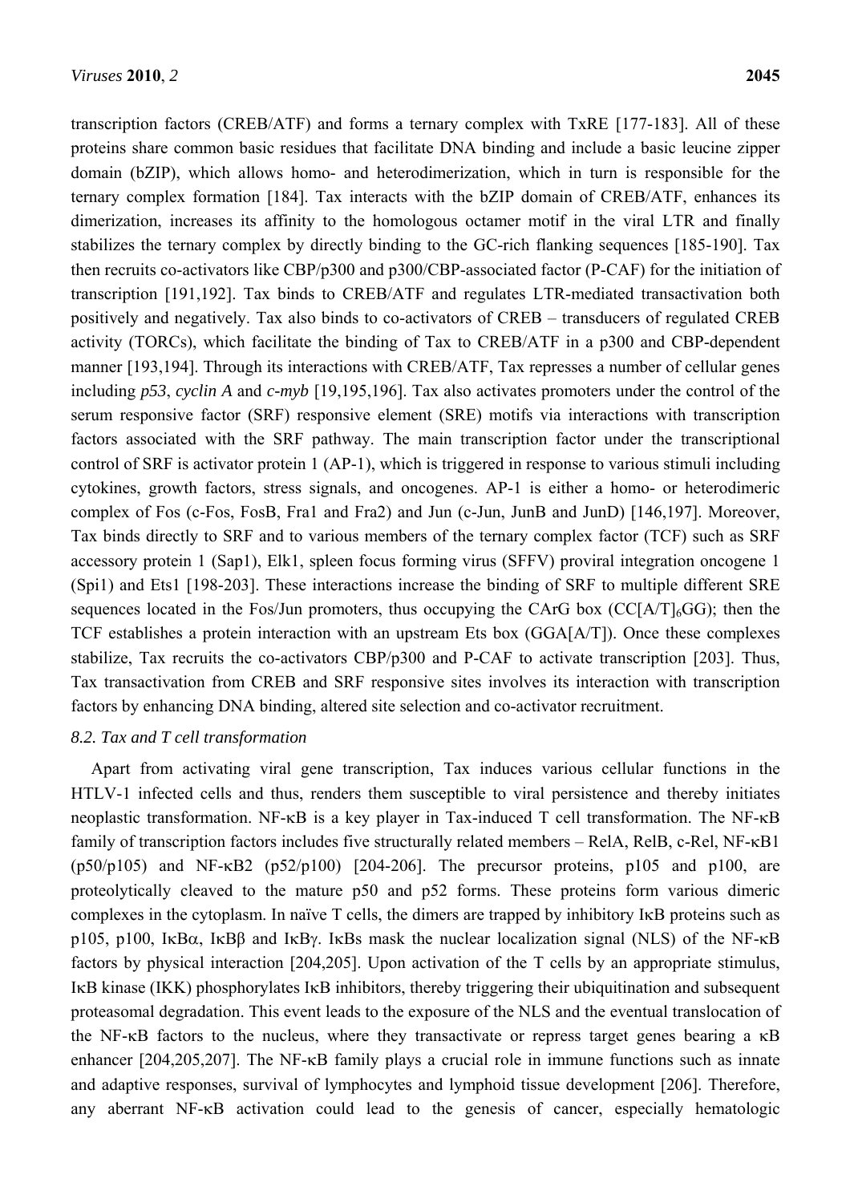transcription factors (CREB/ATF) and forms a ternary complex with TxRE [177-183]. All of these proteins share common basic residues that facilitate DNA binding and include a basic leucine zipper domain (bZIP), which allows homo- and heterodimerization, which in turn is responsible for the ternary complex formation [184]. Tax interacts with the bZIP domain of CREB/ATF, enhances its dimerization, increases its affinity to the homologous octamer motif in the viral LTR and finally stabilizes the ternary complex by directly binding to the GC-rich flanking sequences [185-190]. Tax then recruits co-activators like CBP/p300 and p300/CBP-associated factor (P-CAF) for the initiation of transcription [191,192]. Tax binds to CREB/ATF and regulates LTR-mediated transactivation both positively and negatively. Tax also binds to co-activators of CREB – transducers of regulated CREB activity (TORCs), which facilitate the binding of Tax to CREB/ATF in a p300 and CBP-dependent manner [193,194]. Through its interactions with CREB/ATF, Tax represses a number of cellular genes including *p53*, *cyclin A* and *c-myb* [19,195,196]. Tax also activates promoters under the control of the serum responsive factor (SRF) responsive element (SRE) motifs via interactions with transcription factors associated with the SRF pathway. The main transcription factor under the transcriptional control of SRF is activator protein 1 (AP-1), which is triggered in response to various stimuli including cytokines, growth factors, stress signals, and oncogenes. AP-1 is either a homo- or heterodimeric complex of Fos (c-Fos, FosB, Fra1 and Fra2) and Jun (c-Jun, JunB and JunD) [146,197]. Moreover, Tax binds directly to SRF and to various members of the ternary complex factor (TCF) such as SRF accessory protein 1 (Sap1), Elk1, spleen focus forming virus (SFFV) proviral integration oncogene 1 (Spi1) and Ets1 [198-203]. These interactions increase the binding of SRF to multiple different SRE sequences located in the Fos/Jun promoters, thus occupying the CArG box (CC[A/T]$_6$GG); then the TCF establishes a protein interaction with an upstream Ets box (GGA[A/T]). Once these complexes stabilize, Tax recruits the co-activators CBP/p300 and P-CAF to activate transcription [203]. Thus, Tax transactivation from CREB and SRF responsive sites involves its interaction with transcription factors by enhancing DNA binding, altered site selection and co-activator recruitment.

### *8.2. Tax and T cell transformation*

Apart from activating viral gene transcription, Tax induces various cellular functions in the HTLV-1 infected cells and thus, renders them susceptible to viral persistence and thereby initiates neoplastic transformation. NF-κB is a key player in Tax-induced T cell transformation. The NF-κB family of transcription factors includes five structurally related members – RelA, RelB, c-Rel, NF-κB1 (p50/p105) and NF-κB2 (p52/p100) [204-206]. The precursor proteins, p105 and p100, are proteolytically cleaved to the mature p50 and p52 forms. These proteins form various dimeric complexes in the cytoplasm. In naïve T cells, the dimers are trapped by inhibitory IκB proteins such as p105, p100, IκBα, IκBβ and IκBγ. IκBs mask the nuclear localization signal (NLS) of the NF-κB factors by physical interaction [204,205]. Upon activation of the T cells by an appropriate stimulus, IκB kinase (IKK) phosphorylates IκB inhibitors, thereby triggering their ubiquitination and subsequent proteasomal degradation. This event leads to the exposure of the NLS and the eventual translocation of the NF-κB factors to the nucleus, where they transactivate or repress target genes bearing a κB enhancer [204,205,207]. The NF-κB family plays a crucial role in immune functions such as innate and adaptive responses, survival of lymphocytes and lymphoid tissue development [206]. Therefore, any aberrant NF-κB activation could lead to the genesis of cancer, especially hematologic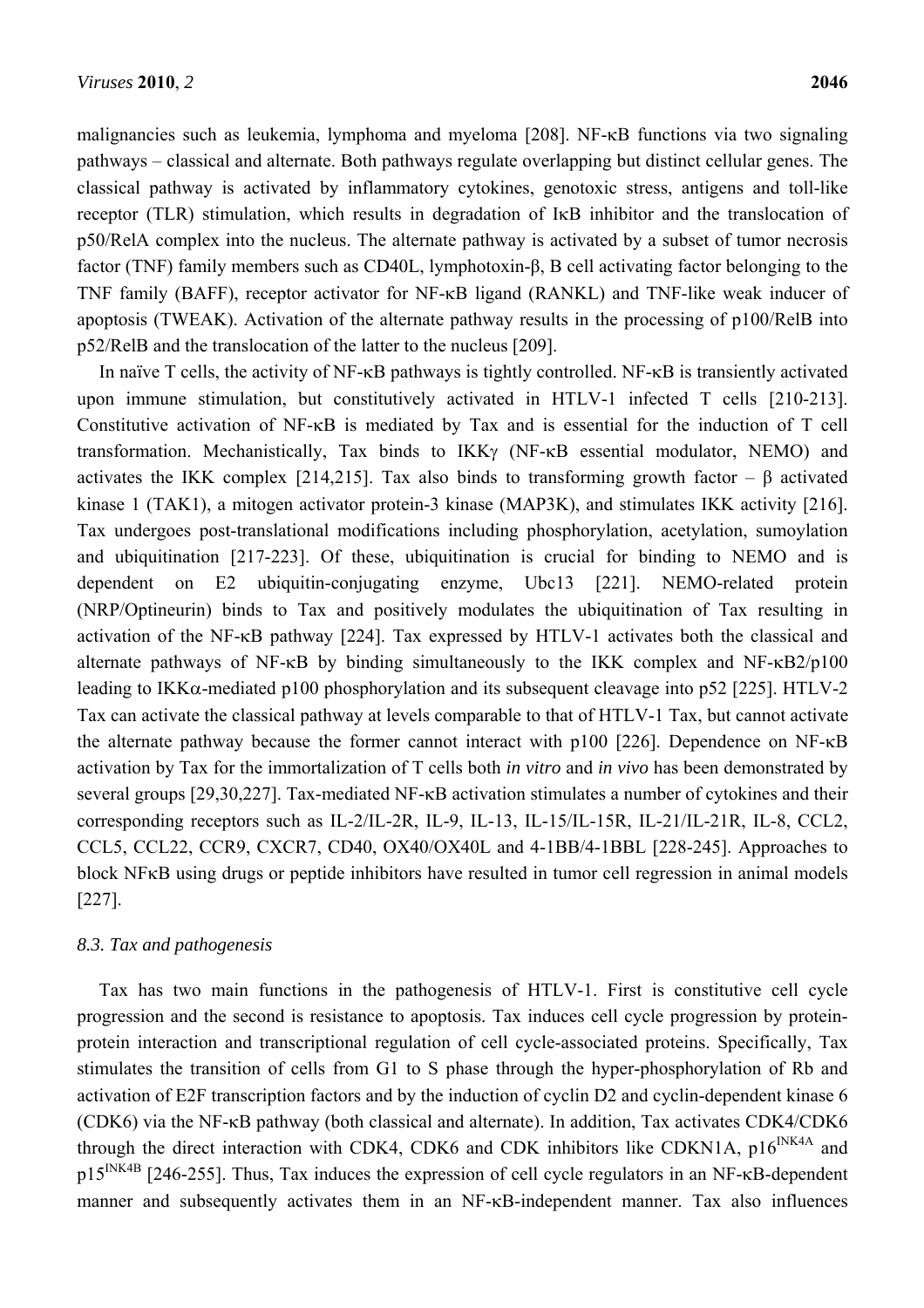malignancies such as leukemia, lymphoma and myeloma [208]. NF-κB functions via two signaling pathways – classical and alternate. Both pathways regulate overlapping but distinct cellular genes. The classical pathway is activated by inflammatory cytokines, genotoxic stress, antigens and toll-like receptor (TLR) stimulation, which results in degradation of IκB inhibitor and the translocation of p50/RelA complex into the nucleus. The alternate pathway is activated by a subset of tumor necrosis factor (TNF) family members such as CD40L, lymphotoxin-β, B cell activating factor belonging to the TNF family (BAFF), receptor activator for NF-κB ligand (RANKL) and TNF-like weak inducer of apoptosis (TWEAK). Activation of the alternate pathway results in the processing of p100/RelB into p52/RelB and the translocation of the latter to the nucleus [209].

In naïve T cells, the activity of NF-κB pathways is tightly controlled. NF-κB is transiently activated upon immune stimulation, but constitutively activated in HTLV-1 infected T cells [210-213]. Constitutive activation of NF-κB is mediated by Tax and is essential for the induction of T cell transformation. Mechanistically, Tax binds to IKKγ (NF-κB essential modulator, NEMO) and activates the IKK complex [214,215]. Tax also binds to transforming growth factor – β activated kinase 1 (TAK1), a mitogen activator protein-3 kinase (MAP3K), and stimulates IKK activity [216]. Tax undergoes post-translational modifications including phosphorylation, acetylation, sumoylation and ubiquitination [217-223]. Of these, ubiquitination is crucial for binding to NEMO and is dependent on E2 ubiquitin-conjugating enzyme, Ubc13 [221]. NEMO-related protein (NRP/Optineurin) binds to Tax and positively modulates the ubiquitination of Tax resulting in activation of the NF-κB pathway [224]. Tax expressed by HTLV-1 activates both the classical and alternate pathways of NF-κB by binding simultaneously to the IKK complex and NF-κB2/p100 leading to IKKα-mediated p100 phosphorylation and its subsequent cleavage into p52 [225]. HTLV-2 Tax can activate the classical pathway at levels comparable to that of HTLV-1 Tax, but cannot activate the alternate pathway because the former cannot interact with p100 [226]. Dependence on NF-κB activation by Tax for the immortalization of T cells both *in vitro* and *in vivo* has been demonstrated by several groups [29,30,227]. Tax-mediated NF-κB activation stimulates a number of cytokines and their corresponding receptors such as IL-2/IL-2R, IL-9, IL-13, IL-15/IL-15R, IL-21/IL-21R, IL-8, CCL2, CCL5, CCL22, CCR9, CXCR7, CD40, OX40/OX40L and 4-1BB/4-1BBL [228-245]. Approaches to block NFκB using drugs or peptide inhibitors have resulted in tumor cell regression in animal models [227].

### *8.3. Tax and pathogenesis*

Tax has two main functions in the pathogenesis of HTLV-1. First is constitutive cell cycle progression and the second is resistance to apoptosis. Tax induces cell cycle progression by protein-protein interaction and transcriptional regulation of cell cycle-associated proteins. Specifically, Tax stimulates the transition of cells from G1 to S phase through the hyper-phosphorylation of Rb and activation of E2F transcription factors and by the induction of cyclin D2 and cyclin-dependent kinase 6 (CDK6) via the NF-κB pathway (both classical and alternate). In addition, Tax activates CDK4/CDK6 through the direct interaction with CDK4, CDK6 and CDK inhibitors like CDKN1A, $p16^{INK4A}$ and $p15^{INK4B}$ [246-255]. Thus, Tax induces the expression of cell cycle regulators in an NF-κB-dependent manner and subsequently activates them in an NF-κB-independent manner. Tax also influences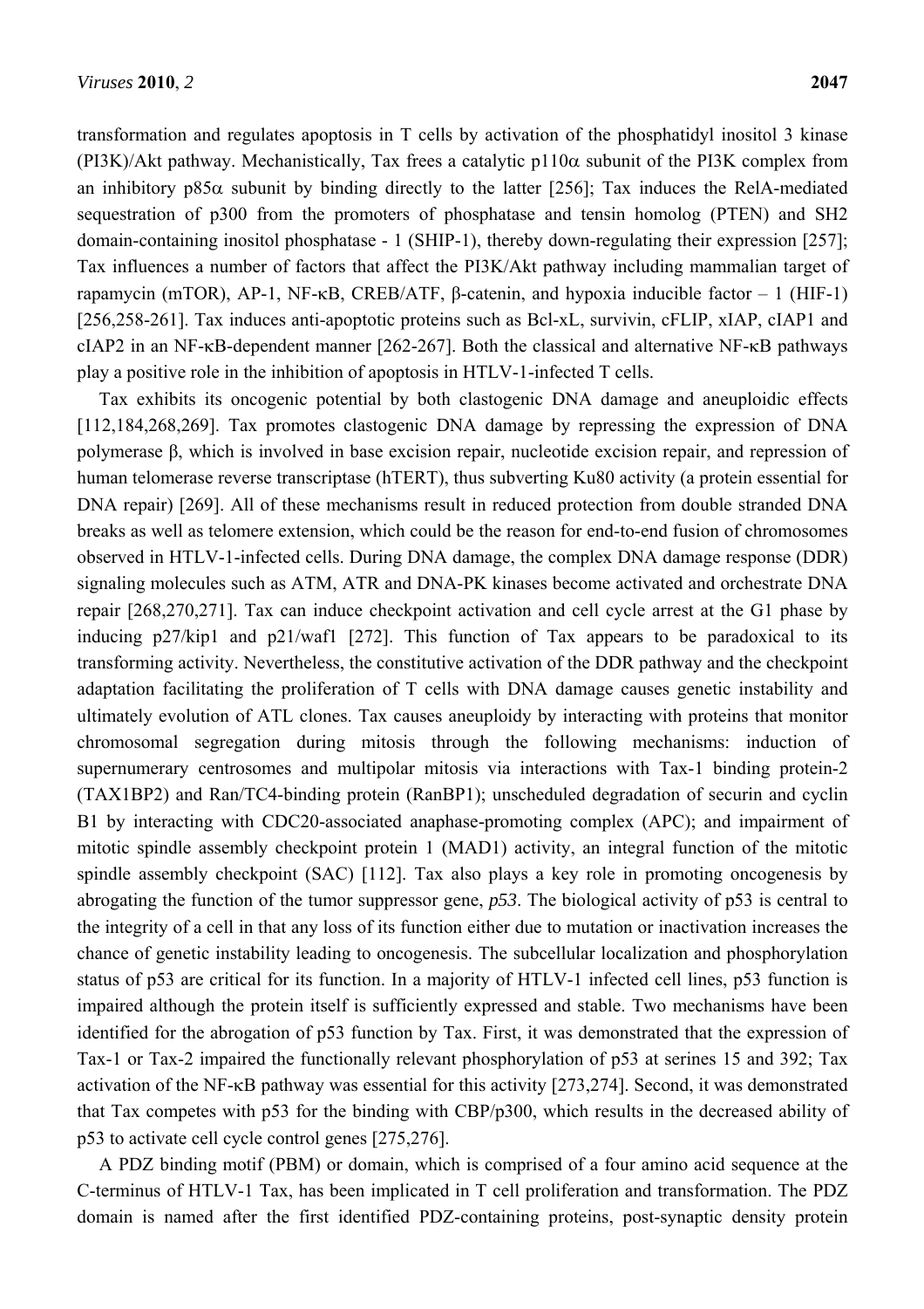transformation and regulates apoptosis in T cells by activation of the phosphatidyl inositol 3 kinase (PI3K)/Akt pathway. Mechanistically, Tax frees a catalytic p110α subunit of the PI3K complex from an inhibitory p85α subunit by binding directly to the latter [256]; Tax induces the RelA-mediated sequestration of p300 from the promoters of phosphatase and tensin homolog (PTEN) and SH2 domain-containing inositol phosphatase - 1 (SHIP-1), thereby down-regulating their expression [257]; Tax influences a number of factors that affect the PI3K/Akt pathway including mammalian target of rapamycin (mTOR), AP-1, NF-κB, CREB/ATF, β-catenin, and hypoxia inducible factor – 1 (HIF-1) [256,258-261]. Tax induces anti-apoptotic proteins such as Bcl-xL, survivin, cFLIP, xIAP, cIAP1 and cIAP2 in an NF-κB-dependent manner [262-267]. Both the classical and alternative NF-κB pathways play a positive role in the inhibition of apoptosis in HTLV-1-infected T cells.

Tax exhibits its oncogenic potential by both clastogenic DNA damage and aneuploidic effects [112,184,268,269]. Tax promotes clastogenic DNA damage by repressing the expression of DNA polymerase β, which is involved in base excision repair, nucleotide excision repair, and repression of human telomerase reverse transcriptase (hTERT), thus subverting Ku80 activity (a protein essential for DNA repair) [269]. All of these mechanisms result in reduced protection from double stranded DNA breaks as well as telomere extension, which could be the reason for end-to-end fusion of chromosomes observed in HTLV-1-infected cells. During DNA damage, the complex DNA damage response (DDR) signaling molecules such as ATM, ATR and DNA-PK kinases become activated and orchestrate DNA repair [268,270,271]. Tax can induce checkpoint activation and cell cycle arrest at the G1 phase by inducing p27/kip1 and p21/waf1 [272]. This function of Tax appears to be paradoxical to its transforming activity. Nevertheless, the constitutive activation of the DDR pathway and the checkpoint adaptation facilitating the proliferation of T cells with DNA damage causes genetic instability and ultimately evolution of ATL clones. Tax causes aneuploidy by interacting with proteins that monitor chromosomal segregation during mitosis through the following mechanisms: induction of supernumerary centrosomes and multipolar mitosis via interactions with Tax-1 binding protein-2 (TAX1BP2) and Ran/TC4-binding protein (RanBP1); unscheduled degradation of securin and cyclin B1 by interacting with CDC20-associated anaphase-promoting complex (APC); and impairment of mitotic spindle assembly checkpoint protein 1 (MAD1) activity, an integral function of the mitotic spindle assembly checkpoint (SAC) [112]. Tax also plays a key role in promoting oncogenesis by abrogating the function of the tumor suppressor gene, *p53*. The biological activity of p53 is central to the integrity of a cell in that any loss of its function either due to mutation or inactivation increases the chance of genetic instability leading to oncogenesis. The subcellular localization and phosphorylation status of p53 are critical for its function. In a majority of HTLV-1 infected cell lines, p53 function is impaired although the protein itself is sufficiently expressed and stable. Two mechanisms have been identified for the abrogation of p53 function by Tax. First, it was demonstrated that the expression of Tax-1 or Tax-2 impaired the functionally relevant phosphorylation of p53 at serines 15 and 392; Tax activation of the NF-κB pathway was essential for this activity [273,274]. Second, it was demonstrated that Tax competes with p53 for the binding with CBP/p300, which results in the decreased ability of p53 to activate cell cycle control genes [275,276].

A PDZ binding motif (PBM) or domain, which is comprised of a four amino acid sequence at the C-terminus of HTLV-1 Tax, has been implicated in T cell proliferation and transformation. The PDZ domain is named after the first identified PDZ-containing proteins, post-synaptic density protein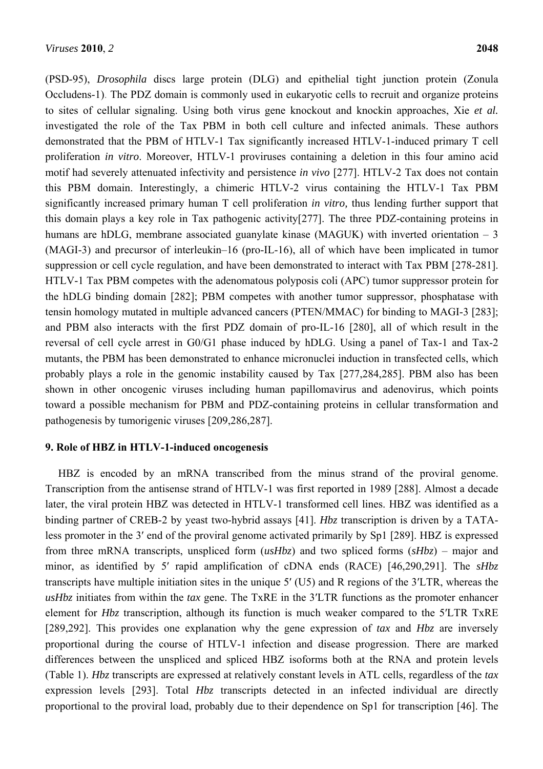(PSD-95), *Drosophila* discs large protein (DLG) and epithelial tight junction protein (Zonula Occludens-1). The PDZ domain is commonly used in eukaryotic cells to recruit and organize proteins to sites of cellular signaling. Using both virus gene knockout and knockin approaches, Xie *et al.* investigated the role of the Tax PBM in both cell culture and infected animals. These authors demonstrated that the PBM of HTLV-1 Tax significantly increased HTLV-1-induced primary T cell proliferation *in vitro*. Moreover, HTLV-1 proviruses containing a deletion in this four amino acid motif had severely attenuated infectivity and persistence *in vivo* [277]. HTLV-2 Tax does not contain this PBM domain. Interestingly, a chimeric HTLV-2 virus containing the HTLV-1 Tax PBM significantly increased primary human T cell proliferation *in vitro,* thus lending further support that this domain plays a key role in Tax pathogenic activity[277]. The three PDZ-containing proteins in humans are hDLG, membrane associated guanylate kinase (MAGUK) with inverted orientation – 3 (MAGI-3) and precursor of interleukin–16 (pro-IL-16), all of which have been implicated in tumor suppression or cell cycle regulation, and have been demonstrated to interact with Tax PBM [278-281]. HTLV-1 Tax PBM competes with the adenomatous polyposis coli (APC) tumor suppressor protein for the hDLG binding domain [282]; PBM competes with another tumor suppressor, phosphatase with tensin homology mutated in multiple advanced cancers (PTEN/MMAC) for binding to MAGI-3 [283]; and PBM also interacts with the first PDZ domain of pro-IL-16 [280], all of which result in the reversal of cell cycle arrest in G0/G1 phase induced by hDLG. Using a panel of Tax-1 and Tax-2 mutants, the PBM has been demonstrated to enhance micronuclei induction in transfected cells, which probably plays a role in the genomic instability caused by Tax [277,284,285]. PBM also has been shown in other oncogenic viruses including human papillomavirus and adenovirus, which points toward a possible mechanism for PBM and PDZ-containing proteins in cellular transformation and pathogenesis by tumorigenic viruses [209,286,287].

## 9. Role of HBZ in HTLV-1-induced oncogenesis

HBZ is encoded by an mRNA transcribed from the minus strand of the proviral genome. Transcription from the antisense strand of HTLV-1 was first reported in 1989 [288]. Almost a decade later, the viral protein HBZ was detected in HTLV-1 transformed cell lines. HBZ was identified as a binding partner of CREB-2 by yeast two-hybrid assays [41]. *Hbz* transcription is driven by a TATA-less promoter in the 3′ end of the proviral genome activated primarily by Sp1 [289]. HBZ is expressed from three mRNA transcripts, unspliced form (*usHbz*) and two spliced forms (*sHbz*) – major and minor, as identified by 5′ rapid amplification of cDNA ends (RACE) [46,290,291]. The *sHbz* transcripts have multiple initiation sites in the unique 5′ (U5) and R regions of the 3′LTR, whereas the *usHbz* initiates from within the *tax* gene. The TxRE in the 3′LTR functions as the promoter enhancer element for *Hbz* transcription, although its function is much weaker compared to the 5′LTR TxRE [289,292]. This provides one explanation why the gene expression of *tax* and *Hbz* are inversely proportional during the course of HTLV-1 infection and disease progression. There are marked differences between the unspliced and spliced HBZ isoforms both at the RNA and protein levels (Table 1). *Hbz* transcripts are expressed at relatively constant levels in ATL cells, regardless of the *tax* expression levels [293]. Total *Hbz* transcripts detected in an infected individual are directly proportional to the proviral load, probably due to their dependence on Sp1 for transcription [46]. The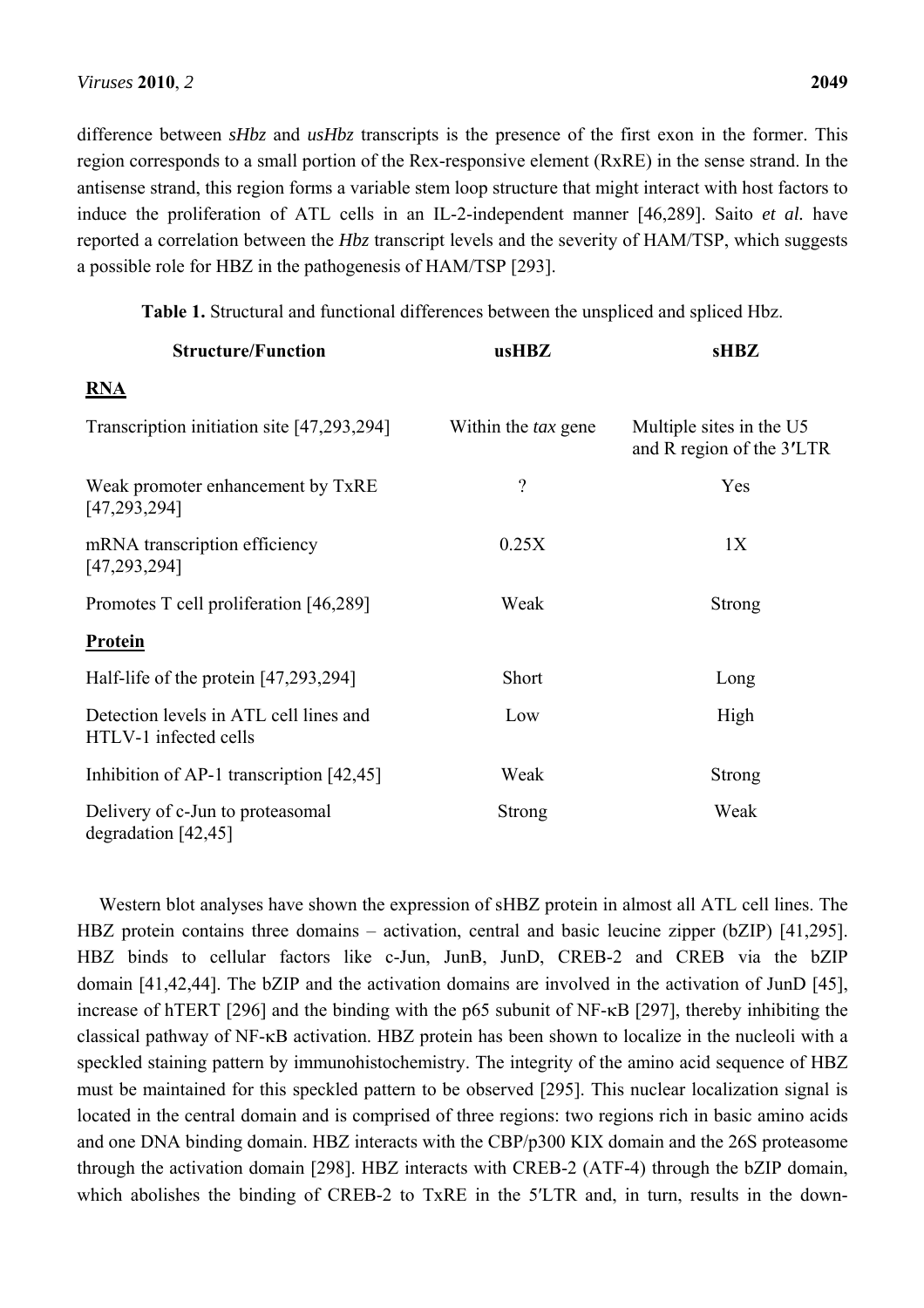difference between *sHbz* and *usHbz* transcripts is the presence of the first exon in the former. This region corresponds to a small portion of the Rex-responsive element (RxRE) in the sense strand. In the antisense strand, this region forms a variable stem loop structure that might interact with host factors to induce the proliferation of ATL cells in an IL-2-independent manner [46,289]. Saito *et al.* have reported a correlation between the *Hbz* transcript levels and the severity of HAM/TSP, which suggests a possible role for HBZ in the pathogenesis of HAM/TSP [293].

**Table 1.** Structural and functional differences between the unspliced and spliced Hbz.

| Structure/Function | usHBZ | sHBZ |
|---|---|---|
| **RNA** | | |
| Transcription initiation site [47,293,294] | Within the *tax* gene | Multiple sites in the U5 and R region of the 3′LTR |
| Weak promoter enhancement by TxRE [47,293,294] | ? | Yes |
| mRNA transcription efficiency [47,293,294] | 0.25X | 1X |
| Promotes T cell proliferation [46,289] | Weak | Strong |
| **Protein** | | |
| Half-life of the protein [47,293,294] | Short | Long |
| Detection levels in ATL cell lines and HTLV-1 infected cells | Low | High |
| Inhibition of AP-1 transcription [42,45] | Weak | Strong |
| Delivery of c-Jun to proteasomal degradation [42,45] | Strong | Weak |

Western blot analyses have shown the expression of sHBZ protein in almost all ATL cell lines. The HBZ protein contains three domains – activation, central and basic leucine zipper (bZIP) [41,295]. HBZ binds to cellular factors like c-Jun, JunB, JunD, CREB-2 and CREB via the bZIP domain [41,42,44]. The bZIP and the activation domains are involved in the activation of JunD [45], increase of hTERT [296] and the binding with the p65 subunit of NF-κB [297], thereby inhibiting the classical pathway of NF-κB activation. HBZ protein has been shown to localize in the nucleoli with a speckled staining pattern by immunohistochemistry. The integrity of the amino acid sequence of HBZ must be maintained for this speckled pattern to be observed [295]. This nuclear localization signal is located in the central domain and is comprised of three regions: two regions rich in basic amino acids and one DNA binding domain. HBZ interacts with the CBP/p300 KIX domain and the 26S proteasome through the activation domain [298]. HBZ interacts with CREB-2 (ATF-4) through the bZIP domain, which abolishes the binding of CREB-2 to TxRE in the 5′LTR and, in turn, results in the down-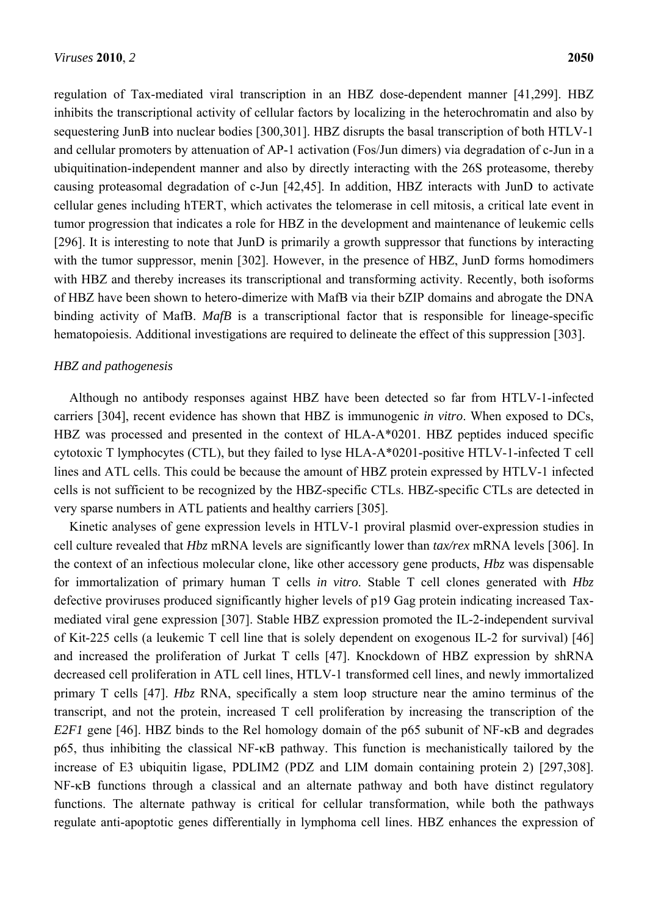regulation of Tax-mediated viral transcription in an HBZ dose-dependent manner [41,299]. HBZ inhibits the transcriptional activity of cellular factors by localizing in the heterochromatin and also by sequestering JunB into nuclear bodies [300,301]. HBZ disrupts the basal transcription of both HTLV-1 and cellular promoters by attenuation of AP-1 activation (Fos/Jun dimers) via degradation of c-Jun in a ubiquitination-independent manner and also by directly interacting with the 26S proteasome, thereby causing proteasomal degradation of c-Jun [42,45]. In addition, HBZ interacts with JunD to activate cellular genes including hTERT, which activates the telomerase in cell mitosis, a critical late event in tumor progression that indicates a role for HBZ in the development and maintenance of leukemic cells [296]. It is interesting to note that JunD is primarily a growth suppressor that functions by interacting with the tumor suppressor, menin [302]. However, in the presence of HBZ, JunD forms homodimers with HBZ and thereby increases its transcriptional and transforming activity. Recently, both isoforms of HBZ have been shown to hetero-dimerize with MafB via their bZIP domains and abrogate the DNA binding activity of MafB. *MafB* is a transcriptional factor that is responsible for lineage-specific hematopoiesis. Additional investigations are required to delineate the effect of this suppression [303].

*HBZ and pathogenesis*

Although no antibody responses against HBZ have been detected so far from HTLV-1-infected carriers [304], recent evidence has shown that HBZ is immunogenic *in vitro*. When exposed to DCs, HBZ was processed and presented in the context of HLA-A*0201. HBZ peptides induced specific cytotoxic T lymphocytes (CTL), but they failed to lyse HLA-A*0201-positive HTLV-1-infected T cell lines and ATL cells. This could be because the amount of HBZ protein expressed by HTLV-1 infected cells is not sufficient to be recognized by the HBZ-specific CTLs. HBZ-specific CTLs are detected in very sparse numbers in ATL patients and healthy carriers [305].

Kinetic analyses of gene expression levels in HTLV-1 proviral plasmid over-expression studies in cell culture revealed that *Hbz* mRNA levels are significantly lower than *tax/rex* mRNA levels [306]. In the context of an infectious molecular clone, like other accessory gene products, *Hbz* was dispensable for immortalization of primary human T cells *in vitro*. Stable T cell clones generated with *Hbz* defective proviruses produced significantly higher levels of p19 Gag protein indicating increased Tax-mediated viral gene expression [307]. Stable HBZ expression promoted the IL-2-independent survival of Kit-225 cells (a leukemic T cell line that is solely dependent on exogenous IL-2 for survival) [46] and increased the proliferation of Jurkat T cells [47]. Knockdown of HBZ expression by shRNA decreased cell proliferation in ATL cell lines, HTLV-1 transformed cell lines, and newly immortalized primary T cells [47]. *Hbz* RNA, specifically a stem loop structure near the amino terminus of the transcript, and not the protein, increased T cell proliferation by increasing the transcription of the *E2F1* gene [46]. HBZ binds to the Rel homology domain of the p65 subunit of NF-κB and degrades p65, thus inhibiting the classical NF-κB pathway. This function is mechanistically tailored by the increase of E3 ubiquitin ligase, PDLIM2 (PDZ and LIM domain containing protein 2) [297,308]. NF-κB functions through a classical and an alternate pathway and both have distinct regulatory functions. The alternate pathway is critical for cellular transformation, while both the pathways regulate anti-apoptotic genes differentially in lymphoma cell lines. HBZ enhances the expression of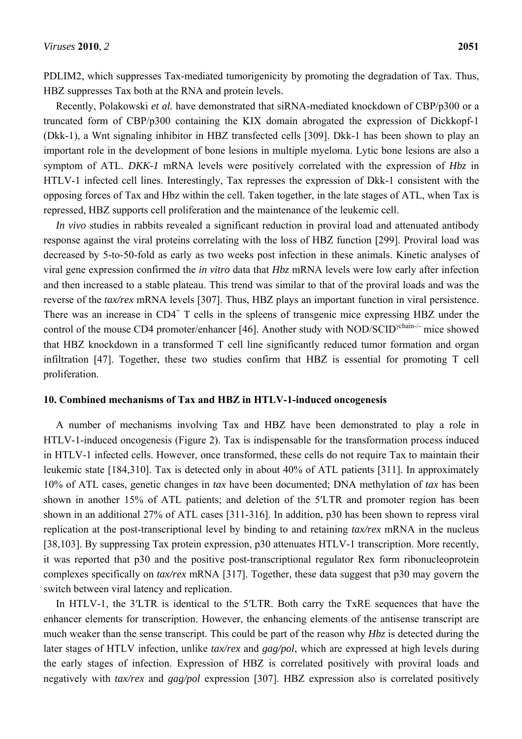PDLIM2, which suppresses Tax-mediated tumorigenicity by promoting the degradation of Tax. Thus, HBZ suppresses Tax both at the RNA and protein levels.

Recently, Polakowski *et al.* have demonstrated that siRNA-mediated knockdown of CBP/p300 or a truncated form of CBP/p300 containing the KIX domain abrogated the expression of Dickkopf-1 (Dkk-1), a Wnt signaling inhibitor in HBZ transfected cells [309]. Dkk-1 has been shown to play an important role in the development of bone lesions in multiple myeloma. Lytic bone lesions are also a symptom of ATL. *DKK-1* mRNA levels were positively correlated with the expression of *Hbz* in HTLV-1 infected cell lines. Interestingly, Tax represses the expression of Dkk-1 consistent with the opposing forces of Tax and Hbz within the cell. Taken together, in the late stages of ATL, when Tax is repressed, HBZ supports cell proliferation and the maintenance of the leukemic cell.

*In vivo* studies in rabbits revealed a significant reduction in proviral load and attenuated antibody response against the viral proteins correlating with the loss of HBZ function [299]. Proviral load was decreased by 5-to-50-fold as early as two weeks post infection in these animals. Kinetic analyses of viral gene expression confirmed the *in vitro* data that *Hbz* mRNA levels were low early after infection and then increased to a stable plateau. This trend was similar to that of the proviral loads and was the reverse of the *tax/rex* mRNA levels [307]. Thus, HBZ plays an important function in viral persistence. There was an increase in $CD4^+$ T cells in the spleens of transgenic mice expressing HBZ under the control of the mouse CD4 promoter/enhancer [46]. Another study with NOD/SCID$^{\gamma chain-/-}$ mice showed that HBZ knockdown in a transformed T cell line significantly reduced tumor formation and organ infiltration [47]. Together, these two studies confirm that HBZ is essential for promoting T cell proliferation.

## 10. Combined mechanisms of Tax and HBZ in HTLV-1-induced oncogenesis

A number of mechanisms involving Tax and HBZ have been demonstrated to play a role in HTLV-1-induced oncogenesis (Figure 2). Tax is indispensable for the transformation process induced in HTLV-1 infected cells. However, once transformed, these cells do not require Tax to maintain their leukemic state [184,310]. Tax is detected only in about 40% of ATL patients [311]. In approximately 10% of ATL cases, genetic changes in *tax* have been documented; DNA methylation of *tax* has been shown in another 15% of ATL patients; and deletion of the 5′LTR and promoter region has been shown in an additional 27% of ATL cases [311-316]. In addition, p30 has been shown to repress viral replication at the post-transcriptional level by binding to and retaining *tax/rex* mRNA in the nucleus [38,103]. By suppressing Tax protein expression, p30 attenuates HTLV-1 transcription. More recently, it was reported that p30 and the positive post-transcriptional regulator Rex form ribonucleoprotein complexes specifically on *tax/rex* mRNA [317]. Together, these data suggest that p30 may govern the switch between viral latency and replication.

In HTLV-1, the 3′LTR is identical to the 5′LTR. Both carry the TxRE sequences that have the enhancer elements for transcription. However, the enhancing elements of the antisense transcript are much weaker than the sense transcript. This could be part of the reason why *Hbz* is detected during the later stages of HTLV infection, unlike *tax/rex* and *gag/pol*, which are expressed at high levels during the early stages of infection. Expression of HBZ is correlated positively with proviral loads and negatively with *tax/rex* and *gag/pol* expression [307]. HBZ expression also is correlated positively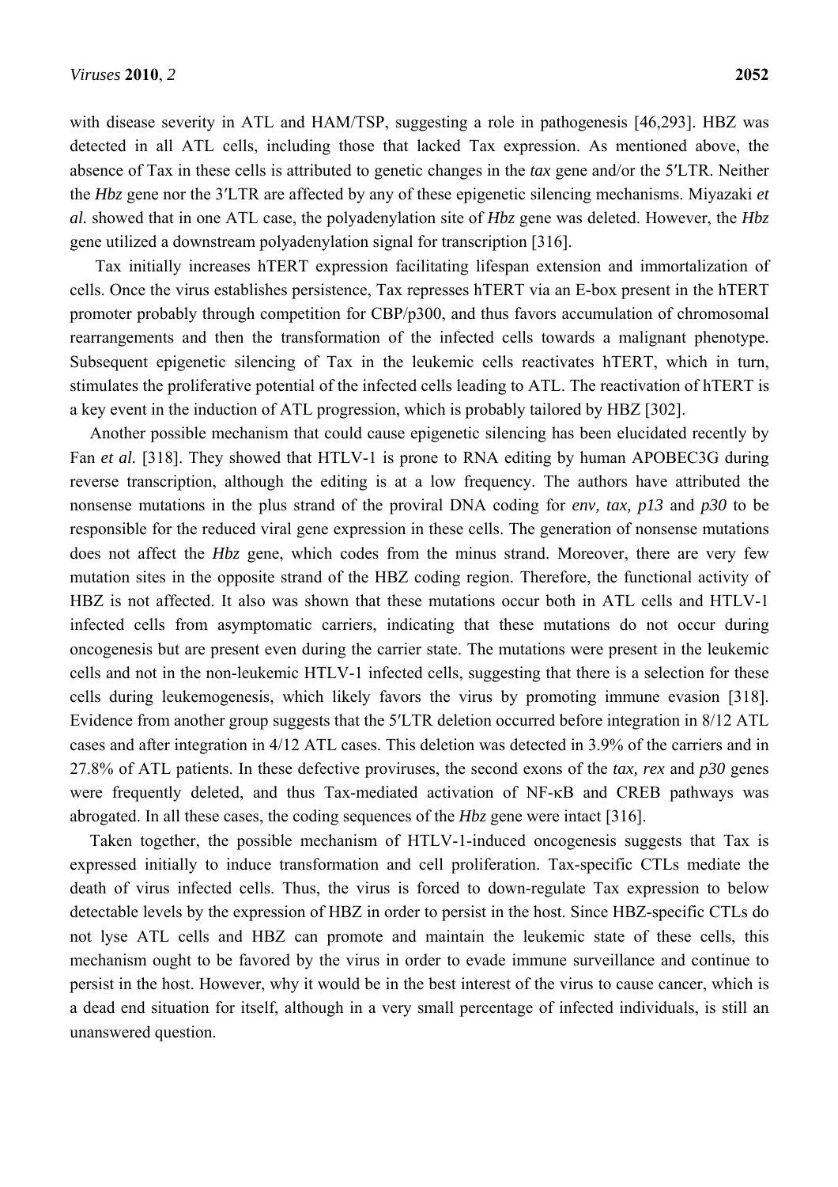with disease severity in ATL and HAM/TSP, suggesting a role in pathogenesis [46,293]. HBZ was detected in all ATL cells, including those that lacked Tax expression. As mentioned above, the absence of Tax in these cells is attributed to genetic changes in the *tax* gene and/or the 5′LTR. Neither the *Hbz* gene nor the 3′LTR are affected by any of these epigenetic silencing mechanisms. Miyazaki *et al.* showed that in one ATL case, the polyadenylation site of *Hbz* gene was deleted. However, the *Hbz* gene utilized a downstream polyadenylation signal for transcription [316].

Tax initially increases hTERT expression facilitating lifespan extension and immortalization of cells. Once the virus establishes persistence, Tax represses hTERT via an E-box present in the hTERT promoter probably through competition for CBP/p300, and thus favors accumulation of chromosomal rearrangements and then the transformation of the infected cells towards a malignant phenotype. Subsequent epigenetic silencing of Tax in the leukemic cells reactivates hTERT, which in turn, stimulates the proliferative potential of the infected cells leading to ATL. The reactivation of hTERT is a key event in the induction of ATL progression, which is probably tailored by HBZ [302].

Another possible mechanism that could cause epigenetic silencing has been elucidated recently by Fan *et al.* [318]. They showed that HTLV-1 is prone to RNA editing by human APOBEC3G during reverse transcription, although the editing is at a low frequency. The authors have attributed the nonsense mutations in the plus strand of the proviral DNA coding for *env, tax, p13* and *p30* to be responsible for the reduced viral gene expression in these cells. The generation of nonsense mutations does not affect the *Hbz* gene, which codes from the minus strand. Moreover, there are very few mutation sites in the opposite strand of the HBZ coding region. Therefore, the functional activity of HBZ is not affected. It also was shown that these mutations occur both in ATL cells and HTLV-1 infected cells from asymptomatic carriers, indicating that these mutations do not occur during oncogenesis but are present even during the carrier state. The mutations were present in the leukemic cells and not in the non-leukemic HTLV-1 infected cells, suggesting that there is a selection for these cells during leukemogenesis, which likely favors the virus by promoting immune evasion [318]. Evidence from another group suggests that the 5′LTR deletion occurred before integration in 8/12 ATL cases and after integration in 4/12 ATL cases. This deletion was detected in 3.9% of the carriers and in 27.8% of ATL patients. In these defective proviruses, the second exons of the *tax, rex* and *p30* genes were frequently deleted, and thus Tax-mediated activation of NF-κB and CREB pathways was abrogated. In all these cases, the coding sequences of the *Hbz* gene were intact [316].

Taken together, the possible mechanism of HTLV-1-induced oncogenesis suggests that Tax is expressed initially to induce transformation and cell proliferation. Tax-specific CTLs mediate the death of virus infected cells. Thus, the virus is forced to down-regulate Tax expression to below detectable levels by the expression of HBZ in order to persist in the host. Since HBZ-specific CTLs do not lyse ATL cells and HBZ can promote and maintain the leukemic state of these cells, this mechanism ought to be favored by the virus in order to evade immune surveillance and continue to persist in the host. However, why it would be in the best interest of the virus to cause cancer, which is a dead end situation for itself, although in a very small percentage of infected individuals, is still an unanswered question.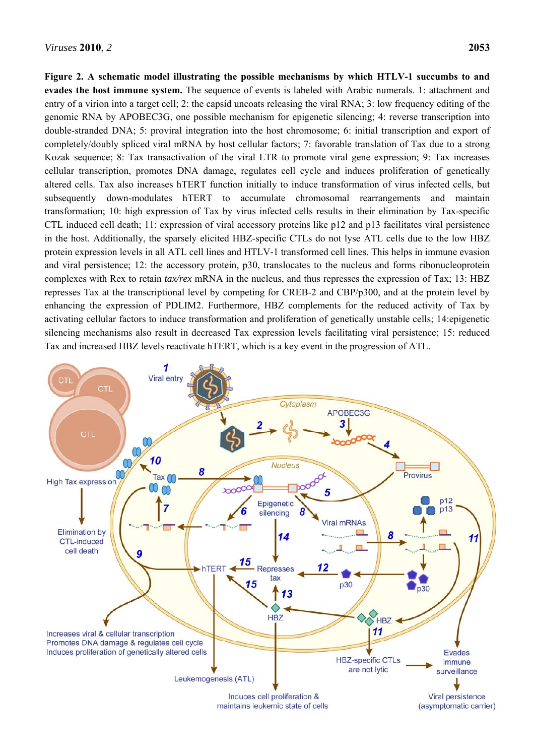**Figure 2. A schematic model illustrating the possible mechanisms by which HTLV-1 succumbs to and evades the host immune system.** The sequence of events is labeled with Arabic numerals. 1: attachment and entry of a virion into a target cell; 2: the capsid uncoats releasing the viral RNA; 3: low frequency editing of the genomic RNA by APOBEC3G, one possible mechanism for epigenetic silencing; 4: reverse transcription into double-stranded DNA; 5: proviral integration into the host chromosome; 6: initial transcription and export of completely/doubly spliced viral mRNA by host cellular factors; 7: favorable translation of Tax due to a strong Kozak sequence; 8: Tax transactivation of the viral LTR to promote viral gene expression; 9: Tax increases cellular transcription, promotes DNA damage, regulates cell cycle and induces proliferation of genetically altered cells. Tax also increases hTERT function initially to induce transformation of virus infected cells, but subsequently down-modulates hTERT to accumulate chromosomal rearrangements and maintain transformation; 10: high expression of Tax by virus infected cells results in their elimination by Tax-specific CTL induced cell death; 11: expression of viral accessory proteins like p12 and p13 facilitates viral persistence in the host. Additionally, the sparsely elicited HBZ-specific CTLs do not lyse ATL cells due to the low HBZ protein expression levels in all ATL cell lines and HTLV-1 transformed cell lines. This helps in immune evasion and viral persistence; 12: the accessory protein, p30, translocates to the nucleus and forms ribonucleoprotein complexes with Rex to retain *tax/rex* mRNA in the nucleus, and thus represses the expression of Tax; 13: HBZ represses Tax at the transcriptional level by competing for CREB-2 and CBP/p300, and at the protein level by enhancing the expression of PDLIM2. Furthermore, HBZ complements for the reduced activity of Tax by activating cellular factors to induce transformation and proliferation of genetically unstable cells; 14:epigenetic silencing mechanisms also result in decreased Tax expression levels facilitating viral persistence; 15: reduced Tax and increased HBZ levels reactivate hTERT, which is a key event in the progression of ATL.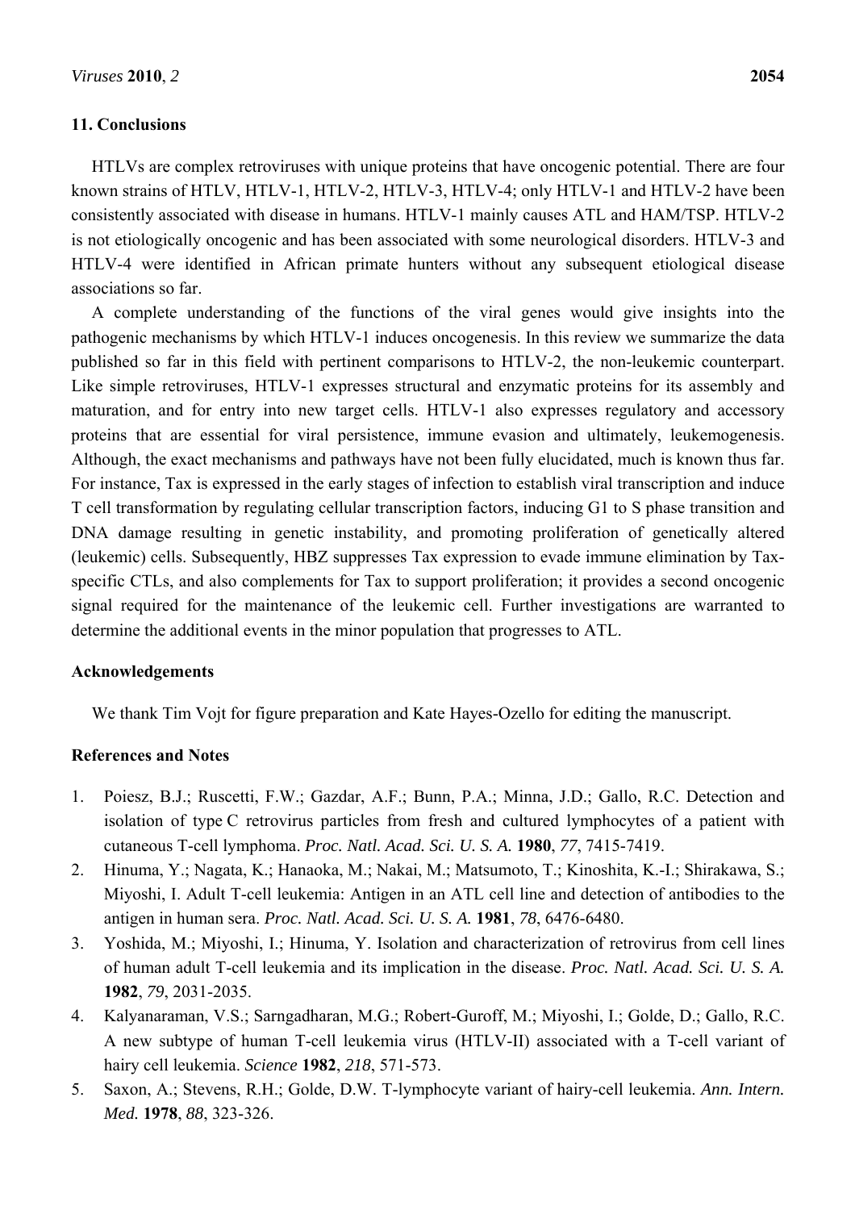## 11. Conclusions

HTLVs are complex retroviruses with unique proteins that have oncogenic potential. There are four known strains of HTLV, HTLV-1, HTLV-2, HTLV-3, HTLV-4; only HTLV-1 and HTLV-2 have been consistently associated with disease in humans. HTLV-1 mainly causes ATL and HAM/TSP. HTLV-2 is not etiologically oncogenic and has been associated with some neurological disorders. HTLV-3 and HTLV-4 were identified in African primate hunters without any subsequent etiological disease associations so far.

A complete understanding of the functions of the viral genes would give insights into the pathogenic mechanisms by which HTLV-1 induces oncogenesis. In this review we summarize the data published so far in this field with pertinent comparisons to HTLV-2, the non-leukemic counterpart. Like simple retroviruses, HTLV-1 expresses structural and enzymatic proteins for its assembly and maturation, and for entry into new target cells. HTLV-1 also expresses regulatory and accessory proteins that are essential for viral persistence, immune evasion and ultimately, leukemogenesis. Although, the exact mechanisms and pathways have not been fully elucidated, much is known thus far. For instance, Tax is expressed in the early stages of infection to establish viral transcription and induce T cell transformation by regulating cellular transcription factors, inducing G1 to S phase transition and DNA damage resulting in genetic instability, and promoting proliferation of genetically altered (leukemic) cells. Subsequently, HBZ suppresses Tax expression to evade immune elimination by Tax-specific CTLs, and also complements for Tax to support proliferation; it provides a second oncogenic signal required for the maintenance of the leukemic cell. Further investigations are warranted to determine the additional events in the minor population that progresses to ATL.

## Acknowledgements

We thank Tim Vojt for figure preparation and Kate Hayes-Ozello for editing the manuscript.

## References and Notes

1. Poiesz, B.J.; Ruscetti, F.W.; Gazdar, A.F.; Bunn, P.A.; Minna, J.D.; Gallo, R.C. Detection and isolation of type C retrovirus particles from fresh and cultured lymphocytes of a patient with cutaneous T-cell lymphoma. *Proc. Natl. Acad. Sci. U. S. A.* **1980**, *77*, 7415-7419.
2. Hinuma, Y.; Nagata, K.; Hanaoka, M.; Nakai, M.; Matsumoto, T.; Kinoshita, K.-I.; Shirakawa, S.; Miyoshi, I. Adult T-cell leukemia: Antigen in an ATL cell line and detection of antibodies to the antigen in human sera. *Proc. Natl. Acad. Sci. U. S. A.* **1981**, *78*, 6476-6480.
3. Yoshida, M.; Miyoshi, I.; Hinuma, Y. Isolation and characterization of retrovirus from cell lines of human adult T-cell leukemia and its implication in the disease. *Proc. Natl. Acad. Sci. U. S. A.* **1982**, *79*, 2031-2035.
4. Kalyanaraman, V.S.; Sarngadharan, M.G.; Robert-Guroff, M.; Miyoshi, I.; Golde, D.; Gallo, R.C. A new subtype of human T-cell leukemia virus (HTLV-II) associated with a T-cell variant of hairy cell leukemia. *Science* **1982**, *218*, 571-573.
5. Saxon, A.; Stevens, R.H.; Golde, D.W. T-lymphocyte variant of hairy-cell leukemia. *Ann. Intern. Med.* **1978**, *88*, 323-326.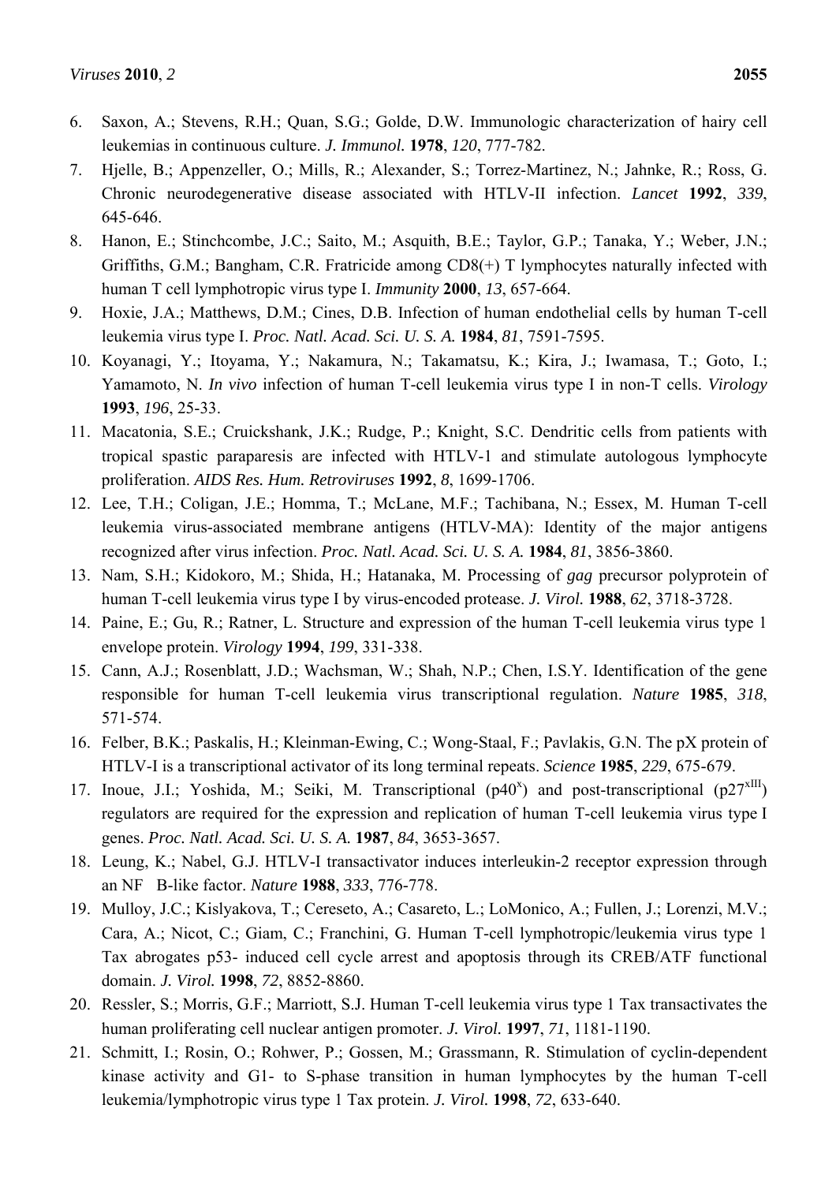6. Saxon, A.; Stevens, R.H.; Quan, S.G.; Golde, D.W. Immunologic characterization of hairy cell leukemias in continuous culture. *J. Immunol.* **1978**, *120*, 777-782.
7. Hjelle, B.; Appenzeller, O.; Mills, R.; Alexander, S.; Torrez-Martinez, N.; Jahnke, R.; Ross, G. Chronic neurodegenerative disease associated with HTLV-II infection. *Lancet* **1992**, *339*, 645-646.
8. Hanon, E.; Stinchcombe, J.C.; Saito, M.; Asquith, B.E.; Taylor, G.P.; Tanaka, Y.; Weber, J.N.; Griffiths, G.M.; Bangham, C.R. Fratricide among CD8(+) T lymphocytes naturally infected with human T cell lymphotropic virus type I. *Immunity* **2000**, *13*, 657-664.
9. Hoxie, J.A.; Matthews, D.M.; Cines, D.B. Infection of human endothelial cells by human T-cell leukemia virus type I. *Proc. Natl. Acad. Sci. U. S. A.* **1984**, *81*, 7591-7595.
10. Koyanagi, Y.; Itoyama, Y.; Nakamura, N.; Takamatsu, K.; Kira, J.; Iwamasa, T.; Goto, I.; Yamamoto, N. *In vivo* infection of human T-cell leukemia virus type I in non-T cells. *Virology* **1993**, *196*, 25-33.
11. Macatonia, S.E.; Cruickshank, J.K.; Rudge, P.; Knight, S.C. Dendritic cells from patients with tropical spastic paraparesis are infected with HTLV-1 and stimulate autologous lymphocyte proliferation. *AIDS Res. Hum. Retroviruses* **1992**, *8*, 1699-1706.
12. Lee, T.H.; Coligan, J.E.; Homma, T.; McLane, M.F.; Tachibana, N.; Essex, M. Human T-cell leukemia virus-associated membrane antigens (HTLV-MA): Identity of the major antigens recognized after virus infection. *Proc. Natl. Acad. Sci. U. S. A.* **1984**, *81*, 3856-3860.
13. Nam, S.H.; Kidokoro, M.; Shida, H.; Hatanaka, M. Processing of *gag* precursor polyprotein of human T-cell leukemia virus type I by virus-encoded protease. *J. Virol.* **1988**, *62*, 3718-3728.
14. Paine, E.; Gu, R.; Ratner, L. Structure and expression of the human T-cell leukemia virus type 1 envelope protein. *Virology* **1994**, *199*, 331-338.
15. Cann, A.J.; Rosenblatt, J.D.; Wachsman, W.; Shah, N.P.; Chen, I.S.Y. Identification of the gene responsible for human T-cell leukemia virus transcriptional regulation. *Nature* **1985**, *318*, 571-574.
16. Felber, B.K.; Paskalis, H.; Kleinman-Ewing, C.; Wong-Staal, F.; Pavlakis, G.N. The pX protein of HTLV-I is a transcriptional activator of its long terminal repeats. *Science* **1985**, *229*, 675-679.
17. Inoue, J.I.; Yoshida, M.; Seiki, M. Transcriptional ($p40^{x}$) and post-transcriptional ($p27^{xIII}$) regulators are required for the expression and replication of human T-cell leukemia virus type I genes. *Proc. Natl. Acad. Sci. U. S. A.* **1987**, *84*, 3653-3657.
18. Leung, K.; Nabel, G.J. HTLV-I transactivator induces interleukin-2 receptor expression through an NF B-like factor. *Nature* **1988**, *333*, 776-778.
19. Mulloy, J.C.; Kislyakova, T.; Cereseto, A.; Casareto, L.; LoMonico, A.; Fullen, J.; Lorenzi, M.V.; Cara, A.; Nicot, C.; Giam, C.; Franchini, G. Human T-cell lymphotropic/leukemia virus type 1 Tax abrogates p53- induced cell cycle arrest and apoptosis through its CREB/ATF functional domain. *J. Virol.* **1998**, *72*, 8852-8860.
20. Ressler, S.; Morris, G.F.; Marriott, S.J. Human T-cell leukemia virus type 1 Tax transactivates the human proliferating cell nuclear antigen promoter. *J. Virol.* **1997**, *71*, 1181-1190.
21. Schmitt, I.; Rosin, O.; Rohwer, P.; Gossen, M.; Grassmann, R. Stimulation of cyclin-dependent kinase activity and G1- to S-phase transition in human lymphocytes by the human T-cell leukemia/lymphotropic virus type 1 Tax protein. *J. Virol.* **1998**, *72*, 633-640.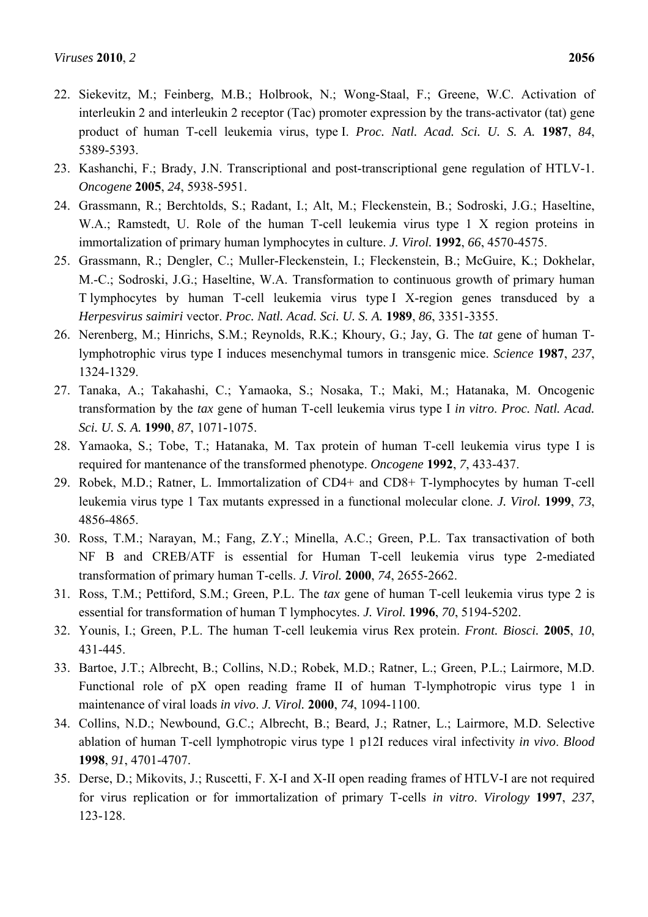22. Siekevitz, M.; Feinberg, M.B.; Holbrook, N.; Wong-Staal, F.; Greene, W.C. Activation of interleukin 2 and interleukin 2 receptor (Tac) promoter expression by the trans-activator (tat) gene product of human T-cell leukemia virus, type I. *Proc. Natl. Acad. Sci. U. S. A.* **1987**, *84*, 5389-5393.
23. Kashanchi, F.; Brady, J.N. Transcriptional and post-transcriptional gene regulation of HTLV-1. *Oncogene* **2005**, *24*, 5938-5951.
24. Grassmann, R.; Berchtolds, S.; Radant, I.; Alt, M.; Fleckenstein, B.; Sodroski, J.G.; Haseltine, W.A.; Ramstedt, U. Role of the human T-cell leukemia virus type 1 X region proteins in immortalization of primary human lymphocytes in culture. *J. Virol.* **1992**, *66*, 4570-4575.
25. Grassmann, R.; Dengler, C.; Muller-Fleckenstein, I.; Fleckenstein, B.; McGuire, K.; Dokhelar, M.-C.; Sodroski, J.G.; Haseltine, W.A. Transformation to continuous growth of primary human T lymphocytes by human T-cell leukemia virus type I X-region genes transduced by a *Herpesvirus saimiri* vector. *Proc. Natl. Acad. Sci. U. S. A.* **1989**, *86*, 3351-3355.
26. Nerenberg, M.; Hinrichs, S.M.; Reynolds, R.K.; Khoury, G.; Jay, G. The *tat* gene of human T-lymphotrophic virus type I induces mesenchymal tumors in transgenic mice. *Science* **1987**, *237*, 1324-1329.
27. Tanaka, A.; Takahashi, C.; Yamaoka, S.; Nosaka, T.; Maki, M.; Hatanaka, M. Oncogenic transformation by the *tax* gene of human T-cell leukemia virus type I *in vitro*. *Proc. Natl. Acad. Sci. U. S. A.* **1990**, *87*, 1071-1075.
28. Yamaoka, S.; Tobe, T.; Hatanaka, M. Tax protein of human T-cell leukemia virus type I is required for mantenance of the transformed phenotype. *Oncogene* **1992**, *7*, 433-437.
29. Robek, M.D.; Ratner, L. Immortalization of CD4+ and CD8+ T-lymphocytes by human T-cell leukemia virus type 1 Tax mutants expressed in a functional molecular clone. *J. Virol.* **1999**, *73*, 4856-4865.
30. Ross, T.M.; Narayan, M.; Fang, Z.Y.; Minella, A.C.; Green, P.L. Tax transactivation of both NF B and CREB/ATF is essential for Human T-cell leukemia virus type 2-mediated transformation of primary human T-cells. *J. Virol.* **2000**, *74*, 2655-2662.
31. Ross, T.M.; Pettiford, S.M.; Green, P.L. The *tax* gene of human T-cell leukemia virus type 2 is essential for transformation of human T lymphocytes. *J. Virol.* **1996**, *70*, 5194-5202.
32. Younis, I.; Green, P.L. The human T-cell leukemia virus Rex protein. *Front. Biosci.* **2005**, *10*, 431-445.
33. Bartoe, J.T.; Albrecht, B.; Collins, N.D.; Robek, M.D.; Ratner, L.; Green, P.L.; Lairmore, M.D. Functional role of pX open reading frame II of human T-lymphotropic virus type 1 in maintenance of viral loads *in vivo*. *J. Virol.* **2000**, *74*, 1094-1100.
34. Collins, N.D.; Newbound, G.C.; Albrecht, B.; Beard, J.; Ratner, L.; Lairmore, M.D. Selective ablation of human T-cell lymphotropic virus type 1 p12I reduces viral infectivity *in vivo*. *Blood* **1998**, *91*, 4701-4707.
35. Derse, D.; Mikovits, J.; Ruscetti, F. X-I and X-II open reading frames of HTLV-I are not required for virus replication or for immortalization of primary T-cells *in vitro*. *Virology* **1997**, *237*, 123-128.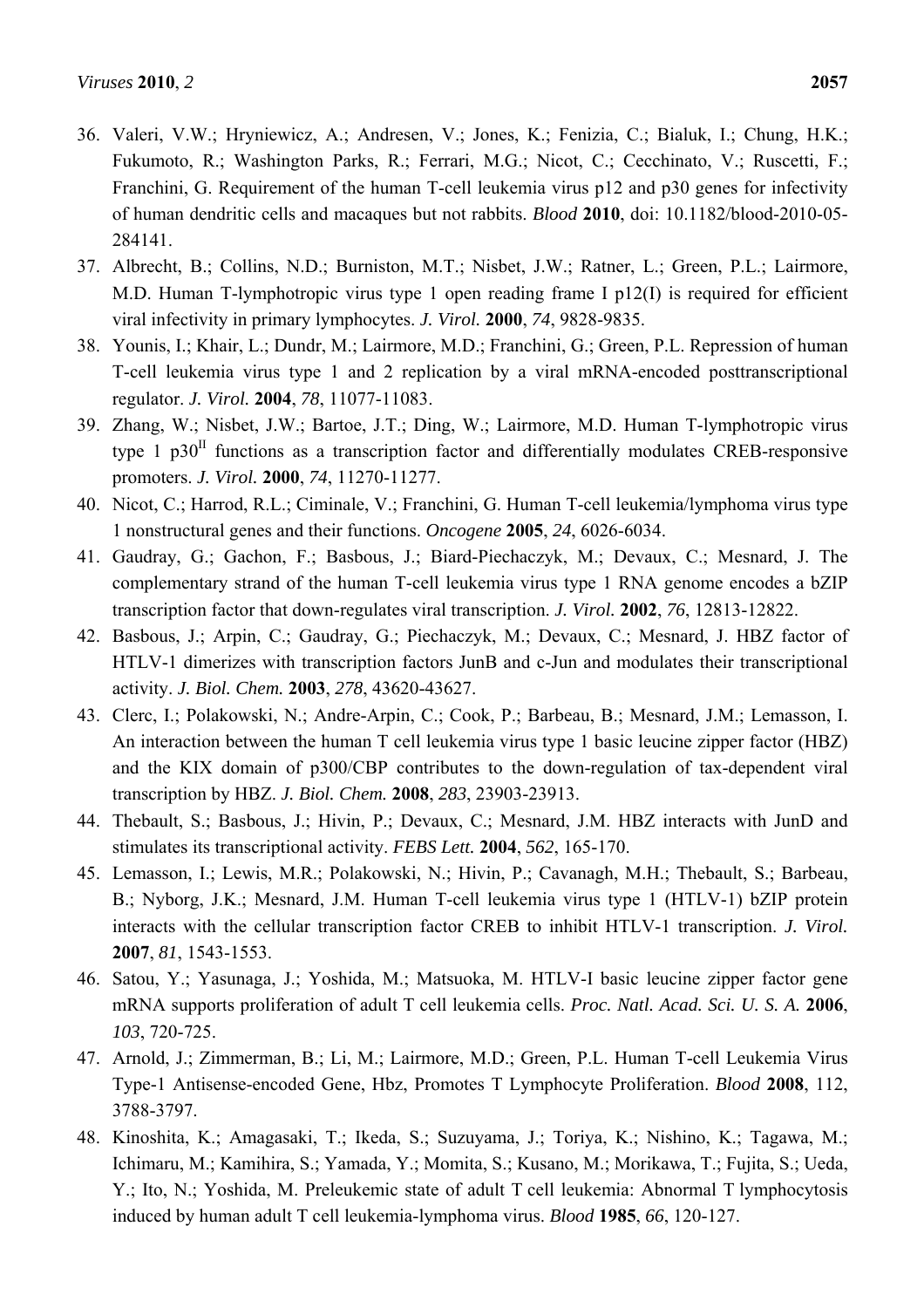36. Valeri, V.W.; Hryniewicz, A.; Andresen, V.; Jones, K.; Fenizia, C.; Bialuk, I.; Chung, H.K.; Fukumoto, R.; Washington Parks, R.; Ferrari, M.G.; Nicot, C.; Cecchinato, V.; Ruscetti, F.; Franchini, G. Requirement of the human T-cell leukemia virus p12 and p30 genes for infectivity of human dendritic cells and macaques but not rabbits. *Blood* **2010**, doi: 10.1182/blood-2010-05-284141.
37. Albrecht, B.; Collins, N.D.; Burniston, M.T.; Nisbet, J.W.; Ratner, L.; Green, P.L.; Lairmore, M.D. Human T-lymphotropic virus type 1 open reading frame I p12(I) is required for efficient viral infectivity in primary lymphocytes. *J. Virol.* **2000**, *74*, 9828-9835.
38. Younis, I.; Khair, L.; Dundr, M.; Lairmore, M.D.; Franchini, G.; Green, P.L. Repression of human T-cell leukemia virus type 1 and 2 replication by a viral mRNA-encoded posttranscriptional regulator. *J. Virol.* **2004**, *78*, 11077-11083.
39. Zhang, W.; Nisbet, J.W.; Bartoe, J.T.; Ding, W.; Lairmore, M.D. Human T-lymphotropic virus type 1 $p30^{II}$ functions as a transcription factor and differentially modulates CREB-responsive promoters. *J. Virol.* **2000**, *74*, 11270-11277.
40. Nicot, C.; Harrod, R.L.; Ciminale, V.; Franchini, G. Human T-cell leukemia/lymphoma virus type 1 nonstructural genes and their functions. *Oncogene* **2005**, *24*, 6026-6034.
41. Gaudray, G.; Gachon, F.; Basbous, J.; Biard-Piechaczyk, M.; Devaux, C.; Mesnard, J. The complementary strand of the human T-cell leukemia virus type 1 RNA genome encodes a bZIP transcription factor that down-regulates viral transcription. *J. Virol.* **2002**, *76*, 12813-12822.
42. Basbous, J.; Arpin, C.; Gaudray, G.; Piechaczyk, M.; Devaux, C.; Mesnard, J. HBZ factor of HTLV-1 dimerizes with transcription factors JunB and c-Jun and modulates their transcriptional activity. *J. Biol. Chem.* **2003**, *278*, 43620-43627.
43. Clerc, I.; Polakowski, N.; Andre-Arpin, C.; Cook, P.; Barbeau, B.; Mesnard, J.M.; Lemasson, I. An interaction between the human T cell leukemia virus type 1 basic leucine zipper factor (HBZ) and the KIX domain of p300/CBP contributes to the down-regulation of tax-dependent viral transcription by HBZ. *J. Biol. Chem.* **2008**, *283*, 23903-23913.
44. Thebault, S.; Basbous, J.; Hivin, P.; Devaux, C.; Mesnard, J.M. HBZ interacts with JunD and stimulates its transcriptional activity. *FEBS Lett.* **2004**, *562*, 165-170.
45. Lemasson, I.; Lewis, M.R.; Polakowski, N.; Hivin, P.; Cavanagh, M.H.; Thebault, S.; Barbeau, B.; Nyborg, J.K.; Mesnard, J.M. Human T-cell leukemia virus type 1 (HTLV-1) bZIP protein interacts with the cellular transcription factor CREB to inhibit HTLV-1 transcription. *J. Virol.* **2007**, *81*, 1543-1553.
46. Satou, Y.; Yasunaga, J.; Yoshida, M.; Matsuoka, M. HTLV-I basic leucine zipper factor gene mRNA supports proliferation of adult T cell leukemia cells. *Proc. Natl. Acad. Sci. U. S. A.* **2006**, *103*, 720-725.
47. Arnold, J.; Zimmerman, B.; Li, M.; Lairmore, M.D.; Green, P.L. Human T-cell Leukemia Virus Type-1 Antisense-encoded Gene, Hbz, Promotes T Lymphocyte Proliferation. *Blood* **2008**, 112, 3788-3797.
48. Kinoshita, K.; Amagasaki, T.; Ikeda, S.; Suzuyama, J.; Toriya, K.; Nishino, K.; Tagawa, M.; Ichimaru, M.; Kamihira, S.; Yamada, Y.; Momita, S.; Kusano, M.; Morikawa, T.; Fujita, S.; Ueda, Y.; Ito, N.; Yoshida, M. Preleukemic state of adult T cell leukemia: Abnormal T lymphocytosis induced by human adult T cell leukemia-lymphoma virus. *Blood* **1985**, *66*, 120-127.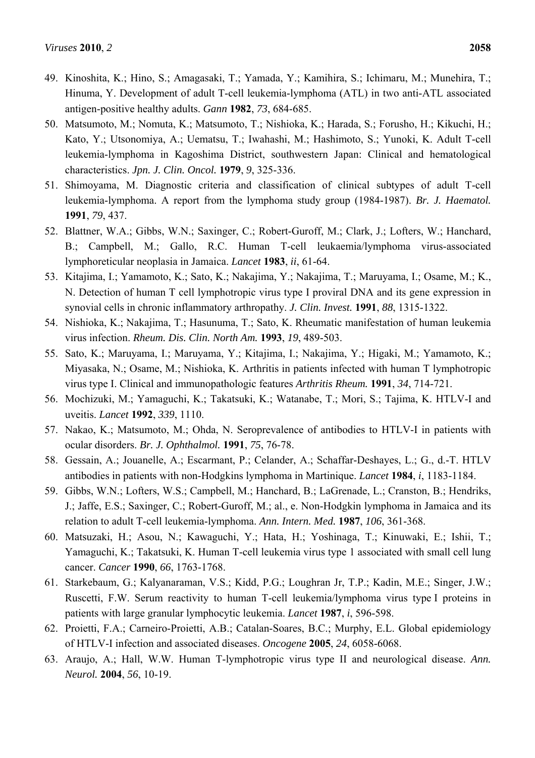49. Kinoshita, K.; Hino, S.; Amagasaki, T.; Yamada, Y.; Kamihira, S.; Ichimaru, M.; Munehira, T.; Hinuma, Y. Development of adult T-cell leukemia-lymphoma (ATL) in two anti-ATL associated antigen-positive healthy adults. *Gann* **1982**, *73*, 684-685.
50. Matsumoto, M.; Nomuta, K.; Matsumoto, T.; Nishioka, K.; Harada, S.; Forusho, H.; Kikuchi, H.; Kato, Y.; Utsonomiya, A.; Uematsu, T.; Iwahashi, M.; Hashimoto, S.; Yunoki, K. Adult T-cell leukemia-lymphoma in Kagoshima District, southwestern Japan: Clinical and hematological characteristics. *Jpn. J. Clin. Oncol.* **1979**, *9*, 325-336.
51. Shimoyama, M. Diagnostic criteria and classification of clinical subtypes of adult T-cell leukemia-lymphoma. A report from the lymphoma study group (1984-1987). *Br. J. Haematol.* **1991**, *79*, 437.
52. Blattner, W.A.; Gibbs, W.N.; Saxinger, C.; Robert-Guroff, M.; Clark, J.; Lofters, W.; Hanchard, B.; Campbell, M.; Gallo, R.C. Human T-cell leukaemia/lymphoma virus-associated lymphoreticular neoplasia in Jamaica. *Lancet* **1983**, *ii*, 61-64.
53. Kitajima, I.; Yamamoto, K.; Sato, K.; Nakajima, Y.; Nakajima, T.; Maruyama, I.; Osame, M.; K., N. Detection of human T cell lymphotropic virus type I proviral DNA and its gene expression in synovial cells in chronic inflammatory arthropathy. *J. Clin. Invest.* **1991**, *88*, 1315-1322.
54. Nishioka, K.; Nakajima, T.; Hasunuma, T.; Sato, K. Rheumatic manifestation of human leukemia virus infection. *Rheum. Dis. Clin. North Am.* **1993**, *19*, 489-503.
55. Sato, K.; Maruyama, I.; Maruyama, Y.; Kitajima, I.; Nakajima, Y.; Higaki, M.; Yamamoto, K.; Miyasaka, N.; Osame, M.; Nishioka, K. Arthritis in patients infected with human T lymphotropic virus type I. Clinical and immunopathologic features *Arthritis Rheum.* **1991**, *34*, 714-721.
56. Mochizuki, M.; Yamaguchi, K.; Takatsuki, K.; Watanabe, T.; Mori, S.; Tajima, K. HTLV-I and uveitis. *Lancet* **1992**, *339*, 1110.
57. Nakao, K.; Matsumoto, M.; Ohda, N. Seroprevalence of antibodies to HTLV-I in patients with ocular disorders. *Br. J. Ophthalmol.* **1991**, *75*, 76-78.
58. Gessain, A.; Jouanelle, A.; Escarmant, P.; Celander, A.; Schaffar-Deshayes, L.; G., d.-T. HTLV antibodies in patients with non-Hodgkins lymphoma in Martinique. *Lancet* **1984**, *i*, 1183-1184.
59. Gibbs, W.N.; Lofters, W.S.; Campbell, M.; Hanchard, B.; LaGrenade, L.; Cranston, B.; Hendriks, J.; Jaffe, E.S.; Saxinger, C.; Robert-Guroff, M.; al., e. Non-Hodgkin lymphoma in Jamaica and its relation to adult T-cell leukemia-lymphoma. *Ann. Intern. Med.* **1987**, *106*, 361-368.
60. Matsuzaki, H.; Asou, N.; Kawaguchi, Y.; Hata, H.; Yoshinaga, T.; Kinuwaki, E.; Ishii, T.; Yamaguchi, K.; Takatsuki, K. Human T-cell leukemia virus type 1 associated with small cell lung cancer. *Cancer* **1990**, *66*, 1763-1768.
61. Starkebaum, G.; Kalyanaraman, V.S.; Kidd, P.G.; Loughran Jr, T.P.; Kadin, M.E.; Singer, J.W.; Ruscetti, F.W. Serum reactivity to human T-cell leukemia/lymphoma virus type I proteins in patients with large granular lymphocytic leukemia. *Lancet* **1987**, *i*, 596-598.
62. Proietti, F.A.; Carneiro-Proietti, A.B.; Catalan-Soares, B.C.; Murphy, E.L. Global epidemiology of HTLV-I infection and associated diseases. *Oncogene* **2005**, *24*, 6058-6068.
63. Araujo, A.; Hall, W.W. Human T-lymphotropic virus type II and neurological disease. *Ann. Neurol.* **2004**, *56*, 10-19.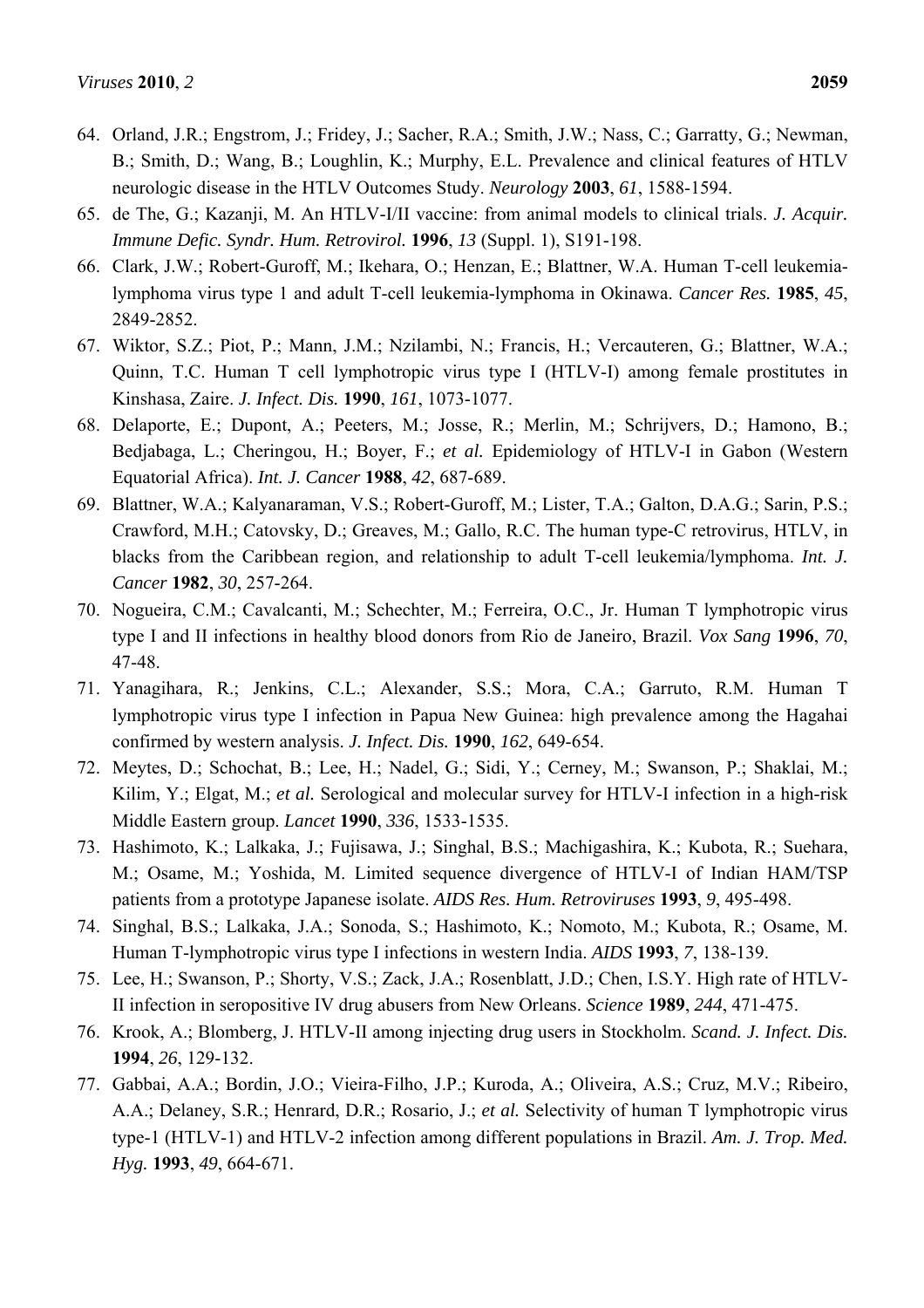64. Orland, J.R.; Engstrom, J.; Fridey, J.; Sacher, R.A.; Smith, J.W.; Nass, C.; Garratty, G.; Newman, B.; Smith, D.; Wang, B.; Loughlin, K.; Murphy, E.L. Prevalence and clinical features of HTLV neurologic disease in the HTLV Outcomes Study. *Neurology* **2003**, *61*, 1588-1594.
65. de The, G.; Kazanji, M. An HTLV-I/II vaccine: from animal models to clinical trials. *J. Acquir. Immune Defic. Syndr. Hum. Retrovirol.* **1996**, *13* (Suppl. 1), S191-198.
66. Clark, J.W.; Robert-Guroff, M.; Ikehara, O.; Henzan, E.; Blattner, W.A. Human T-cell leukemia-lymphoma virus type 1 and adult T-cell leukemia-lymphoma in Okinawa. *Cancer Res.* **1985**, *45*, 2849-2852.
67. Wiktor, S.Z.; Piot, P.; Mann, J.M.; Nzilambi, N.; Francis, H.; Vercauteren, G.; Blattner, W.A.; Quinn, T.C. Human T cell lymphotropic virus type I (HTLV-I) among female prostitutes in Kinshasa, Zaire. *J. Infect. Dis.* **1990**, *161*, 1073-1077.
68. Delaporte, E.; Dupont, A.; Peeters, M.; Josse, R.; Merlin, M.; Schrijvers, D.; Hamono, B.; Bedjabaga, L.; Cheringou, H.; Boyer, F.; *et al.* Epidemiology of HTLV-I in Gabon (Western Equatorial Africa). *Int. J. Cancer* **1988**, *42*, 687-689.
69. Blattner, W.A.; Kalyanaraman, V.S.; Robert-Guroff, M.; Lister, T.A.; Galton, D.A.G.; Sarin, P.S.; Crawford, M.H.; Catovsky, D.; Greaves, M.; Gallo, R.C. The human type-C retrovirus, HTLV, in blacks from the Caribbean region, and relationship to adult T-cell leukemia/lymphoma. *Int. J. Cancer* **1982**, *30*, 257-264.
70. Nogueira, C.M.; Cavalcanti, M.; Schechter, M.; Ferreira, O.C., Jr. Human T lymphotropic virus type I and II infections in healthy blood donors from Rio de Janeiro, Brazil. *Vox Sang* **1996**, *70*, 47-48.
71. Yanagihara, R.; Jenkins, C.L.; Alexander, S.S.; Mora, C.A.; Garruto, R.M. Human T lymphotropic virus type I infection in Papua New Guinea: high prevalence among the Hagahai confirmed by western analysis. *J. Infect. Dis.* **1990**, *162*, 649-654.
72. Meytes, D.; Schochat, B.; Lee, H.; Nadel, G.; Sidi, Y.; Cerney, M.; Swanson, P.; Shaklai, M.; Kilim, Y.; Elgat, M.; *et al.* Serological and molecular survey for HTLV-I infection in a high-risk Middle Eastern group. *Lancet* **1990**, *336*, 1533-1535.
73. Hashimoto, K.; Lalkaka, J.; Fujisawa, J.; Singhal, B.S.; Machigashira, K.; Kubota, R.; Suehara, M.; Osame, M.; Yoshida, M. Limited sequence divergence of HTLV-I of Indian HAM/TSP patients from a prototype Japanese isolate. *AIDS Res. Hum. Retroviruses* **1993**, *9*, 495-498.
74. Singhal, B.S.; Lalkaka, J.A.; Sonoda, S.; Hashimoto, K.; Nomoto, M.; Kubota, R.; Osame, M. Human T-lymphotropic virus type I infections in western India. *AIDS* **1993**, *7*, 138-139.
75. Lee, H.; Swanson, P.; Shorty, V.S.; Zack, J.A.; Rosenblatt, J.D.; Chen, I.S.Y. High rate of HTLV-II infection in seropositive IV drug abusers from New Orleans. *Science* **1989**, *244*, 471-475.
76. Krook, A.; Blomberg, J. HTLV-II among injecting drug users in Stockholm. *Scand. J. Infect. Dis.* **1994**, *26*, 129-132.
77. Gabbai, A.A.; Bordin, J.O.; Vieira-Filho, J.P.; Kuroda, A.; Oliveira, A.S.; Cruz, M.V.; Ribeiro, A.A.; Delaney, S.R.; Henrard, D.R.; Rosario, J.; *et al.* Selectivity of human T lymphotropic virus type-1 (HTLV-1) and HTLV-2 infection among different populations in Brazil. *Am. J. Trop. Med. Hyg.* **1993**, *49*, 664-671.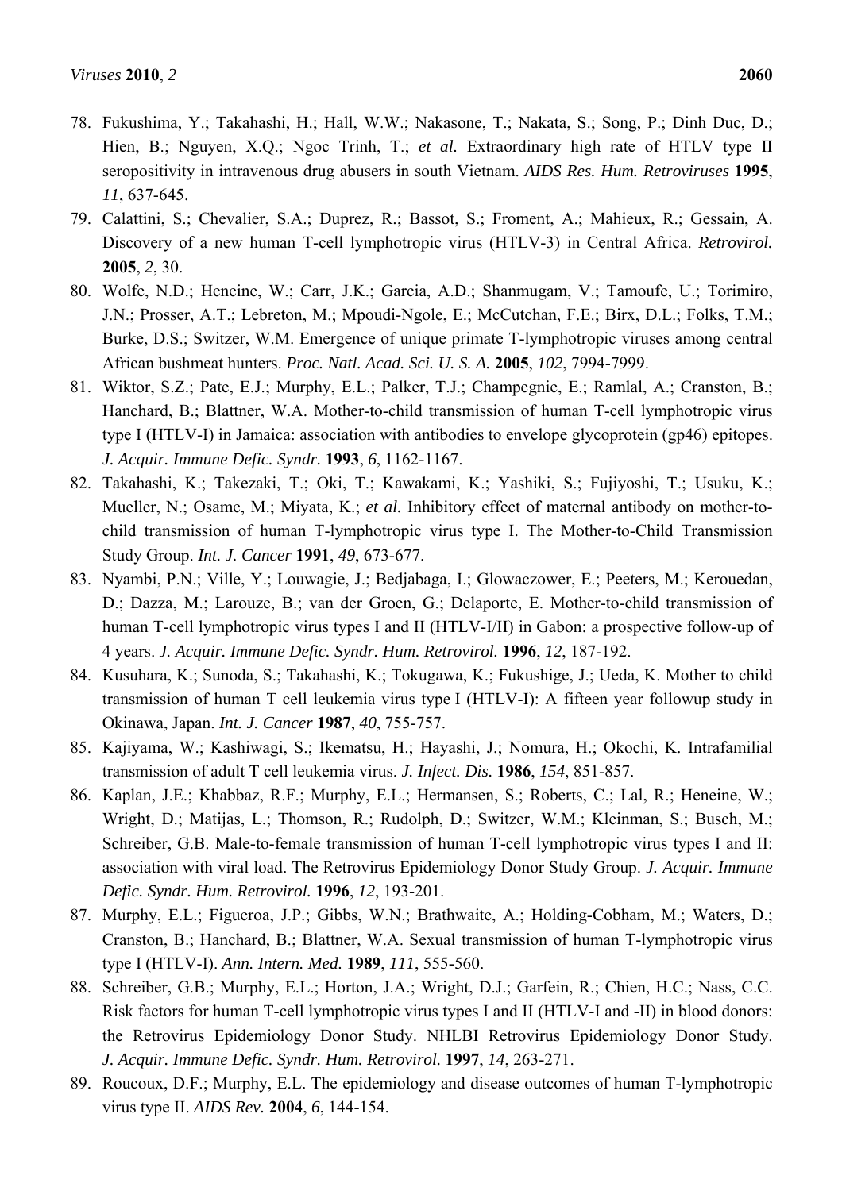78. Fukushima, Y.; Takahashi, H.; Hall, W.W.; Nakasone, T.; Nakata, S.; Song, P.; Dinh Duc, D.; Hien, B.; Nguyen, X.Q.; Ngoc Trinh, T.; *et al.* Extraordinary high rate of HTLV type II seropositivity in intravenous drug abusers in south Vietnam. *AIDS Res. Hum. Retroviruses* **1995**, *11*, 637-645.
79. Calattini, S.; Chevalier, S.A.; Duprez, R.; Bassot, S.; Froment, A.; Mahieux, R.; Gessain, A. Discovery of a new human T-cell lymphotropic virus (HTLV-3) in Central Africa. *Retrovirol.* **2005**, *2*, 30.
80. Wolfe, N.D.; Heneine, W.; Carr, J.K.; Garcia, A.D.; Shanmugam, V.; Tamoufe, U.; Torimiro, J.N.; Prosser, A.T.; Lebreton, M.; Mpoudi-Ngole, E.; McCutchan, F.E.; Birx, D.L.; Folks, T.M.; Burke, D.S.; Switzer, W.M. Emergence of unique primate T-lymphotropic viruses among central African bushmeat hunters. *Proc. Natl. Acad. Sci. U. S. A.* **2005**, *102*, 7994-7999.
81. Wiktor, S.Z.; Pate, E.J.; Murphy, E.L.; Palker, T.J.; Champegnie, E.; Ramlal, A.; Cranston, B.; Hanchard, B.; Blattner, W.A. Mother-to-child transmission of human T-cell lymphotropic virus type I (HTLV-I) in Jamaica: association with antibodies to envelope glycoprotein (gp46) epitopes. *J. Acquir. Immune Defic. Syndr.* **1993**, *6*, 1162-1167.
82. Takahashi, K.; Takezaki, T.; Oki, T.; Kawakami, K.; Yashiki, S.; Fujiyoshi, T.; Usuku, K.; Mueller, N.; Osame, M.; Miyata, K.; *et al.* Inhibitory effect of maternal antibody on mother-to-child transmission of human T-lymphotropic virus type I. The Mother-to-Child Transmission Study Group. *Int. J. Cancer* **1991**, *49*, 673-677.
83. Nyambi, P.N.; Ville, Y.; Louwagie, J.; Bedjabaga, I.; Glowaczower, E.; Peeters, M.; Kerouedan, D.; Dazza, M.; Larouze, B.; van der Groen, G.; Delaporte, E. Mother-to-child transmission of human T-cell lymphotropic virus types I and II (HTLV-I/II) in Gabon: a prospective follow-up of 4 years. *J. Acquir. Immune Defic. Syndr. Hum. Retrovirol.* **1996**, *12*, 187-192.
84. Kusuhara, K.; Sunoda, S.; Takahashi, K.; Tokugawa, K.; Fukushige, J.; Ueda, K. Mother to child transmission of human T cell leukemia virus type I (HTLV-I): A fifteen year followup study in Okinawa, Japan. *Int. J. Cancer* **1987**, *40*, 755-757.
85. Kajiyama, W.; Kashiwagi, S.; Ikematsu, H.; Hayashi, J.; Nomura, H.; Okochi, K. Intrafamilial transmission of adult T cell leukemia virus. *J. Infect. Dis.* **1986**, *154*, 851-857.
86. Kaplan, J.E.; Khabbaz, R.F.; Murphy, E.L.; Hermansen, S.; Roberts, C.; Lal, R.; Heneine, W.; Wright, D.; Matijas, L.; Thomson, R.; Rudolph, D.; Switzer, W.M.; Kleinman, S.; Busch, M.; Schreiber, G.B. Male-to-female transmission of human T-cell lymphotropic virus types I and II: association with viral load. The Retrovirus Epidemiology Donor Study Group. *J. Acquir. Immune Defic. Syndr. Hum. Retrovirol.* **1996**, *12*, 193-201.
87. Murphy, E.L.; Figueroa, J.P.; Gibbs, W.N.; Brathwaite, A.; Holding-Cobham, M.; Waters, D.; Cranston, B.; Hanchard, B.; Blattner, W.A. Sexual transmission of human T-lymphotropic virus type I (HTLV-I). *Ann. Intern. Med.* **1989**, *111*, 555-560.
88. Schreiber, G.B.; Murphy, E.L.; Horton, J.A.; Wright, D.J.; Garfein, R.; Chien, H.C.; Nass, C.C. Risk factors for human T-cell lymphotropic virus types I and II (HTLV-I and -II) in blood donors: the Retrovirus Epidemiology Donor Study. NHLBI Retrovirus Epidemiology Donor Study. *J. Acquir. Immune Defic. Syndr. Hum. Retrovirol.* **1997**, *14*, 263-271.
89. Roucoux, D.F.; Murphy, E.L. The epidemiology and disease outcomes of human T-lymphotropic virus type II. *AIDS Rev.* **2004**, *6*, 144-154.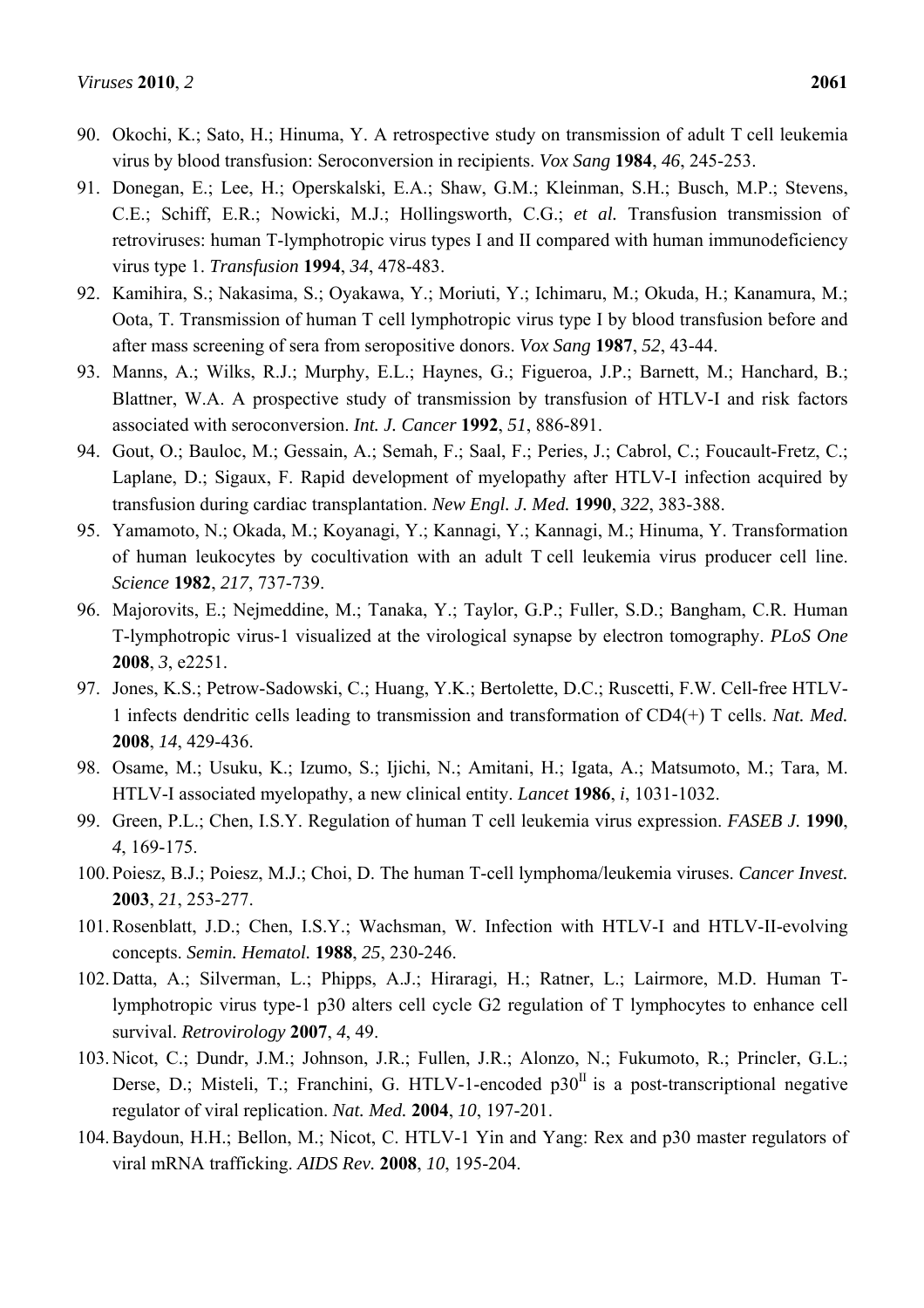90. Okochi, K.; Sato, H.; Hinuma, Y. A retrospective study on transmission of adult T cell leukemia virus by blood transfusion: Seroconversion in recipients. *Vox Sang* **1984**, *46*, 245-253.
91. Donegan, E.; Lee, H.; Operskalski, E.A.; Shaw, G.M.; Kleinman, S.H.; Busch, M.P.; Stevens, C.E.; Schiff, E.R.; Nowicki, M.J.; Hollingsworth, C.G.; *et al.* Transfusion transmission of retroviruses: human T-lymphotropic virus types I and II compared with human immunodeficiency virus type 1. *Transfusion* **1994**, *34*, 478-483.
92. Kamihira, S.; Nakasima, S.; Oyakawa, Y.; Moriuti, Y.; Ichimaru, M.; Okuda, H.; Kanamura, M.; Oota, T. Transmission of human T cell lymphotropic virus type I by blood transfusion before and after mass screening of sera from seropositive donors. *Vox Sang* **1987**, *52*, 43-44.
93. Manns, A.; Wilks, R.J.; Murphy, E.L.; Haynes, G.; Figueroa, J.P.; Barnett, M.; Hanchard, B.; Blattner, W.A. A prospective study of transmission by transfusion of HTLV-I and risk factors associated with seroconversion. *Int. J. Cancer* **1992**, *51*, 886-891.
94. Gout, O.; Bauloc, M.; Gessain, A.; Semah, F.; Saal, F.; Peries, J.; Cabrol, C.; Foucault-Fretz, C.; Laplane, D.; Sigaux, F. Rapid development of myelopathy after HTLV-I infection acquired by transfusion during cardiac transplantation. *New Engl. J. Med.* **1990**, *322*, 383-388.
95. Yamamoto, N.; Okada, M.; Koyanagi, Y.; Kannagi, Y.; Kannagi, M.; Hinuma, Y. Transformation of human leukocytes by cocultivation with an adult T cell leukemia virus producer cell line. *Science* **1982**, *217*, 737-739.
96. Majorovits, E.; Nejmeddine, M.; Tanaka, Y.; Taylor, G.P.; Fuller, S.D.; Bangham, C.R. Human T-lymphotropic virus-1 visualized at the virological synapse by electron tomography. *PLoS One* **2008**, *3*, e2251.
97. Jones, K.S.; Petrow-Sadowski, C.; Huang, Y.K.; Bertolette, D.C.; Ruscetti, F.W. Cell-free HTLV-1 infects dendritic cells leading to transmission and transformation of CD4(+) T cells. *Nat. Med.* **2008**, *14*, 429-436.
98. Osame, M.; Usuku, K.; Izumo, S.; Ijichi, N.; Amitani, H.; Igata, A.; Matsumoto, M.; Tara, M. HTLV-I associated myelopathy, a new clinical entity. *Lancet* **1986**, *i*, 1031-1032.
99. Green, P.L.; Chen, I.S.Y. Regulation of human T cell leukemia virus expression. *FASEB J.* **1990**, *4*, 169-175.
100. Poiesz, B.J.; Poiesz, M.J.; Choi, D. The human T-cell lymphoma/leukemia viruses. *Cancer Invest.* **2003**, *21*, 253-277.
101. Rosenblatt, J.D.; Chen, I.S.Y.; Wachsman, W. Infection with HTLV-I and HTLV-II-evolving concepts. *Semin. Hematol.* **1988**, *25*, 230-246.
102. Datta, A.; Silverman, L.; Phipps, A.J.; Hiraragi, H.; Ratner, L.; Lairmore, M.D. Human T-lymphotropic virus type-1 p30 alters cell cycle G2 regulation of T lymphocytes to enhance cell survival. *Retrovirology* **2007**, *4*, 49.
103. Nicot, C.; Dundr, J.M.; Johnson, J.R.; Fullen, J.R.; Alonzo, N.; Fukumoto, R.; Princler, G.L.; Derse, D.; Misteli, T.; Franchini, G. HTLV-1-encoded $p30^{II}$ is a post-transcriptional negative regulator of viral replication. *Nat. Med.* **2004**, *10*, 197-201.
104. Baydoun, H.H.; Bellon, M.; Nicot, C. HTLV-1 Yin and Yang: Rex and p30 master regulators of viral mRNA trafficking. *AIDS Rev.* **2008**, *10*, 195-204.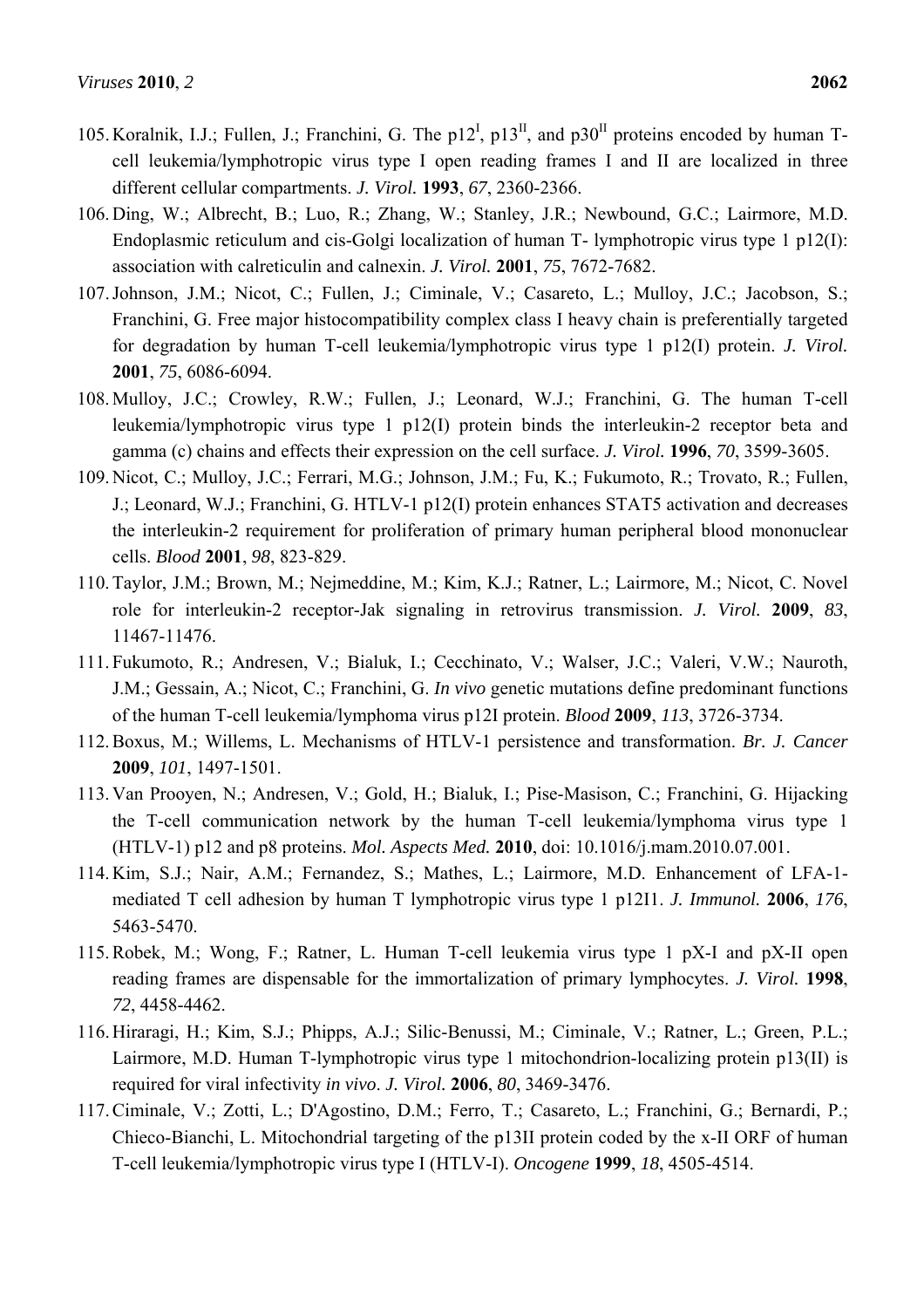105. Koralnik, I.J.; Fullen, J.; Franchini, G. The p12[I], p13[II], and p30[II] proteins encoded by human T-cell leukemia/lymphotropic virus type I open reading frames I and II are localized in three different cellular compartments. *J. Virol.* **1993**, *67*, 2360-2366.

106. Ding, W.; Albrecht, B.; Luo, R.; Zhang, W.; Stanley, J.R.; Newbound, G.C.; Lairmore, M.D. Endoplasmic reticulum and cis-Golgi localization of human T- lymphotropic virus type 1 p12(I): association with calreticulin and calnexin. *J. Virol.* **2001**, *75*, 7672-7682.

107. Johnson, J.M.; Nicot, C.; Fullen, J.; Ciminale, V.; Casareto, L.; Mulloy, J.C.; Jacobson, S.; Franchini, G. Free major histocompatibility complex class I heavy chain is preferentially targeted for degradation by human T-cell leukemia/lymphotropic virus type 1 p12(I) protein. *J. Virol.* **2001**, *75*, 6086-6094.

108. Mulloy, J.C.; Crowley, R.W.; Fullen, J.; Leonard, W.J.; Franchini, G. The human T-cell leukemia/lymphotropic virus type 1 p12(I) protein binds the interleukin-2 receptor beta and gamma (c) chains and effects their expression on the cell surface. *J. Virol.* **1996**, *70*, 3599-3605.

109. Nicot, C.; Mulloy, J.C.; Ferrari, M.G.; Johnson, J.M.; Fu, K.; Fukumoto, R.; Trovato, R.; Fullen, J.; Leonard, W.J.; Franchini, G. HTLV-1 p12(I) protein enhances STAT5 activation and decreases the interleukin-2 requirement for proliferation of primary human peripheral blood mononuclear cells. *Blood* **2001**, *98*, 823-829.

110. Taylor, J.M.; Brown, M.; Nejmeddine, M.; Kim, K.J.; Ratner, L.; Lairmore, M.; Nicot, C. Novel role for interleukin-2 receptor-Jak signaling in retrovirus transmission. *J. Virol.* **2009**, *83*, 11467-11476.

111. Fukumoto, R.; Andresen, V.; Bialuk, I.; Cecchinato, V.; Walser, J.C.; Valeri, V.W.; Nauroth, J.M.; Gessain, A.; Nicot, C.; Franchini, G. *In vivo* genetic mutations define predominant functions of the human T-cell leukemia/lymphoma virus p12I protein. *Blood* **2009**, *113*, 3726-3734.

112. Boxus, M.; Willems, L. Mechanisms of HTLV-1 persistence and transformation. *Br. J. Cancer* **2009**, *101*, 1497-1501.

113. Van Prooyen, N.; Andresen, V.; Gold, H.; Bialuk, I.; Pise-Masison, C.; Franchini, G. Hijacking the T-cell communication network by the human T-cell leukemia/lymphoma virus type 1 (HTLV-1) p12 and p8 proteins. *Mol. Aspects Med.* **2010**, doi: 10.1016/j.mam.2010.07.001.

114. Kim, S.J.; Nair, A.M.; Fernandez, S.; Mathes, L.; Lairmore, M.D. Enhancement of LFA-1-mediated T cell adhesion by human T lymphotropic virus type 1 p12I1. *J. Immunol.* **2006**, *176*, 5463-5470.

115. Robek, M.; Wong, F.; Ratner, L. Human T-cell leukemia virus type 1 pX-I and pX-II open reading frames are dispensable for the immortalization of primary lymphocytes. *J. Virol.* **1998**, *72*, 4458-4462.

116. Hiraragi, H.; Kim, S.J.; Phipps, A.J.; Silic-Benussi, M.; Ciminale, V.; Ratner, L.; Green, P.L.; Lairmore, M.D. Human T-lymphotropic virus type 1 mitochondrion-localizing protein p13(II) is required for viral infectivity *in vivo*. *J. Virol.* **2006**, *80*, 3469-3476.

117. Ciminale, V.; Zotti, L.; D'Agostino, D.M.; Ferro, T.; Casareto, L.; Franchini, G.; Bernardi, P.; Chieco-Bianchi, L. Mitochondrial targeting of the p13II protein coded by the x-II ORF of human T-cell leukemia/lymphotropic virus type I (HTLV-I). *Oncogene* **1999**, *18*, 4505-4514.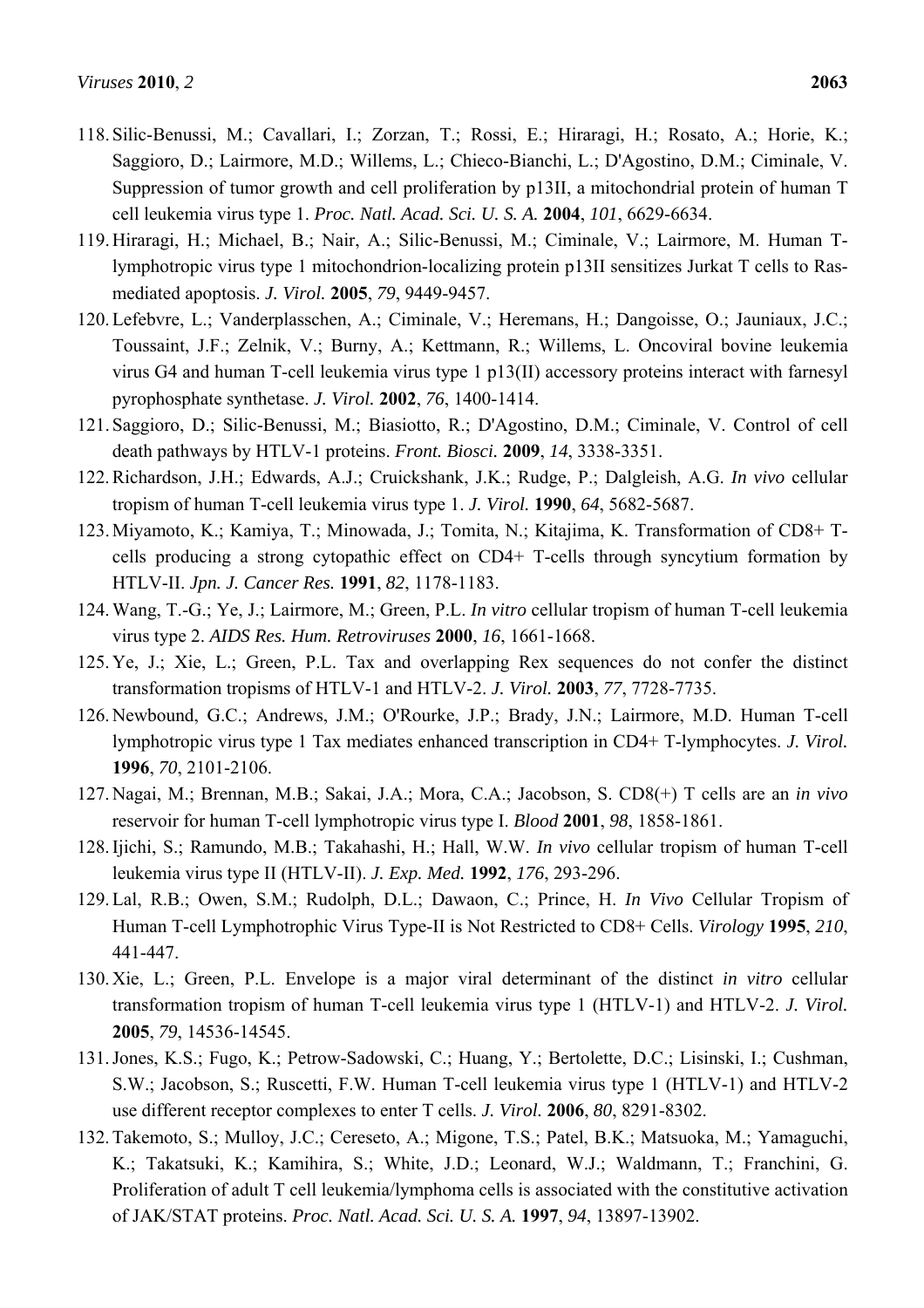118. Silic-Benussi, M.; Cavallari, I.; Zorzan, T.; Rossi, E.; Hiraragi, H.; Rosato, A.; Horie, K.; Saggioro, D.; Lairmore, M.D.; Willems, L.; Chieco-Bianchi, L.; D'Agostino, D.M.; Ciminale, V. Suppression of tumor growth and cell proliferation by p13II, a mitochondrial protein of human T cell leukemia virus type 1. *Proc. Natl. Acad. Sci. U. S. A.* **2004**, *101*, 6629-6634.
119. Hiraragi, H.; Michael, B.; Nair, A.; Silic-Benussi, M.; Ciminale, V.; Lairmore, M. Human T-lymphotropic virus type 1 mitochondrion-localizing protein p13II sensitizes Jurkat T cells to Ras-mediated apoptosis. *J. Virol.* **2005**, *79*, 9449-9457.
120. Lefebvre, L.; Vanderplasschen, A.; Ciminale, V.; Heremans, H.; Dangoisse, O.; Jauniaux, J.C.; Toussaint, J.F.; Zelnik, V.; Burny, A.; Kettmann, R.; Willems, L. Oncoviral bovine leukemia virus G4 and human T-cell leukemia virus type 1 p13(II) accessory proteins interact with farnesyl pyrophosphate synthetase. *J. Virol.* **2002**, *76*, 1400-1414.
121. Saggioro, D.; Silic-Benussi, M.; Biasiotto, R.; D'Agostino, D.M.; Ciminale, V. Control of cell death pathways by HTLV-1 proteins. *Front. Biosci.* **2009**, *14*, 3338-3351.
122. Richardson, J.H.; Edwards, A.J.; Cruickshank, J.K.; Rudge, P.; Dalgleish, A.G. *In vivo* cellular tropism of human T-cell leukemia virus type 1. *J. Virol.* **1990**, *64*, 5682-5687.
123. Miyamoto, K.; Kamiya, T.; Minowada, J.; Tomita, N.; Kitajima, K. Transformation of CD8+ T-cells producing a strong cytopathic effect on CD4+ T-cells through syncytium formation by HTLV-II. *Jpn. J. Cancer Res.* **1991**, *82*, 1178-1183.
124. Wang, T.-G.; Ye, J.; Lairmore, M.; Green, P.L. *In vitro* cellular tropism of human T-cell leukemia virus type 2. *AIDS Res. Hum. Retroviruses* **2000**, *16*, 1661-1668.
125. Ye, J.; Xie, L.; Green, P.L. Tax and overlapping Rex sequences do not confer the distinct transformation tropisms of HTLV-1 and HTLV-2. *J. Virol.* **2003**, *77*, 7728-7735.
126. Newbound, G.C.; Andrews, J.M.; O'Rourke, J.P.; Brady, J.N.; Lairmore, M.D. Human T-cell lymphotropic virus type 1 Tax mediates enhanced transcription in CD4+ T-lymphocytes. *J. Virol.* **1996**, *70*, 2101-2106.
127. Nagai, M.; Brennan, M.B.; Sakai, J.A.; Mora, C.A.; Jacobson, S. CD8(+) T cells are an *in vivo* reservoir for human T-cell lymphotropic virus type I. *Blood* **2001**, *98*, 1858-1861.
128. Ijichi, S.; Ramundo, M.B.; Takahashi, H.; Hall, W.W. *In vivo* cellular tropism of human T-cell leukemia virus type II (HTLV-II). *J. Exp. Med.* **1992**, *176*, 293-296.
129. Lal, R.B.; Owen, S.M.; Rudolph, D.L.; Dawaon, C.; Prince, H. *In Vivo* Cellular Tropism of Human T-cell Lymphotrophic Virus Type-II is Not Restricted to CD8+ Cells. *Virology* **1995**, *210*, 441-447.
130. Xie, L.; Green, P.L. Envelope is a major viral determinant of the distinct *in vitro* cellular transformation tropism of human T-cell leukemia virus type 1 (HTLV-1) and HTLV-2. *J. Virol.* **2005**, *79*, 14536-14545.
131. Jones, K.S.; Fugo, K.; Petrow-Sadowski, C.; Huang, Y.; Bertolette, D.C.; Lisinski, I.; Cushman, S.W.; Jacobson, S.; Ruscetti, F.W. Human T-cell leukemia virus type 1 (HTLV-1) and HTLV-2 use different receptor complexes to enter T cells. *J. Virol.* **2006**, *80*, 8291-8302.
132. Takemoto, S.; Mulloy, J.C.; Cereseto, A.; Migone, T.S.; Patel, B.K.; Matsuoka, M.; Yamaguchi, K.; Takatsuki, K.; Kamihira, S.; White, J.D.; Leonard, W.J.; Waldmann, T.; Franchini, G. Proliferation of adult T cell leukemia/lymphoma cells is associated with the constitutive activation of JAK/STAT proteins. *Proc. Natl. Acad. Sci. U. S. A.* **1997**, *94*, 13897-13902.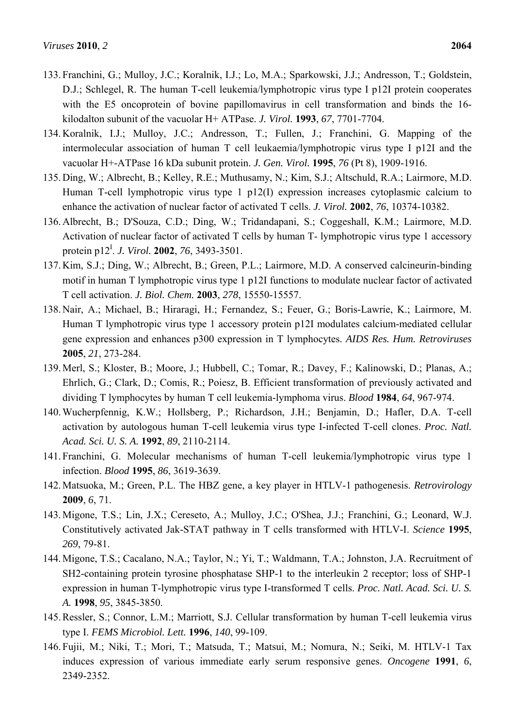133. Franchini, G.; Mulloy, J.C.; Koralnik, I.J.; Lo, M.A.; Sparkowski, J.J.; Andresson, T.; Goldstein, D.J.; Schlegel, R. The human T-cell leukemia/lymphotropic virus type I p12I protein cooperates with the E5 oncoprotein of bovine papillomavirus in cell transformation and binds the 16-kilodalton subunit of the vacuolar H+ ATPase. *J. Virol.* **1993**, *67*, 7701-7704.
134. Koralnik, I.J.; Mulloy, J.C.; Andresson, T.; Fullen, J.; Franchini, G. Mapping of the intermolecular association of human T cell leukaemia/lymphotropic virus type I p12I and the vacuolar H+-ATPase 16 kDa subunit protein. *J. Gen. Virol.* **1995**, *76* (Pt 8), 1909-1916.
135. Ding, W.; Albrecht, B.; Kelley, R.E.; Muthusamy, N.; Kim, S.J.; Altschuld, R.A.; Lairmore, M.D. Human T-cell lymphotropic virus type 1 p12(I) expression increases cytoplasmic calcium to enhance the activation of nuclear factor of activated T cells. *J. Virol.* **2002**, *76*, 10374-10382.
136. Albrecht, B.; D'Souza, C.D.; Ding, W.; Tridandapani, S.; Coggeshall, K.M.; Lairmore, M.D. Activation of nuclear factor of activated T cells by human T- lymphotropic virus type 1 accessory protein $p12^{I}$. *J. Virol.* **2002**, *76*, 3493-3501.
137. Kim, S.J.; Ding, W.; Albrecht, B.; Green, P.L.; Lairmore, M.D. A conserved calcineurin-binding motif in human T lymphotropic virus type 1 p12I functions to modulate nuclear factor of activated T cell activation. *J. Biol. Chem.* **2003**, *278*, 15550-15557.
138. Nair, A.; Michael, B.; Hiraragi, H.; Fernandez, S.; Feuer, G.; Boris-Lawrie, K.; Lairmore, M. Human T lymphotropic virus type 1 accessory protein p12I modulates calcium-mediated cellular gene expression and enhances p300 expression in T lymphocytes. *AIDS Res. Hum. Retroviruses* **2005**, *21*, 273-284.
139. Merl, S.; Kloster, B.; Moore, J.; Hubbell, C.; Tomar, R.; Davey, F.; Kalinowski, D.; Planas, A.; Ehrlich, G.; Clark, D.; Comis, R.; Poiesz, B. Efficient transformation of previously activated and dividing T lymphocytes by human T cell leukemia-lymphoma virus. *Blood* **1984**, *64*, 967-974.
140. Wucherpfennig, K.W.; Hollsberg, P.; Richardson, J.H.; Benjamin, D.; Hafler, D.A. T-cell activation by autologous human T-cell leukemia virus type I-infected T-cell clones. *Proc. Natl. Acad. Sci. U. S. A.* **1992**, *89*, 2110-2114.
141. Franchini, G. Molecular mechanisms of human T-cell leukemia/lymphotropic virus type 1 infection. *Blood* **1995**, *86*, 3619-3639.
142. Matsuoka, M.; Green, P.L. The HBZ gene, a key player in HTLV-1 pathogenesis. *Retrovirology* **2009**, *6*, 71.
143. Migone, T.S.; Lin, J.X.; Cereseto, A.; Mulloy, J.C.; O'Shea, J.J.; Franchini, G.; Leonard, W.J. Constitutively activated Jak-STAT pathway in T cells transformed with HTLV-I. *Science* **1995**, *269*, 79-81.
144. Migone, T.S.; Cacalano, N.A.; Taylor, N.; Yi, T.; Waldmann, T.A.; Johnston, J.A. Recruitment of SH2-containing protein tyrosine phosphatase SHP-1 to the interleukin 2 receptor; loss of SHP-1 expression in human T-lymphotropic virus type I-transformed T cells. *Proc. Natl. Acad. Sci. U. S. A.* **1998**, *95*, 3845-3850.
145. Ressler, S.; Connor, L.M.; Marriott, S.J. Cellular transformation by human T-cell leukemia virus type I. *FEMS Microbiol. Lett.* **1996**, *140*, 99-109.
146. Fujii, M.; Niki, T.; Mori, T.; Matsuda, T.; Matsui, M.; Nomura, N.; Seiki, M. HTLV-1 Tax induces expression of various immediate early serum responsive genes. *Oncogene* **1991**, *6*, 2349-2352.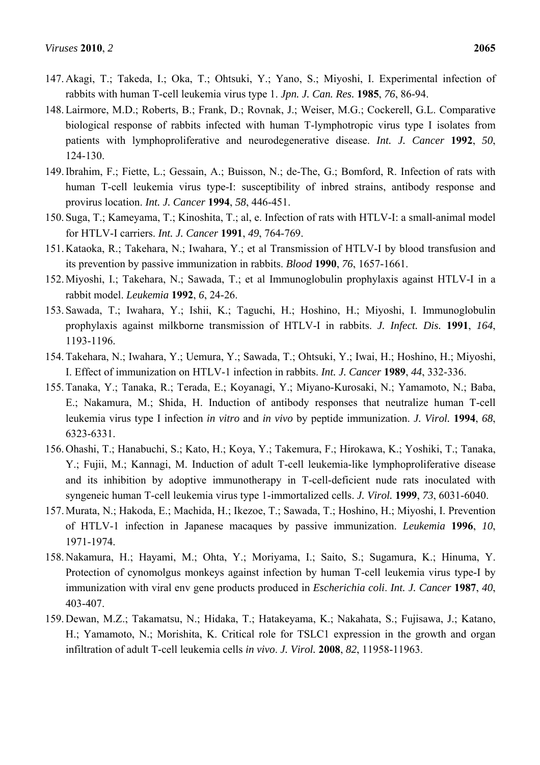147. Akagi, T.; Takeda, I.; Oka, T.; Ohtsuki, Y.; Yano, S.; Miyoshi, I. Experimental infection of rabbits with human T-cell leukemia virus type 1. *Jpn. J. Can. Res.* **1985**, *76*, 86-94.
148. Lairmore, M.D.; Roberts, B.; Frank, D.; Rovnak, J.; Weiser, M.G.; Cockerell, G.L. Comparative biological response of rabbits infected with human T-lymphotropic virus type I isolates from patients with lymphoproliferative and neurodegenerative disease. *Int. J. Cancer* **1992**, *50*, 124-130.
149. Ibrahim, F.; Fiette, L.; Gessain, A.; Buisson, N.; de-The, G.; Bomford, R. Infection of rats with human T-cell leukemia virus type-I: susceptibility of inbred strains, antibody response and provirus location. *Int. J. Cancer* **1994**, *58*, 446-451.
150. Suga, T.; Kameyama, T.; Kinoshita, T.; al, e. Infection of rats with HTLV-I: a small-animal model for HTLV-I carriers. *Int. J. Cancer* **1991**, *49*, 764-769.
151. Kataoka, R.; Takehara, N.; Iwahara, Y.; et al Transmission of HTLV-I by blood transfusion and its prevention by passive immunization in rabbits. *Blood* **1990**, *76*, 1657-1661.
152. Miyoshi, I.; Takehara, N.; Sawada, T.; et al Immunoglobulin prophylaxis against HTLV-I in a rabbit model. *Leukemia* **1992**, *6*, 24-26.
153. Sawada, T.; Iwahara, Y.; Ishii, K.; Taguchi, H.; Hoshino, H.; Miyoshi, I. Immunoglobulin prophylaxis against milkborne transmission of HTLV-I in rabbits. *J. Infect. Dis.* **1991**, *164*, 1193-1196.
154. Takehara, N.; Iwahara, Y.; Uemura, Y.; Sawada, T.; Ohtsuki, Y.; Iwai, H.; Hoshino, H.; Miyoshi, I. Effect of immunization on HTLV-1 infection in rabbits. *Int. J. Cancer* **1989**, *44*, 332-336.
155. Tanaka, Y.; Tanaka, R.; Terada, E.; Koyanagi, Y.; Miyano-Kurosaki, N.; Yamamoto, N.; Baba, E.; Nakamura, M.; Shida, H. Induction of antibody responses that neutralize human T-cell leukemia virus type I infection *in vitro* and *in vivo* by peptide immunization. *J. Virol.* **1994**, *68*, 6323-6331.
156. Ohashi, T.; Hanabuchi, S.; Kato, H.; Koya, Y.; Takemura, F.; Hirokawa, K.; Yoshiki, T.; Tanaka, Y.; Fujii, M.; Kannagi, M. Induction of adult T-cell leukemia-like lymphoproliferative disease and its inhibition by adoptive immunotherapy in T-cell-deficient nude rats inoculated with syngeneic human T-cell leukemia virus type 1-immortalized cells. *J. Virol.* **1999**, *73*, 6031-6040.
157. Murata, N.; Hakoda, E.; Machida, H.; Ikezoe, T.; Sawada, T.; Hoshino, H.; Miyoshi, I. Prevention of HTLV-1 infection in Japanese macaques by passive immunization. *Leukemia* **1996**, *10*, 1971-1974.
158. Nakamura, H.; Hayami, M.; Ohta, Y.; Moriyama, I.; Saito, S.; Sugamura, K.; Hinuma, Y. Protection of cynomolgus monkeys against infection by human T-cell leukemia virus type-I by immunization with viral env gene products produced in *Escherichia coli*. *Int. J. Cancer* **1987**, *40*, 403-407.
159. Dewan, M.Z.; Takamatsu, N.; Hidaka, T.; Hatakeyama, K.; Nakahata, S.; Fujisawa, J.; Katano, H.; Yamamoto, N.; Morishita, K. Critical role for TSLC1 expression in the growth and organ infiltration of adult T-cell leukemia cells *in vivo*. *J. Virol.* **2008**, *82*, 11958-11963.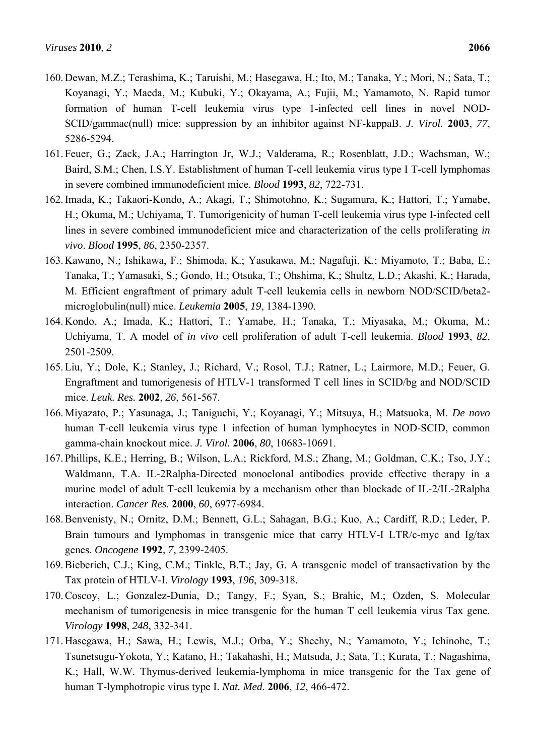160. Dewan, M.Z.; Terashima, K.; Taruishi, M.; Hasegawa, H.; Ito, M.; Tanaka, Y.; Mori, N.; Sata, T.; Koyanagi, Y.; Maeda, M.; Kubuki, Y.; Okayama, A.; Fujii, M.; Yamamoto, N. Rapid tumor formation of human T-cell leukemia virus type 1-infected cell lines in novel NOD-SCID/gammac(null) mice: suppression by an inhibitor against NF-kappaB. *J. Virol.* **2003**, *77*, 5286-5294.

161. Feuer, G.; Zack, J.A.; Harrington Jr, W.J.; Valderama, R.; Rosenblatt, J.D.; Wachsman, W.; Baird, S.M.; Chen, I.S.Y. Establishment of human T-cell leukemia virus type I T-cell lymphomas in severe combined immunodeficient mice. *Blood* **1993**, *82*, 722-731.

162. Imada, K.; Takaori-Kondo, A.; Akagi, T.; Shimotohno, K.; Sugamura, K.; Hattori, T.; Yamabe, H.; Okuma, M.; Uchiyama, T. Tumorigenicity of human T-cell leukemia virus type I-infected cell lines in severe combined immunodeficient mice and characterization of the cells proliferating *in vivo*. *Blood* **1995**, *86*, 2350-2357.

163. Kawano, N.; Ishikawa, F.; Shimoda, K.; Yasukawa, M.; Nagafuji, K.; Miyamoto, T.; Baba, E.; Tanaka, T.; Yamasaki, S.; Gondo, H.; Otsuka, T.; Ohshima, K.; Shultz, L.D.; Akashi, K.; Harada, M. Efficient engraftment of primary adult T-cell leukemia cells in newborn NOD/SCID/beta2-microglobulin(null) mice. *Leukemia* **2005**, *19*, 1384-1390.

164. Kondo, A.; Imada, K.; Hattori, T.; Yamabe, H.; Tanaka, T.; Miyasaka, M.; Okuma, M.; Uchiyama, T. A model of *in vivo* cell proliferation of adult T-cell leukemia. *Blood* **1993**, *82*, 2501-2509.

165. Liu, Y.; Dole, K.; Stanley, J.; Richard, V.; Rosol, T.J.; Ratner, L.; Lairmore, M.D.; Feuer, G. Engraftment and tumorigenesis of HTLV-1 transformed T cell lines in SCID/bg and NOD/SCID mice. *Leuk. Res.* **2002**, *26*, 561-567.

166. Miyazato, P.; Yasunaga, J.; Taniguchi, Y.; Koyanagi, Y.; Mitsuya, H.; Matsuoka, M. *De novo* human T-cell leukemia virus type 1 infection of human lymphocytes in NOD-SCID, common gamma-chain knockout mice. *J. Virol.* **2006**, *80*, 10683-10691.

167. Phillips, K.E.; Herring, B.; Wilson, L.A.; Rickford, M.S.; Zhang, M.; Goldman, C.K.; Tso, J.Y.; Waldmann, T.A. IL-2Ralpha-Directed monoclonal antibodies provide effective therapy in a murine model of adult T-cell leukemia by a mechanism other than blockade of IL-2/IL-2Ralpha interaction. *Cancer Res.* **2000**, *60*, 6977-6984.

168. Benvenisty, N.; Ornitz, D.M.; Bennett, G.L.; Sahagan, B.G.; Kuo, A.; Cardiff, R.D.; Leder, P. Brain tumours and lymphomas in transgenic mice that carry HTLV-I LTR/c-myc and Ig/tax genes. *Oncogene* **1992**, *7*, 2399-2405.

169. Bieberich, C.J.; King, C.M.; Tinkle, B.T.; Jay, G. A transgenic model of transactivation by the Tax protein of HTLV-I. *Virology* **1993**, *196*, 309-318.

170. Coscoy, L.; Gonzalez-Dunia, D.; Tangy, F.; Syan, S.; Brahic, M.; Ozden, S. Molecular mechanism of tumorigenesis in mice transgenic for the human T cell leukemia virus Tax gene. *Virology* **1998**, *248*, 332-341.

171. Hasegawa, H.; Sawa, H.; Lewis, M.J.; Orba, Y.; Sheehy, N.; Yamamoto, Y.; Ichinohe, T.; Tsunetsugu-Yokota, Y.; Katano, H.; Takahashi, H.; Matsuda, J.; Sata, T.; Kurata, T.; Nagashima, K.; Hall, W.W. Thymus-derived leukemia-lymphoma in mice transgenic for the Tax gene of human T-lymphotropic virus type I. *Nat. Med.* **2006**, *12*, 466-472.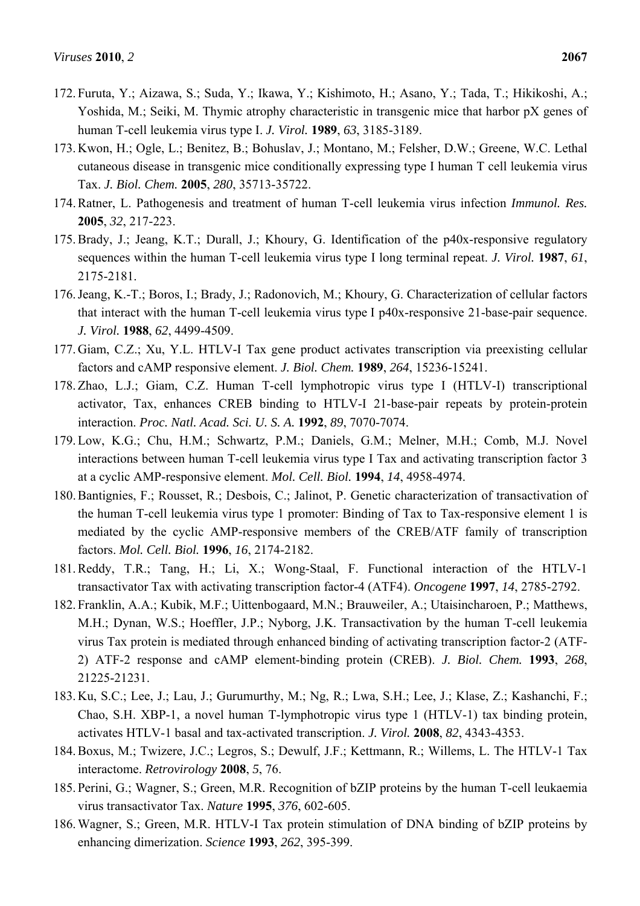172. Furuta, Y.; Aizawa, S.; Suda, Y.; Ikawa, Y.; Kishimoto, H.; Asano, Y.; Tada, T.; Hikikoshi, A.; Yoshida, M.; Seiki, M. Thymic atrophy characteristic in transgenic mice that harbor pX genes of human T-cell leukemia virus type I. *J. Virol.* **1989**, *63*, 3185-3189.
173. Kwon, H.; Ogle, L.; Benitez, B.; Bohuslav, J.; Montano, M.; Felsher, D.W.; Greene, W.C. Lethal cutaneous disease in transgenic mice conditionally expressing type I human T cell leukemia virus Tax. *J. Biol. Chem.* **2005**, *280*, 35713-35722.
174. Ratner, L. Pathogenesis and treatment of human T-cell leukemia virus infection *Immunol. Res.* **2005**, *32*, 217-223.
175. Brady, J.; Jeang, K.T.; Durall, J.; Khoury, G. Identification of the p40x-responsive regulatory sequences within the human T-cell leukemia virus type I long terminal repeat. *J. Virol.* **1987**, *61*, 2175-2181.
176. Jeang, K.-T.; Boros, I.; Brady, J.; Radonovich, M.; Khoury, G. Characterization of cellular factors that interact with the human T-cell leukemia virus type I p40x-responsive 21-base-pair sequence. *J. Virol.* **1988**, *62*, 4499-4509.
177. Giam, C.Z.; Xu, Y.L. HTLV-I Tax gene product activates transcription via preexisting cellular factors and cAMP responsive element. *J. Biol. Chem.* **1989**, *264*, 15236-15241.
178. Zhao, L.J.; Giam, C.Z. Human T-cell lymphotropic virus type I (HTLV-I) transcriptional activator, Tax, enhances CREB binding to HTLV-I 21-base-pair repeats by protein-protein interaction. *Proc. Natl. Acad. Sci. U. S. A.* **1992**, *89*, 7070-7074.
179. Low, K.G.; Chu, H.M.; Schwartz, P.M.; Daniels, G.M.; Melner, M.H.; Comb, M.J. Novel interactions between human T-cell leukemia virus type I Tax and activating transcription factor 3 at a cyclic AMP-responsive element. *Mol. Cell. Biol.* **1994**, *14*, 4958-4974.
180. Bantignies, F.; Rousset, R.; Desbois, C.; Jalinot, P. Genetic characterization of transactivation of the human T-cell leukemia virus type 1 promoter: Binding of Tax to Tax-responsive element 1 is mediated by the cyclic AMP-responsive members of the CREB/ATF family of transcription factors. *Mol. Cell. Biol.* **1996**, *16*, 2174-2182.
181. Reddy, T.R.; Tang, H.; Li, X.; Wong-Staal, F. Functional interaction of the HTLV-1 transactivator Tax with activating transcription factor-4 (ATF4). *Oncogene* **1997**, *14*, 2785-2792.
182. Franklin, A.A.; Kubik, M.F.; Uittenbogaard, M.N.; Brauweiler, A.; Utaisincharoen, P.; Matthews, M.H.; Dynan, W.S.; Hoeffler, J.P.; Nyborg, J.K. Transactivation by the human T-cell leukemia virus Tax protein is mediated through enhanced binding of activating transcription factor-2 (ATF-2) ATF-2 response and cAMP element-binding protein (CREB). *J. Biol. Chem.* **1993**, *268*, 21225-21231.
183. Ku, S.C.; Lee, J.; Lau, J.; Gurumurthy, M.; Ng, R.; Lwa, S.H.; Lee, J.; Klase, Z.; Kashanchi, F.; Chao, S.H. XBP-1, a novel human T-lymphotropic virus type 1 (HTLV-1) tax binding protein, activates HTLV-1 basal and tax-activated transcription. *J. Virol.* **2008**, *82*, 4343-4353.
184. Boxus, M.; Twizere, J.C.; Legros, S.; Dewulf, J.F.; Kettmann, R.; Willems, L. The HTLV-1 Tax interactome. *Retrovirology* **2008**, *5*, 76.
185. Perini, G.; Wagner, S.; Green, M.R. Recognition of bZIP proteins by the human T-cell leukaemia virus transactivator Tax. *Nature* **1995**, *376*, 602-605.
186. Wagner, S.; Green, M.R. HTLV-I Tax protein stimulation of DNA binding of bZIP proteins by enhancing dimerization. *Science* **1993**, *262*, 395-399.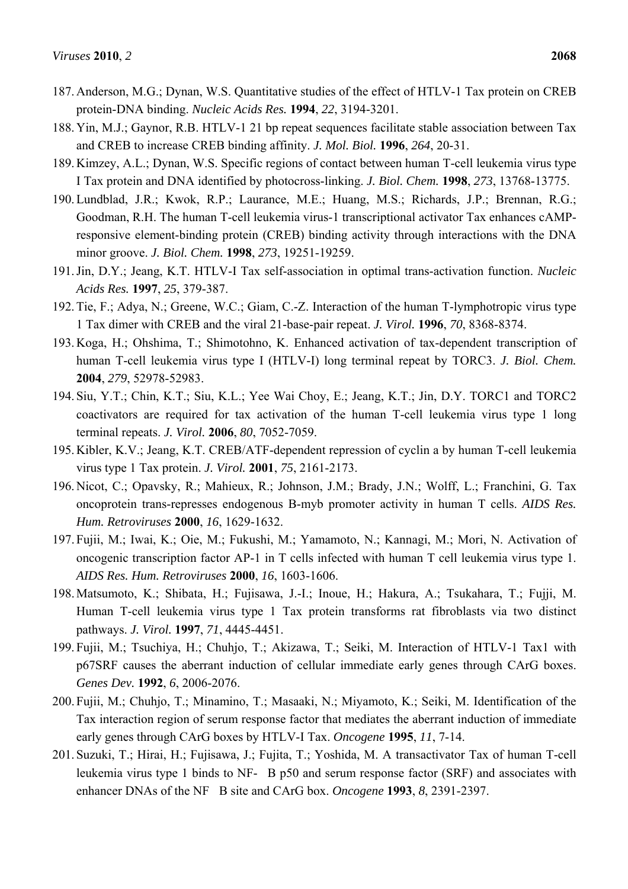187. Anderson, M.G.; Dynan, W.S. Quantitative studies of the effect of HTLV-1 Tax protein on CREB protein-DNA binding. *Nucleic Acids Res.* **1994**, *22*, 3194-3201.
188. Yin, M.J.; Gaynor, R.B. HTLV-1 21 bp repeat sequences facilitate stable association between Tax and CREB to increase CREB binding affinity. *J. Mol. Biol.* **1996**, *264*, 20-31.
189. Kimzey, A.L.; Dynan, W.S. Specific regions of contact between human T-cell leukemia virus type I Tax protein and DNA identified by photocross-linking. *J. Biol. Chem.* **1998**, *273*, 13768-13775.
190. Lundblad, J.R.; Kwok, R.P.; Laurance, M.E.; Huang, M.S.; Richards, J.P.; Brennan, R.G.; Goodman, R.H. The human T-cell leukemia virus-1 transcriptional activator Tax enhances cAMP-responsive element-binding protein (CREB) binding activity through interactions with the DNA minor groove. *J. Biol. Chem.* **1998**, *273*, 19251-19259.
191. Jin, D.Y.; Jeang, K.T. HTLV-I Tax self-association in optimal trans-activation function. *Nucleic Acids Res.* **1997**, *25*, 379-387.
192. Tie, F.; Adya, N.; Greene, W.C.; Giam, C.-Z. Interaction of the human T-lymphotropic virus type 1 Tax dimer with CREB and the viral 21-base-pair repeat. *J. Virol.* **1996**, *70*, 8368-8374.
193. Koga, H.; Ohshima, T.; Shimotohno, K. Enhanced activation of tax-dependent transcription of human T-cell leukemia virus type I (HTLV-I) long terminal repeat by TORC3. *J. Biol. Chem.* **2004**, *279*, 52978-52983.
194. Siu, Y.T.; Chin, K.T.; Siu, K.L.; Yee Wai Choy, E.; Jeang, K.T.; Jin, D.Y. TORC1 and TORC2 coactivators are required for tax activation of the human T-cell leukemia virus type 1 long terminal repeats. *J. Virol.* **2006**, *80*, 7052-7059.
195. Kibler, K.V.; Jeang, K.T. CREB/ATF-dependent repression of cyclin a by human T-cell leukemia virus type 1 Tax protein. *J. Virol.* **2001**, *75*, 2161-2173.
196. Nicot, C.; Opavsky, R.; Mahieux, R.; Johnson, J.M.; Brady, J.N.; Wolff, L.; Franchini, G. Tax oncoprotein trans-represses endogenous B-myb promoter activity in human T cells. *AIDS Res. Hum. Retroviruses* **2000**, *16*, 1629-1632.
197. Fujii, M.; Iwai, K.; Oie, M.; Fukushi, M.; Yamamoto, N.; Kannagi, M.; Mori, N. Activation of oncogenic transcription factor AP-1 in T cells infected with human T cell leukemia virus type 1. *AIDS Res. Hum. Retroviruses* **2000**, *16*, 1603-1606.
198. Matsumoto, K.; Shibata, H.; Fujisawa, J.-I.; Inoue, H.; Hakura, A.; Tsukahara, T.; Fujji, M. Human T-cell leukemia virus type 1 Tax protein transforms rat fibroblasts via two distinct pathways. *J. Virol.* **1997**, *71*, 4445-4451.
199. Fujii, M.; Tsuchiya, H.; Chuhjo, T.; Akizawa, T.; Seiki, M. Interaction of HTLV-1 Tax1 with p67SRF causes the aberrant induction of cellular immediate early genes through CArG boxes. *Genes Dev.* **1992**, *6*, 2006-2076.
200. Fujii, M.; Chuhjo, T.; Minamino, T.; Masaaki, N.; Miyamoto, K.; Seiki, M. Identification of the Tax interaction region of serum response factor that mediates the aberrant induction of immediate early genes through CArG boxes by HTLV-I Tax. *Oncogene* **1995**, *11*, 7-14.
201. Suzuki, T.; Hirai, H.; Fujisawa, J.; Fujita, T.; Yoshida, M. A transactivator Tax of human T-cell leukemia virus type 1 binds to NF- B p50 and serum response factor (SRF) and associates with enhancer DNAs of the NF B site and CArG box. *Oncogene* **1993**, *8*, 2391-2397.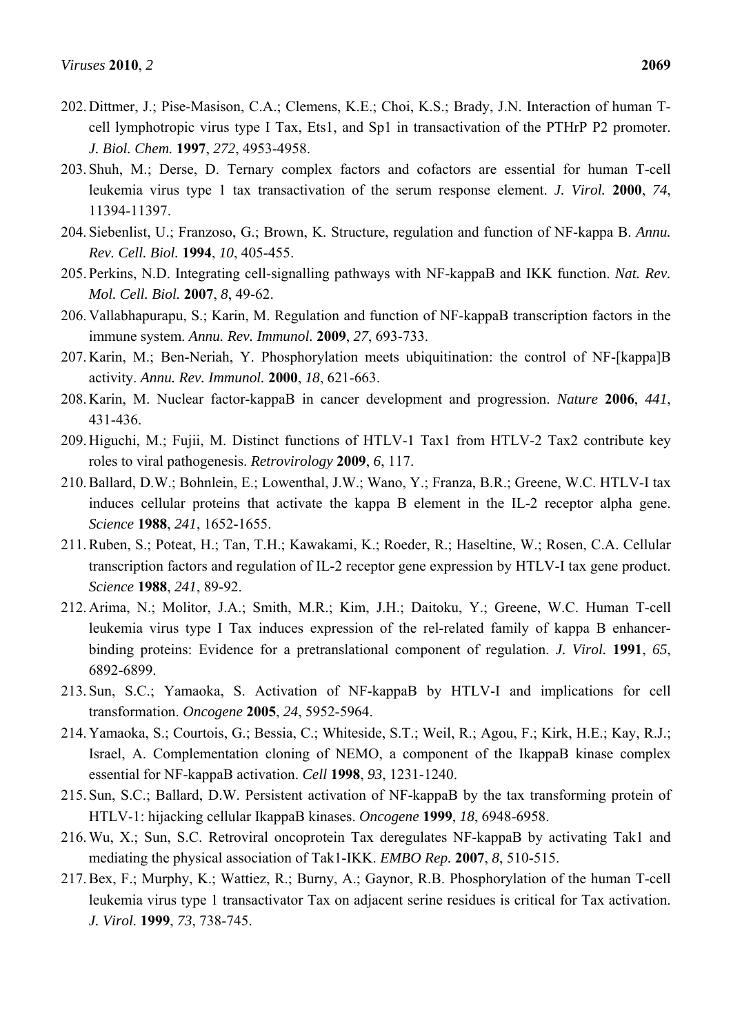202. Dittmer, J.; Pise-Masison, C.A.; Clemens, K.E.; Choi, K.S.; Brady, J.N. Interaction of human T-cell lymphotropic virus type I Tax, Ets1, and Sp1 in transactivation of the PTHrP P2 promoter. *J. Biol. Chem.* **1997**, *272*, 4953-4958.
203. Shuh, M.; Derse, D. Ternary complex factors and cofactors are essential for human T-cell leukemia virus type 1 tax transactivation of the serum response element. *J. Virol.* **2000**, *74*, 11394-11397.
204. Siebenlist, U.; Franzoso, G.; Brown, K. Structure, regulation and function of NF-kappa B. *Annu. Rev. Cell. Biol.* **1994**, *10*, 405-455.
205. Perkins, N.D. Integrating cell-signalling pathways with NF-kappaB and IKK function. *Nat. Rev. Mol. Cell. Biol.* **2007**, *8*, 49-62.
206. Vallabhapurapu, S.; Karin, M. Regulation and function of NF-kappaB transcription factors in the immune system. *Annu. Rev. Immunol.* **2009**, *27*, 693-733.
207. Karin, M.; Ben-Neriah, Y. Phosphorylation meets ubiquitination: the control of NF-[kappa]B activity. *Annu. Rev. Immunol.* **2000**, *18*, 621-663.
208. Karin, M. Nuclear factor-kappaB in cancer development and progression. *Nature* **2006**, *441*, 431-436.
209. Higuchi, M.; Fujii, M. Distinct functions of HTLV-1 Tax1 from HTLV-2 Tax2 contribute key roles to viral pathogenesis. *Retrovirology* **2009**, *6*, 117.
210. Ballard, D.W.; Bohnlein, E.; Lowenthal, J.W.; Wano, Y.; Franza, B.R.; Greene, W.C. HTLV-I tax induces cellular proteins that activate the kappa B element in the IL-2 receptor alpha gene. *Science* **1988**, *241*, 1652-1655.
211. Ruben, S.; Poteat, H.; Tan, T.H.; Kawakami, K.; Roeder, R.; Haseltine, W.; Rosen, C.A. Cellular transcription factors and regulation of IL-2 receptor gene expression by HTLV-I tax gene product. *Science* **1988**, *241*, 89-92.
212. Arima, N.; Molitor, J.A.; Smith, M.R.; Kim, J.H.; Daitoku, Y.; Greene, W.C. Human T-cell leukemia virus type I Tax induces expression of the rel-related family of kappa B enhancer-binding proteins: Evidence for a pretranslational component of regulation. *J. Virol.* **1991**, *65*, 6892-6899.
213. Sun, S.C.; Yamaoka, S. Activation of NF-kappaB by HTLV-I and implications for cell transformation. *Oncogene* **2005**, *24*, 5952-5964.
214. Yamaoka, S.; Courtois, G.; Bessia, C.; Whiteside, S.T.; Weil, R.; Agou, F.; Kirk, H.E.; Kay, R.J.; Israel, A. Complementation cloning of NEMO, a component of the IkappaB kinase complex essential for NF-kappaB activation. *Cell* **1998**, *93*, 1231-1240.
215. Sun, S.C.; Ballard, D.W. Persistent activation of NF-kappaB by the tax transforming protein of HTLV-1: hijacking cellular IkappaB kinases. *Oncogene* **1999**, *18*, 6948-6958.
216. Wu, X.; Sun, S.C. Retroviral oncoprotein Tax deregulates NF-kappaB by activating Tak1 and mediating the physical association of Tak1-IKK. *EMBO Rep.* **2007**, *8*, 510-515.
217. Bex, F.; Murphy, K.; Wattiez, R.; Burny, A.; Gaynor, R.B. Phosphorylation of the human T-cell leukemia virus type 1 transactivator Tax on adjacent serine residues is critical for Tax activation. *J. Virol.* **1999**, *73*, 738-745.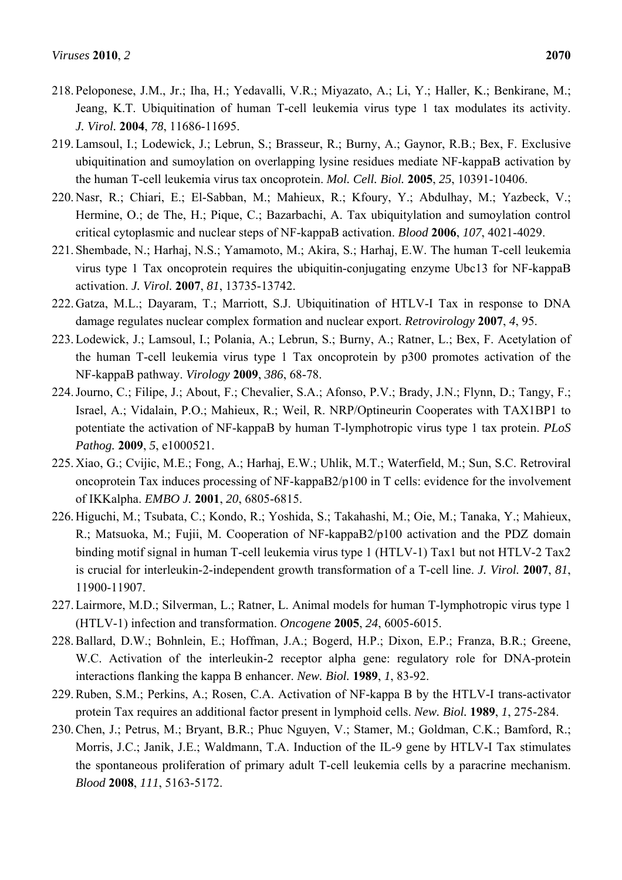218. Peloponese, J.M., Jr.; Iha, H.; Yedavalli, V.R.; Miyazato, A.; Li, Y.; Haller, K.; Benkirane, M.; Jeang, K.T. Ubiquitination of human T-cell leukemia virus type 1 tax modulates its activity. *J. Virol.* **2004**, *78*, 11686-11695.
219. Lamsoul, I.; Lodewick, J.; Lebrun, S.; Brasseur, R.; Burny, A.; Gaynor, R.B.; Bex, F. Exclusive ubiquitination and sumoylation on overlapping lysine residues mediate NF-kappaB activation by the human T-cell leukemia virus tax oncoprotein. *Mol. Cell. Biol.* **2005**, *25*, 10391-10406.
220. Nasr, R.; Chiari, E.; El-Sabban, M.; Mahieux, R.; Kfoury, Y.; Abdulhay, M.; Yazbeck, V.; Hermine, O.; de The, H.; Pique, C.; Bazarbachi, A. Tax ubiquitylation and sumoylation control critical cytoplasmic and nuclear steps of NF-kappaB activation. *Blood* **2006**, *107*, 4021-4029.
221. Shembade, N.; Harhaj, N.S.; Yamamoto, M.; Akira, S.; Harhaj, E.W. The human T-cell leukemia virus type 1 Tax oncoprotein requires the ubiquitin-conjugating enzyme Ubc13 for NF-kappaB activation. *J. Virol.* **2007**, *81*, 13735-13742.
222. Gatza, M.L.; Dayaram, T.; Marriott, S.J. Ubiquitination of HTLV-I Tax in response to DNA damage regulates nuclear complex formation and nuclear export. *Retrovirology* **2007**, *4*, 95.
223. Lodewick, J.; Lamsoul, I.; Polania, A.; Lebrun, S.; Burny, A.; Ratner, L.; Bex, F. Acetylation of the human T-cell leukemia virus type 1 Tax oncoprotein by p300 promotes activation of the NF-kappaB pathway. *Virology* **2009**, *386*, 68-78.
224. Journo, C.; Filipe, J.; About, F.; Chevalier, S.A.; Afonso, P.V.; Brady, J.N.; Flynn, D.; Tangy, F.; Israel, A.; Vidalain, P.O.; Mahieux, R.; Weil, R. NRP/Optineurin Cooperates with TAX1BP1 to potentiate the activation of NF-kappaB by human T-lymphotropic virus type 1 tax protein. *PLoS Pathog.* **2009**, *5*, e1000521.
225. Xiao, G.; Cvijic, M.E.; Fong, A.; Harhaj, E.W.; Uhlik, M.T.; Waterfield, M.; Sun, S.C. Retroviral oncoprotein Tax induces processing of NF-kappaB2/p100 in T cells: evidence for the involvement of IKKalpha. *EMBO J.* **2001**, *20*, 6805-6815.
226. Higuchi, M.; Tsubata, C.; Kondo, R.; Yoshida, S.; Takahashi, M.; Oie, M.; Tanaka, Y.; Mahieux, R.; Matsuoka, M.; Fujii, M. Cooperation of NF-kappaB2/p100 activation and the PDZ domain binding motif signal in human T-cell leukemia virus type 1 (HTLV-1) Tax1 but not HTLV-2 Tax2 is crucial for interleukin-2-independent growth transformation of a T-cell line. *J. Virol.* **2007**, *81*, 11900-11907.
227. Lairmore, M.D.; Silverman, L.; Ratner, L. Animal models for human T-lymphotropic virus type 1 (HTLV-1) infection and transformation. *Oncogene* **2005**, *24*, 6005-6015.
228. Ballard, D.W.; Bohnlein, E.; Hoffman, J.A.; Bogerd, H.P.; Dixon, E.P.; Franza, B.R.; Greene, W.C. Activation of the interleukin-2 receptor alpha gene: regulatory role for DNA-protein interactions flanking the kappa B enhancer. *New. Biol.* **1989**, *1*, 83-92.
229. Ruben, S.M.; Perkins, A.; Rosen, C.A. Activation of NF-kappa B by the HTLV-I trans-activator protein Tax requires an additional factor present in lymphoid cells. *New. Biol.* **1989**, *1*, 275-284.
230. Chen, J.; Petrus, M.; Bryant, B.R.; Phuc Nguyen, V.; Stamer, M.; Goldman, C.K.; Bamford, R.; Morris, J.C.; Janik, J.E.; Waldmann, T.A. Induction of the IL-9 gene by HTLV-I Tax stimulates the spontaneous proliferation of primary adult T-cell leukemia cells by a paracrine mechanism. *Blood* **2008**, *111*, 5163-5172.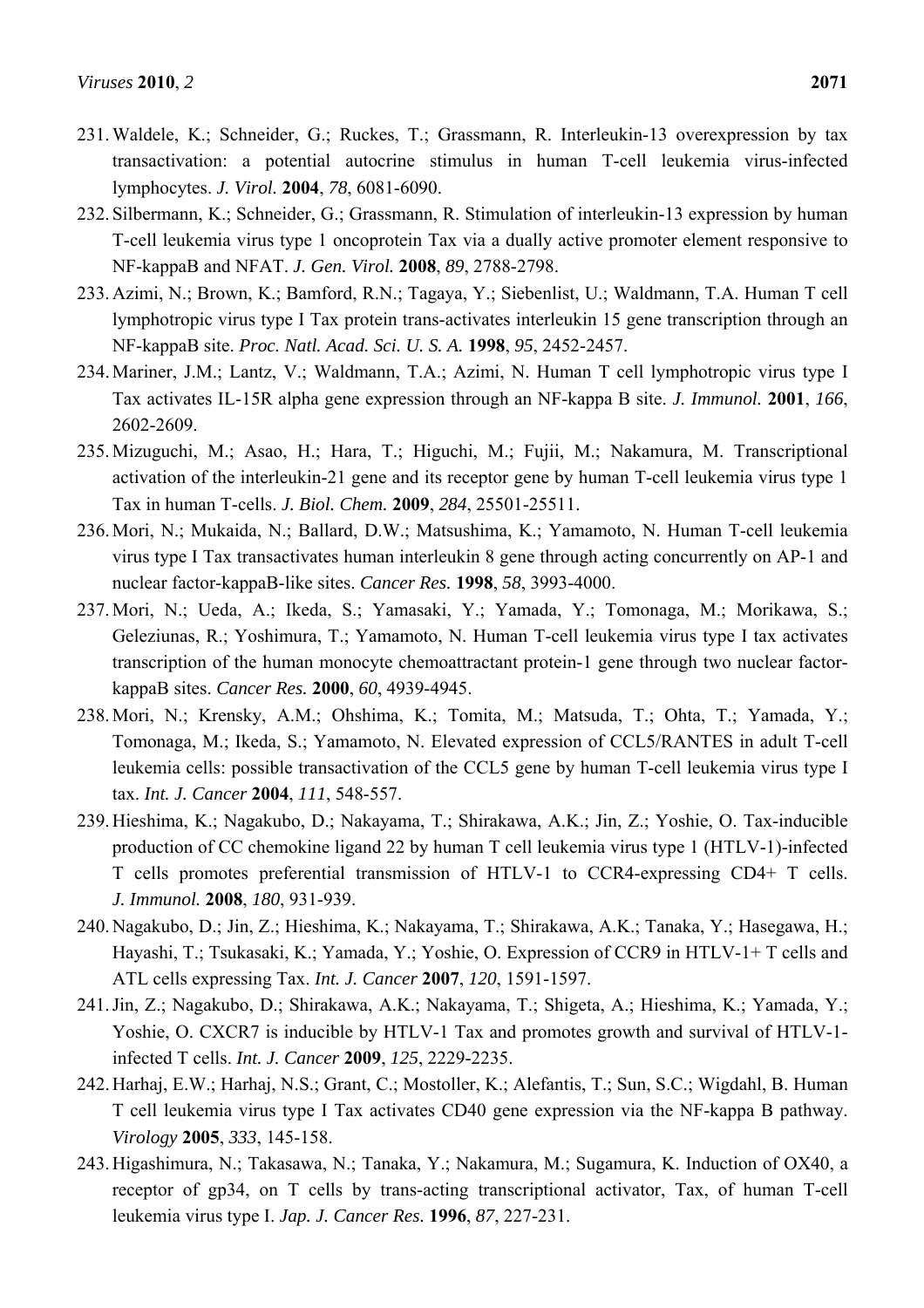231. Waldele, K.; Schneider, G.; Ruckes, T.; Grassmann, R. Interleukin-13 overexpression by tax transactivation: a potential autocrine stimulus in human T-cell leukemia virus-infected lymphocytes. *J. Virol.* **2004**, *78*, 6081-6090.
232. Silbermann, K.; Schneider, G.; Grassmann, R. Stimulation of interleukin-13 expression by human T-cell leukemia virus type 1 oncoprotein Tax via a dually active promoter element responsive to NF-kappaB and NFAT. *J. Gen. Virol.* **2008**, *89*, 2788-2798.
233. Azimi, N.; Brown, K.; Bamford, R.N.; Tagaya, Y.; Siebenlist, U.; Waldmann, T.A. Human T cell lymphotropic virus type I Tax protein trans-activates interleukin 15 gene transcription through an NF-kappaB site. *Proc. Natl. Acad. Sci. U. S. A.* **1998**, *95*, 2452-2457.
234. Mariner, J.M.; Lantz, V.; Waldmann, T.A.; Azimi, N. Human T cell lymphotropic virus type I Tax activates IL-15R alpha gene expression through an NF-kappa B site. *J. Immunol.* **2001**, *166*, 2602-2609.
235. Mizuguchi, M.; Asao, H.; Hara, T.; Higuchi, M.; Fujii, M.; Nakamura, M. Transcriptional activation of the interleukin-21 gene and its receptor gene by human T-cell leukemia virus type 1 Tax in human T-cells. *J. Biol. Chem.* **2009**, *284*, 25501-25511.
236. Mori, N.; Mukaida, N.; Ballard, D.W.; Matsushima, K.; Yamamoto, N. Human T-cell leukemia virus type I Tax transactivates human interleukin 8 gene through acting concurrently on AP-1 and nuclear factor-kappaB-like sites. *Cancer Res.* **1998**, *58*, 3993-4000.
237. Mori, N.; Ueda, A.; Ikeda, S.; Yamasaki, Y.; Yamada, Y.; Tomonaga, M.; Morikawa, S.; Geleziunas, R.; Yoshimura, T.; Yamamoto, N. Human T-cell leukemia virus type I tax activates transcription of the human monocyte chemoattractant protein-1 gene through two nuclear factor-kappaB sites. *Cancer Res.* **2000**, *60*, 4939-4945.
238. Mori, N.; Krensky, A.M.; Ohshima, K.; Tomita, M.; Matsuda, T.; Ohta, T.; Yamada, Y.; Tomonaga, M.; Ikeda, S.; Yamamoto, N. Elevated expression of CCL5/RANTES in adult T-cell leukemia cells: possible transactivation of the CCL5 gene by human T-cell leukemia virus type I tax. *Int. J. Cancer* **2004**, *111*, 548-557.
239. Hieshima, K.; Nagakubo, D.; Nakayama, T.; Shirakawa, A.K.; Jin, Z.; Yoshie, O. Tax-inducible production of CC chemokine ligand 22 by human T cell leukemia virus type 1 (HTLV-1)-infected T cells promotes preferential transmission of HTLV-1 to CCR4-expressing CD4+ T cells. *J. Immunol.* **2008**, *180*, 931-939.
240. Nagakubo, D.; Jin, Z.; Hieshima, K.; Nakayama, T.; Shirakawa, A.K.; Tanaka, Y.; Hasegawa, H.; Hayashi, T.; Tsukasaki, K.; Yamada, Y.; Yoshie, O. Expression of CCR9 in HTLV-1+ T cells and ATL cells expressing Tax. *Int. J. Cancer* **2007**, *120*, 1591-1597.
241. Jin, Z.; Nagakubo, D.; Shirakawa, A.K.; Nakayama, T.; Shigeta, A.; Hieshima, K.; Yamada, Y.; Yoshie, O. CXCR7 is inducible by HTLV-1 Tax and promotes growth and survival of HTLV-1-infected T cells. *Int. J. Cancer* **2009**, *125*, 2229-2235.
242. Harhaj, E.W.; Harhaj, N.S.; Grant, C.; Mostoller, K.; Alefantis, T.; Sun, S.C.; Wigdahl, B. Human T cell leukemia virus type I Tax activates CD40 gene expression via the NF-kappa B pathway. *Virology* **2005**, *333*, 145-158.
243. Higashimura, N.; Takasawa, N.; Tanaka, Y.; Nakamura, M.; Sugamura, K. Induction of OX40, a receptor of gp34, on T cells by trans-acting transcriptional activator, Tax, of human T-cell leukemia virus type I. *Jap. J. Cancer Res.* **1996**, *87*, 227-231.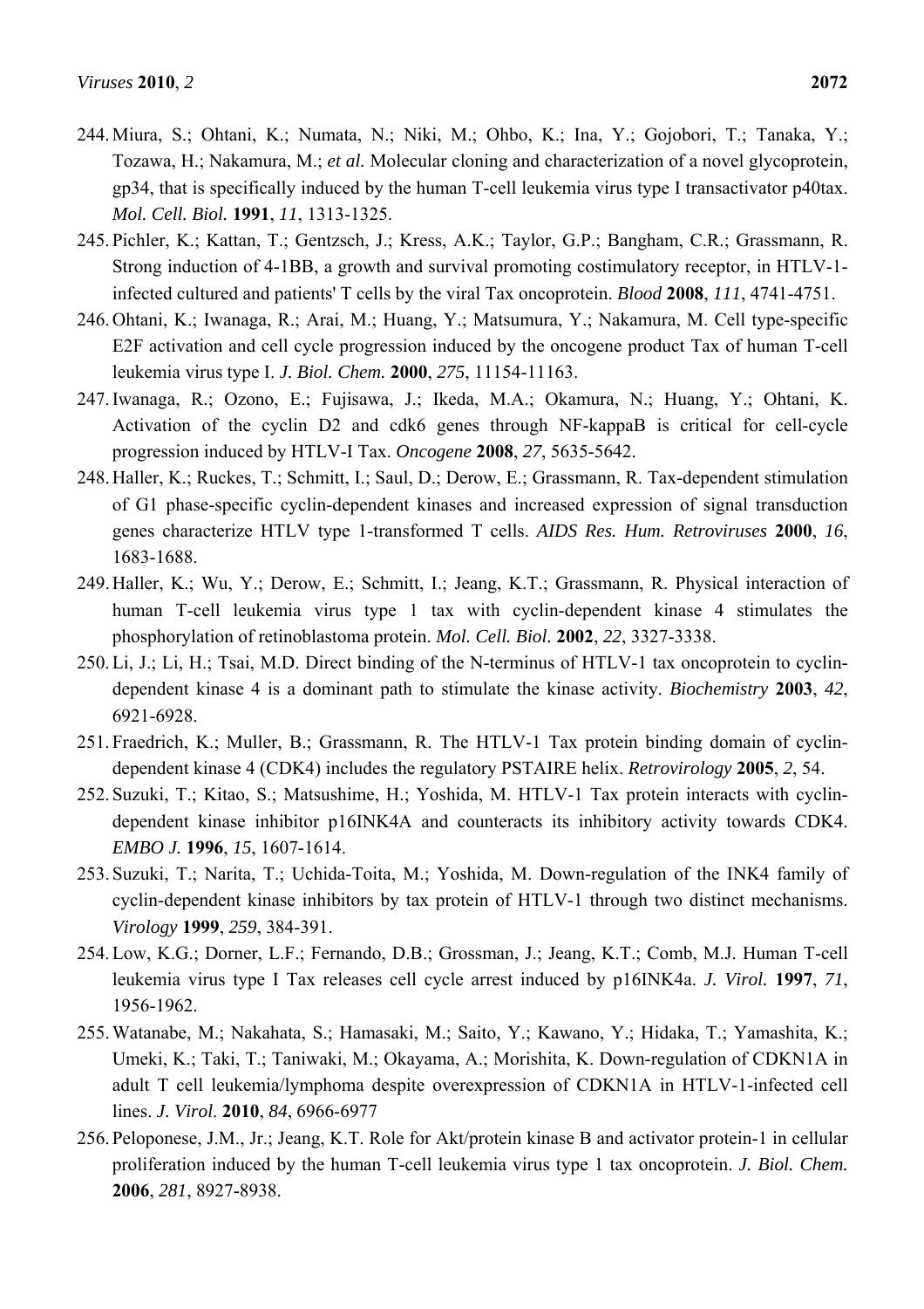244. Miura, S.; Ohtani, K.; Numata, N.; Niki, M.; Ohbo, K.; Ina, Y.; Gojobori, T.; Tanaka, Y.; Tozawa, H.; Nakamura, M.; *et al.* Molecular cloning and characterization of a novel glycoprotein, gp34, that is specifically induced by the human T-cell leukemia virus type I transactivator p40tax. *Mol. Cell. Biol.* **1991**, *11*, 1313-1325.
245. Pichler, K.; Kattan, T.; Gentzsch, J.; Kress, A.K.; Taylor, G.P.; Bangham, C.R.; Grassmann, R. Strong induction of 4-1BB, a growth and survival promoting costimulatory receptor, in HTLV-1-infected cultured and patients' T cells by the viral Tax oncoprotein. *Blood* **2008**, *111*, 4741-4751.
246. Ohtani, K.; Iwanaga, R.; Arai, M.; Huang, Y.; Matsumura, Y.; Nakamura, M. Cell type-specific E2F activation and cell cycle progression induced by the oncogene product Tax of human T-cell leukemia virus type I. *J. Biol. Chem.* **2000**, *275*, 11154-11163.
247. Iwanaga, R.; Ozono, E.; Fujisawa, J.; Ikeda, M.A.; Okamura, N.; Huang, Y.; Ohtani, K. Activation of the cyclin D2 and cdk6 genes through NF-kappaB is critical for cell-cycle progression induced by HTLV-I Tax. *Oncogene* **2008**, *27*, 5635-5642.
248. Haller, K.; Ruckes, T.; Schmitt, I.; Saul, D.; Derow, E.; Grassmann, R. Tax-dependent stimulation of G1 phase-specific cyclin-dependent kinases and increased expression of signal transduction genes characterize HTLV type 1-transformed T cells. *AIDS Res. Hum. Retroviruses* **2000**, *16*, 1683-1688.
249. Haller, K.; Wu, Y.; Derow, E.; Schmitt, I.; Jeang, K.T.; Grassmann, R. Physical interaction of human T-cell leukemia virus type 1 tax with cyclin-dependent kinase 4 stimulates the phosphorylation of retinoblastoma protein. *Mol. Cell. Biol.* **2002**, *22*, 3327-3338.
250. Li, J.; Li, H.; Tsai, M.D. Direct binding of the N-terminus of HTLV-1 tax oncoprotein to cyclin-dependent kinase 4 is a dominant path to stimulate the kinase activity. *Biochemistry* **2003**, *42*, 6921-6928.
251. Fraedrich, K.; Muller, B.; Grassmann, R. The HTLV-1 Tax protein binding domain of cyclin-dependent kinase 4 (CDK4) includes the regulatory PSTAIRE helix. *Retrovirology* **2005**, *2*, 54.
252. Suzuki, T.; Kitao, S.; Matsushime, H.; Yoshida, M. HTLV-1 Tax protein interacts with cyclin-dependent kinase inhibitor p16INK4A and counteracts its inhibitory activity towards CDK4. *EMBO J.* **1996**, *15*, 1607-1614.
253. Suzuki, T.; Narita, T.; Uchida-Toita, M.; Yoshida, M. Down-regulation of the INK4 family of cyclin-dependent kinase inhibitors by tax protein of HTLV-1 through two distinct mechanisms. *Virology* **1999**, *259*, 384-391.
254. Low, K.G.; Dorner, L.F.; Fernando, D.B.; Grossman, J.; Jeang, K.T.; Comb, M.J. Human T-cell leukemia virus type I Tax releases cell cycle arrest induced by p16INK4a. *J. Virol.* **1997**, *71*, 1956-1962.
255. Watanabe, M.; Nakahata, S.; Hamasaki, M.; Saito, Y.; Kawano, Y.; Hidaka, T.; Yamashita, K.; Umeki, K.; Taki, T.; Taniwaki, M.; Okayama, A.; Morishita, K. Down-regulation of CDKN1A in adult T cell leukemia/lymphoma despite overexpression of CDKN1A in HTLV-1-infected cell lines. *J. Virol*. **2010**, *84*, 6966-6977
256. Peloponese, J.M., Jr.; Jeang, K.T. Role for Akt/protein kinase B and activator protein-1 in cellular proliferation induced by the human T-cell leukemia virus type 1 tax oncoprotein. *J. Biol. Chem.* **2006**, *281*, 8927-8938.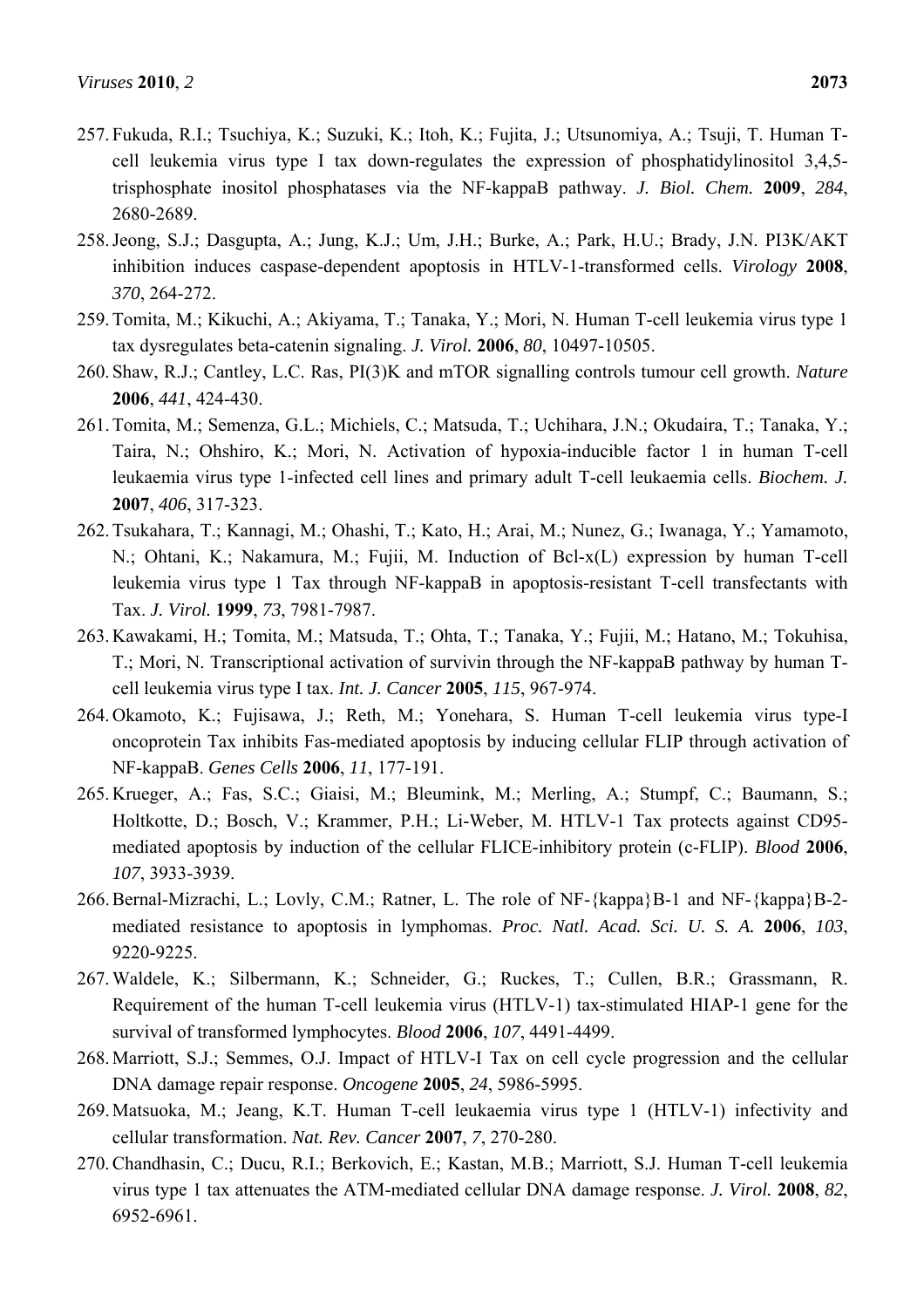257. Fukuda, R.I.; Tsuchiya, K.; Suzuki, K.; Itoh, K.; Fujita, J.; Utsunomiya, A.; Tsuji, T. Human T-cell leukemia virus type I tax down-regulates the expression of phosphatidylinositol 3,4,5-trisphosphate inositol phosphatases via the NF-kappaB pathway. *J. Biol. Chem.* **2009**, *284*, 2680-2689.
258. Jeong, S.J.; Dasgupta, A.; Jung, K.J.; Um, J.H.; Burke, A.; Park, H.U.; Brady, J.N. PI3K/AKT inhibition induces caspase-dependent apoptosis in HTLV-1-transformed cells. *Virology* **2008**, *370*, 264-272.
259. Tomita, M.; Kikuchi, A.; Akiyama, T.; Tanaka, Y.; Mori, N. Human T-cell leukemia virus type 1 tax dysregulates beta-catenin signaling. *J. Virol.* **2006**, *80*, 10497-10505.
260. Shaw, R.J.; Cantley, L.C. Ras, PI(3)K and mTOR signalling controls tumour cell growth. *Nature* **2006**, *441*, 424-430.
261. Tomita, M.; Semenza, G.L.; Michiels, C.; Matsuda, T.; Uchihara, J.N.; Okudaira, T.; Tanaka, Y.; Taira, N.; Ohshiro, K.; Mori, N. Activation of hypoxia-inducible factor 1 in human T-cell leukaemia virus type 1-infected cell lines and primary adult T-cell leukaemia cells. *Biochem. J.* **2007**, *406*, 317-323.
262. Tsukahara, T.; Kannagi, M.; Ohashi, T.; Kato, H.; Arai, M.; Nunez, G.; Iwanaga, Y.; Yamamoto, N.; Ohtani, K.; Nakamura, M.; Fujii, M. Induction of Bcl-x(L) expression by human T-cell leukemia virus type 1 Tax through NF-kappaB in apoptosis-resistant T-cell transfectants with Tax. *J. Virol.* **1999**, *73*, 7981-7987.
263. Kawakami, H.; Tomita, M.; Matsuda, T.; Ohta, T.; Tanaka, Y.; Fujii, M.; Hatano, M.; Tokuhisa, T.; Mori, N. Transcriptional activation of survivin through the NF-kappaB pathway by human T-cell leukemia virus type I tax. *Int. J. Cancer* **2005**, *115*, 967-974.
264. Okamoto, K.; Fujisawa, J.; Reth, M.; Yonehara, S. Human T-cell leukemia virus type-I oncoprotein Tax inhibits Fas-mediated apoptosis by inducing cellular FLIP through activation of NF-kappaB. *Genes Cells* **2006**, *11*, 177-191.
265. Krueger, A.; Fas, S.C.; Giaisi, M.; Bleumink, M.; Merling, A.; Stumpf, C.; Baumann, S.; Holtkotte, D.; Bosch, V.; Krammer, P.H.; Li-Weber, M. HTLV-1 Tax protects against CD95-mediated apoptosis by induction of the cellular FLICE-inhibitory protein (c-FLIP). *Blood* **2006**, *107*, 3933-3939.
266. Bernal-Mizrachi, L.; Lovly, C.M.; Ratner, L. The role of NF-{kappa}B-1 and NF-{kappa}B-2-mediated resistance to apoptosis in lymphomas. *Proc. Natl. Acad. Sci. U. S. A.* **2006**, *103*, 9220-9225.
267. Waldele, K.; Silbermann, K.; Schneider, G.; Ruckes, T.; Cullen, B.R.; Grassmann, R. Requirement of the human T-cell leukemia virus (HTLV-1) tax-stimulated HIAP-1 gene for the survival of transformed lymphocytes. *Blood* **2006**, *107*, 4491-4499.
268. Marriott, S.J.; Semmes, O.J. Impact of HTLV-I Tax on cell cycle progression and the cellular DNA damage repair response. *Oncogene* **2005**, *24*, 5986-5995.
269. Matsuoka, M.; Jeang, K.T. Human T-cell leukaemia virus type 1 (HTLV-1) infectivity and cellular transformation. *Nat. Rev. Cancer* **2007**, *7*, 270-280.
270. Chandhasin, C.; Ducu, R.I.; Berkovich, E.; Kastan, M.B.; Marriott, S.J. Human T-cell leukemia virus type 1 tax attenuates the ATM-mediated cellular DNA damage response. *J. Virol.* **2008**, *82*, 6952-6961.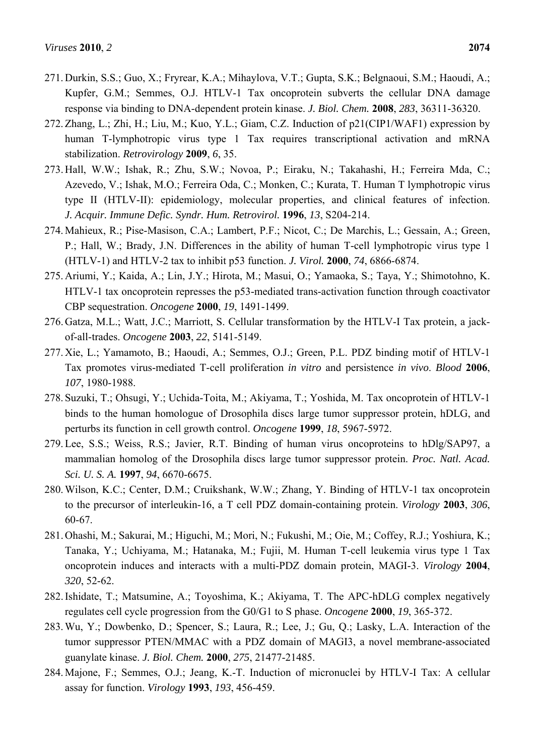271. Durkin, S.S.; Guo, X.; Fryrear, K.A.; Mihaylova, V.T.; Gupta, S.K.; Belgnaoui, S.M.; Haoudi, A.; Kupfer, G.M.; Semmes, O.J. HTLV-1 Tax oncoprotein subverts the cellular DNA damage response via binding to DNA-dependent protein kinase. *J. Biol. Chem.* **2008**, *283*, 36311-36320.
272. Zhang, L.; Zhi, H.; Liu, M.; Kuo, Y.L.; Giam, C.Z. Induction of p21(CIP1/WAF1) expression by human T-lymphotropic virus type 1 Tax requires transcriptional activation and mRNA stabilization. *Retrovirology* **2009**, *6*, 35.
273. Hall, W.W.; Ishak, R.; Zhu, S.W.; Novoa, P.; Eiraku, N.; Takahashi, H.; Ferreira Mda, C.; Azevedo, V.; Ishak, M.O.; Ferreira Oda, C.; Monken, C.; Kurata, T. Human T lymphotropic virus type II (HTLV-II): epidemiology, molecular properties, and clinical features of infection. *J. Acquir. Immune Defic. Syndr. Hum. Retrovirol.* **1996**, *13*, S204-214.
274. Mahieux, R.; Pise-Masison, C.A.; Lambert, P.F.; Nicot, C.; De Marchis, L.; Gessain, A.; Green, P.; Hall, W.; Brady, J.N. Differences in the ability of human T-cell lymphotropic virus type 1 (HTLV-1) and HTLV-2 tax to inhibit p53 function. *J. Virol.* **2000**, *74*, 6866-6874.
275. Ariumi, Y.; Kaida, A.; Lin, J.Y.; Hirota, M.; Masui, O.; Yamaoka, S.; Taya, Y.; Shimotohno, K. HTLV-1 tax oncoprotein represses the p53-mediated trans-activation function through coactivator CBP sequestration. *Oncogene* **2000**, *19*, 1491-1499.
276. Gatza, M.L.; Watt, J.C.; Marriott, S. Cellular transformation by the HTLV-I Tax protein, a jack-of-all-trades. *Oncogene* **2003**, *22*, 5141-5149.
277. Xie, L.; Yamamoto, B.; Haoudi, A.; Semmes, O.J.; Green, P.L. PDZ binding motif of HTLV-1 Tax promotes virus-mediated T-cell proliferation *in vitro* and persistence *in vivo*. *Blood* **2006**, *107*, 1980-1988.
278. Suzuki, T.; Ohsugi, Y.; Uchida-Toita, M.; Akiyama, T.; Yoshida, M. Tax oncoprotein of HTLV-1 binds to the human homologue of Drosophila discs large tumor suppressor protein, hDLG, and perturbs its function in cell growth control. *Oncogene* **1999**, *18*, 5967-5972.
279. Lee, S.S.; Weiss, R.S.; Javier, R.T. Binding of human virus oncoproteins to hDlg/SAP97, a mammalian homolog of the Drosophila discs large tumor suppressor protein. *Proc. Natl. Acad. Sci. U. S. A.* **1997**, *94*, 6670-6675.
280. Wilson, K.C.; Center, D.M.; Cruikshank, W.W.; Zhang, Y. Binding of HTLV-1 tax oncoprotein to the precursor of interleukin-16, a T cell PDZ domain-containing protein. *Virology* **2003**, *306*, 60-67.
281. Ohashi, M.; Sakurai, M.; Higuchi, M.; Mori, N.; Fukushi, M.; Oie, M.; Coffey, R.J.; Yoshiura, K.; Tanaka, Y.; Uchiyama, M.; Hatanaka, M.; Fujii, M. Human T-cell leukemia virus type 1 Tax oncoprotein induces and interacts with a multi-PDZ domain protein, MAGI-3. *Virology* **2004**, *320*, 52-62.
282. Ishidate, T.; Matsumine, A.; Toyoshima, K.; Akiyama, T. The APC-hDLG complex negatively regulates cell cycle progression from the G0/G1 to S phase. *Oncogene* **2000**, *19*, 365-372.
283. Wu, Y.; Dowbenko, D.; Spencer, S.; Laura, R.; Lee, J.; Gu, Q.; Lasky, L.A. Interaction of the tumor suppressor PTEN/MMAC with a PDZ domain of MAGI3, a novel membrane-associated guanylate kinase. *J. Biol. Chem.* **2000**, *275*, 21477-21485.
284. Majone, F.; Semmes, O.J.; Jeang, K.-T. Induction of micronuclei by HTLV-I Tax: A cellular assay for function. *Virology* **1993**, *193*, 456-459.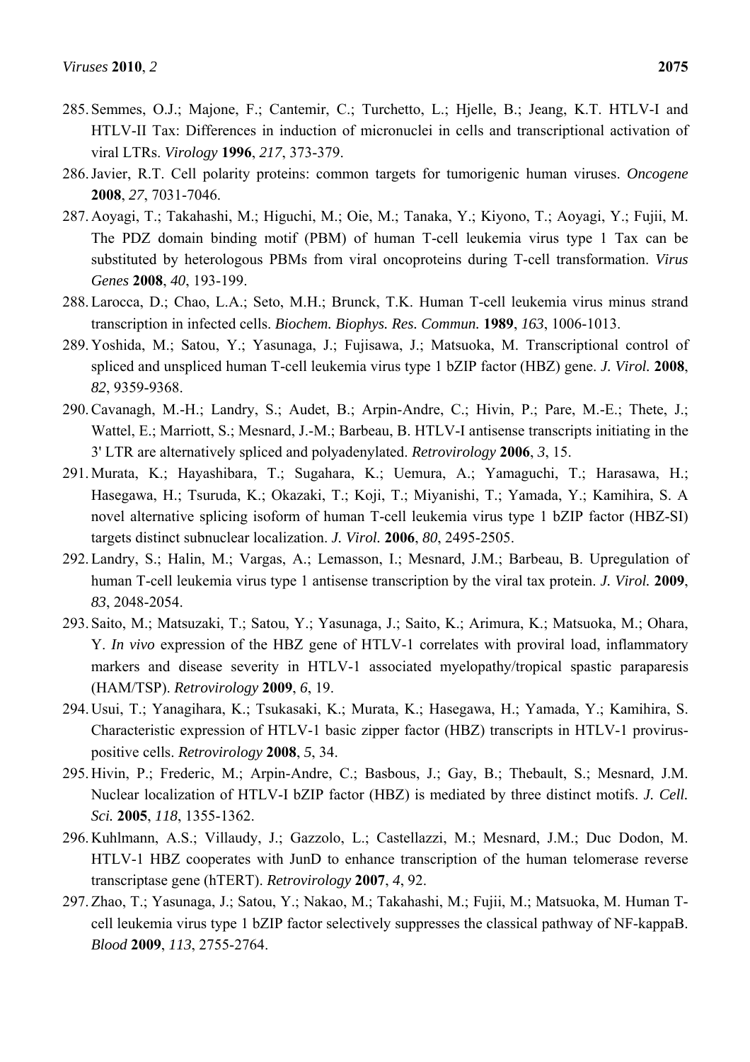285. Semmes, O.J.; Majone, F.; Cantemir, C.; Turchetto, L.; Hjelle, B.; Jeang, K.T. HTLV-I and HTLV-II Tax: Differences in induction of micronuclei in cells and transcriptional activation of viral LTRs. *Virology* **1996**, *217*, 373-379.

286. Javier, R.T. Cell polarity proteins: common targets for tumorigenic human viruses. *Oncogene* **2008**, *27*, 7031-7046.

287. Aoyagi, T.; Takahashi, M.; Higuchi, M.; Oie, M.; Tanaka, Y.; Kiyono, T.; Aoyagi, Y.; Fujii, M. The PDZ domain binding motif (PBM) of human T-cell leukemia virus type 1 Tax can be substituted by heterologous PBMs from viral oncoproteins during T-cell transformation. *Virus Genes* **2008**, *40*, 193-199.

288. Larocca, D.; Chao, L.A.; Seto, M.H.; Brunck, T.K. Human T-cell leukemia virus minus strand transcription in infected cells. *Biochem. Biophys. Res. Commun.* **1989**, *163*, 1006-1013.

289. Yoshida, M.; Satou, Y.; Yasunaga, J.; Fujisawa, J.; Matsuoka, M. Transcriptional control of spliced and unspliced human T-cell leukemia virus type 1 bZIP factor (HBZ) gene. *J. Virol.* **2008**, *82*, 9359-9368.

290. Cavanagh, M.-H.; Landry, S.; Audet, B.; Arpin-Andre, C.; Hivin, P.; Pare, M.-E.; Thete, J.; Wattel, E.; Marriott, S.; Mesnard, J.-M.; Barbeau, B. HTLV-I antisense transcripts initiating in the 3' LTR are alternatively spliced and polyadenylated. *Retrovirology* **2006**, *3*, 15.

291. Murata, K.; Hayashibara, T.; Sugahara, K.; Uemura, A.; Yamaguchi, T.; Harasawa, H.; Hasegawa, H.; Tsuruda, K.; Okazaki, T.; Koji, T.; Miyanishi, T.; Yamada, Y.; Kamihira, S. A novel alternative splicing isoform of human T-cell leukemia virus type 1 bZIP factor (HBZ-SI) targets distinct subnuclear localization. *J. Virol.* **2006**, *80*, 2495-2505.

292. Landry, S.; Halin, M.; Vargas, A.; Lemasson, I.; Mesnard, J.M.; Barbeau, B. Upregulation of human T-cell leukemia virus type 1 antisense transcription by the viral tax protein. *J. Virol.* **2009**, *83*, 2048-2054.

293. Saito, M.; Matsuzaki, T.; Satou, Y.; Yasunaga, J.; Saito, K.; Arimura, K.; Matsuoka, M.; Ohara, Y. *In vivo* expression of the HBZ gene of HTLV-1 correlates with proviral load, inflammatory markers and disease severity in HTLV-1 associated myelopathy/tropical spastic paraparesis (HAM/TSP). *Retrovirology* **2009**, *6*, 19.

294. Usui, T.; Yanagihara, K.; Tsukasaki, K.; Murata, K.; Hasegawa, H.; Yamada, Y.; Kamihira, S. Characteristic expression of HTLV-1 basic zipper factor (HBZ) transcripts in HTLV-1 provirus-positive cells. *Retrovirology* **2008**, *5*, 34.

295. Hivin, P.; Frederic, M.; Arpin-Andre, C.; Basbous, J.; Gay, B.; Thebault, S.; Mesnard, J.M. Nuclear localization of HTLV-I bZIP factor (HBZ) is mediated by three distinct motifs. *J. Cell. Sci.* **2005**, *118*, 1355-1362.

296. Kuhlmann, A.S.; Villaudy, J.; Gazzolo, L.; Castellazzi, M.; Mesnard, J.M.; Duc Dodon, M. HTLV-1 HBZ cooperates with JunD to enhance transcription of the human telomerase reverse transcriptase gene (hTERT). *Retrovirology* **2007**, *4*, 92.

297. Zhao, T.; Yasunaga, J.; Satou, Y.; Nakao, M.; Takahashi, M.; Fujii, M.; Matsuoka, M. Human T-cell leukemia virus type 1 bZIP factor selectively suppresses the classical pathway of NF-kappaB. *Blood* **2009**, *113*, 2755-2764.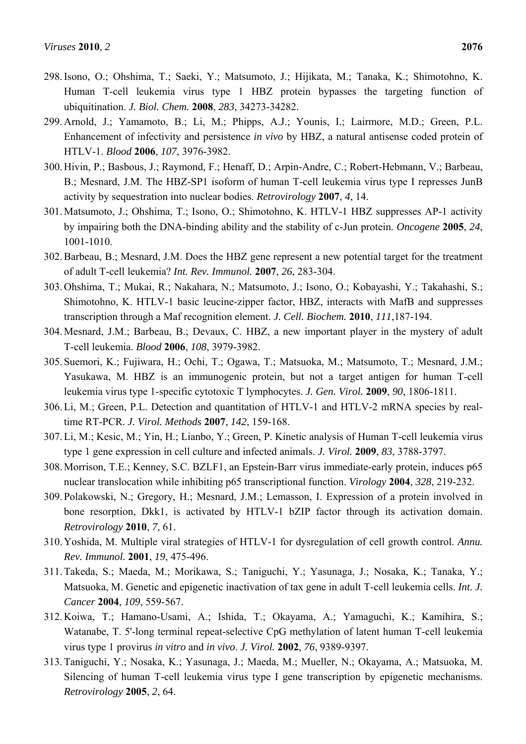298. Isono, O.; Ohshima, T.; Saeki, Y.; Matsumoto, J.; Hijikata, M.; Tanaka, K.; Shimotohno, K. Human T-cell leukemia virus type 1 HBZ protein bypasses the targeting function of ubiquitination. *J. Biol. Chem.* **2008**, *283*, 34273-34282.
299. Arnold, J.; Yamamoto, B.; Li, M.; Phipps, A.J.; Younis, I.; Lairmore, M.D.; Green, P.L. Enhancement of infectivity and persistence *in vivo* by HBZ, a natural antisense coded protein of HTLV-1. *Blood* **2006**, *107*, 3976-3982.
300. Hivin, P.; Basbous, J.; Raymond, F.; Henaff, D.; Arpin-Andre, C.; Robert-Hebmann, V.; Barbeau, B.; Mesnard, J.M. The HBZ-SP1 isoform of human T-cell leukemia virus type I represses JunB activity by sequestration into nuclear bodies. *Retrovirology* **2007**, *4*, 14.
301. Matsumoto, J.; Ohshima, T.; Isono, O.; Shimotohno, K. HTLV-1 HBZ suppresses AP-1 activity by impairing both the DNA-binding ability and the stability of c-Jun protein. *Oncogene* **2005**, *24*, 1001-1010.
302. Barbeau, B.; Mesnard, J.M. Does the HBZ gene represent a new potential target for the treatment of adult T-cell leukemia? *Int. Rev. Immunol.* **2007**, *26*, 283-304.
303. Ohshima, T.; Mukai, R.; Nakahara, N.; Matsumoto, J.; Isono, O.; Kobayashi, Y.; Takahashi, S.; Shimotohno, K. HTLV-1 basic leucine-zipper factor, HBZ, interacts with MafB and suppresses transcription through a Maf recognition element. *J. Cell. Biochem.* **2010**, *111*,187-194.
304. Mesnard, J.M.; Barbeau, B.; Devaux, C. HBZ, a new important player in the mystery of adult T-cell leukemia. *Blood* **2006**, *108*, 3979-3982.
305. Suemori, K.; Fujiwara, H.; Ochi, T.; Ogawa, T.; Matsuoka, M.; Matsumoto, T.; Mesnard, J.M.; Yasukawa, M. HBZ is an immunogenic protein, but not a target antigen for human T-cell leukemia virus type 1-specific cytotoxic T lymphocytes. *J. Gen. Virol.* **2009**, *90*, 1806-1811.
306. Li, M.; Green, P.L. Detection and quantitation of HTLV-1 and HTLV-2 mRNA species by real-time RT-PCR. *J. Virol. Methods* **2007**, *142*, 159-168.
307. Li, M.; Kesic, M.; Yin, H.; Lianbo, Y.; Green, P. Kinetic analysis of Human T-cell leukemia virus type 1 gene expression in cell culture and infected animals. *J. Virol.* **2009**, *83*, 3788-3797.
308. Morrison, T.E.; Kenney, S.C. BZLF1, an Epstein-Barr virus immediate-early protein, induces p65 nuclear translocation while inhibiting p65 transcriptional function. *Virology* **2004**, *328*, 219-232.
309. Polakowski, N.; Gregory, H.; Mesnard, J.M.; Lemasson, I. Expression of a protein involved in bone resorption, Dkk1, is activated by HTLV-1 bZIP factor through its activation domain. *Retrovirology* **2010**, *7*, 61.
310. Yoshida, M. Multiple viral strategies of HTLV-1 for dysregulation of cell growth control. *Annu. Rev. Immunol.* **2001**, *19*, 475-496.
311. Takeda, S.; Maeda, M.; Morikawa, S.; Taniguchi, Y.; Yasunaga, J.; Nosaka, K.; Tanaka, Y.; Matsuoka, M. Genetic and epigenetic inactivation of tax gene in adult T-cell leukemia cells. *Int. J. Cancer* **2004**, *109*, 559-567.
312. Koiwa, T.; Hamano-Usami, A.; Ishida, T.; Okayama, A.; Yamaguchi, K.; Kamihira, S.; Watanabe, T. 5'-long terminal repeat-selective CpG methylation of latent human T-cell leukemia virus type 1 provirus *in vitro* and *in vivo*. *J. Virol.* **2002**, *76*, 9389-9397.
313. Taniguchi, Y.; Nosaka, K.; Yasunaga, J.; Maeda, M.; Mueller, N.; Okayama, A.; Matsuoka, M. Silencing of human T-cell leukemia virus type I gene transcription by epigenetic mechanisms. *Retrovirology* **2005**, *2*, 64.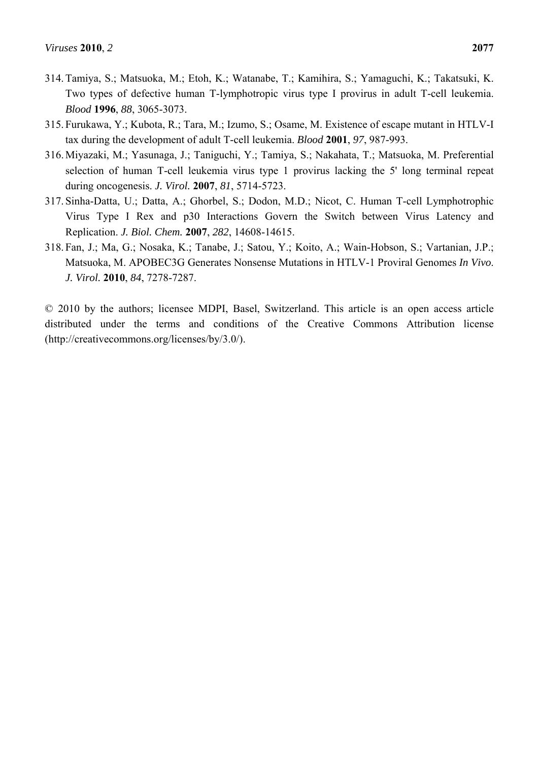314. Tamiya, S.; Matsuoka, M.; Etoh, K.; Watanabe, T.; Kamihira, S.; Yamaguchi, K.; Takatsuki, K. Two types of defective human T-lymphotropic virus type I provirus in adult T-cell leukemia. *Blood* **1996**, *88*, 3065-3073.
315. Furukawa, Y.; Kubota, R.; Tara, M.; Izumo, S.; Osame, M. Existence of escape mutant in HTLV-I tax during the development of adult T-cell leukemia. *Blood* **2001**, *97*, 987-993.
316. Miyazaki, M.; Yasunaga, J.; Taniguchi, Y.; Tamiya, S.; Nakahata, T.; Matsuoka, M. Preferential selection of human T-cell leukemia virus type 1 provirus lacking the 5' long terminal repeat during oncogenesis. *J. Virol.* **2007**, *81*, 5714-5723.
317. Sinha-Datta, U.; Datta, A.; Ghorbel, S.; Dodon, M.D.; Nicot, C. Human T-cell Lymphotrophic Virus Type I Rex and p30 Interactions Govern the Switch between Virus Latency and Replication. *J. Biol. Chem.* **2007**, *282*, 14608-14615.
318. Fan, J.; Ma, G.; Nosaka, K.; Tanabe, J.; Satou, Y.; Koito, A.; Wain-Hobson, S.; Vartanian, J.P.; Matsuoka, M. APOBEC3G Generates Nonsense Mutations in HTLV-1 Proviral Genomes *In Vivo*. *J. Virol.* **2010**, *84*, 7278-7287.

© 2010 by the authors; licensee MDPI, Basel, Switzerland. This article is an open access article distributed under the terms and conditions of the Creative Commons Attribution license (http://creativecommons.org/licenses/by/3.0/).